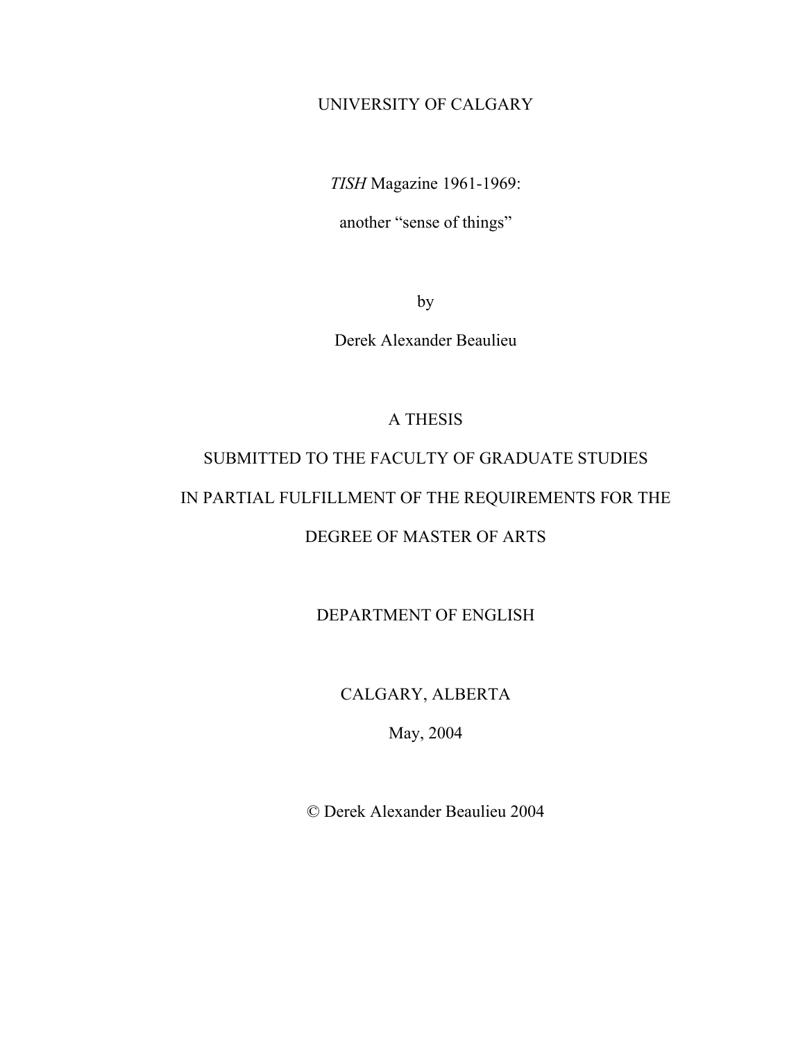UNIVERSITY OF CALGARY

# *TISH* Magazine 1961-1969:

# another “sense of things”

by

Derek Alexander Beaulieu

A THESIS

SUBMITTED TO THE FACULTY OF GRADUATE STUDIES

IN PARTIAL FULFILLMENT OF THE REQUIREMENTS FOR THE

DEGREE OF MASTER OF ARTS

DEPARTMENT OF ENGLISH

CALGARY, ALBERTA

May, 2004

© Derek Alexander Beaulieu 2004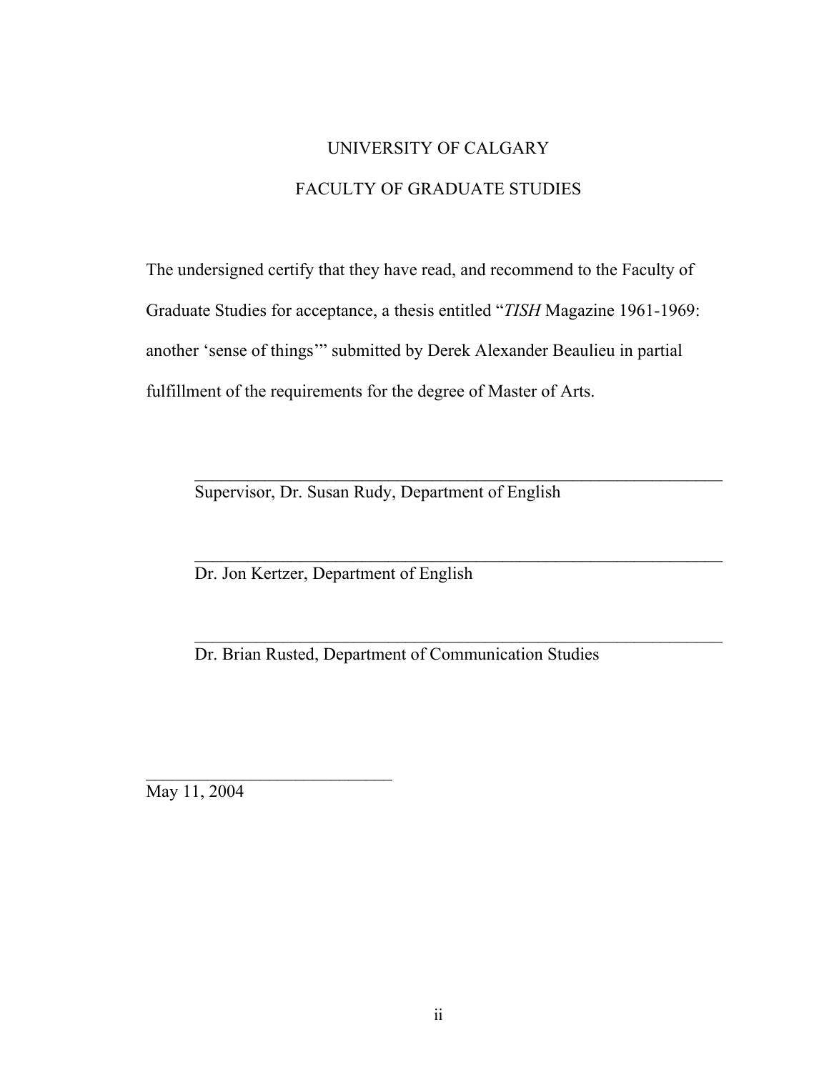UNIVERSITY OF CALGARY

FACULTY OF GRADUATE STUDIES

The undersigned certify that they have read, and recommend to the Faculty of Graduate Studies for acceptance, a thesis entitled "*TISH* Magazine 1961-1969: another 'sense of things'" submitted by Derek Alexander Beaulieu in partial fulfillment of the requirements for the degree of Master of Arts.

______________________________________________________________

Supervisor, Dr. Susan Rudy, Department of English

______________________________________________________________

Dr. Jon Kertzer, Department of English

______________________________________________________________

Dr. Brian Rusted, Department of Communication Studies

____________________________

May 11, 2004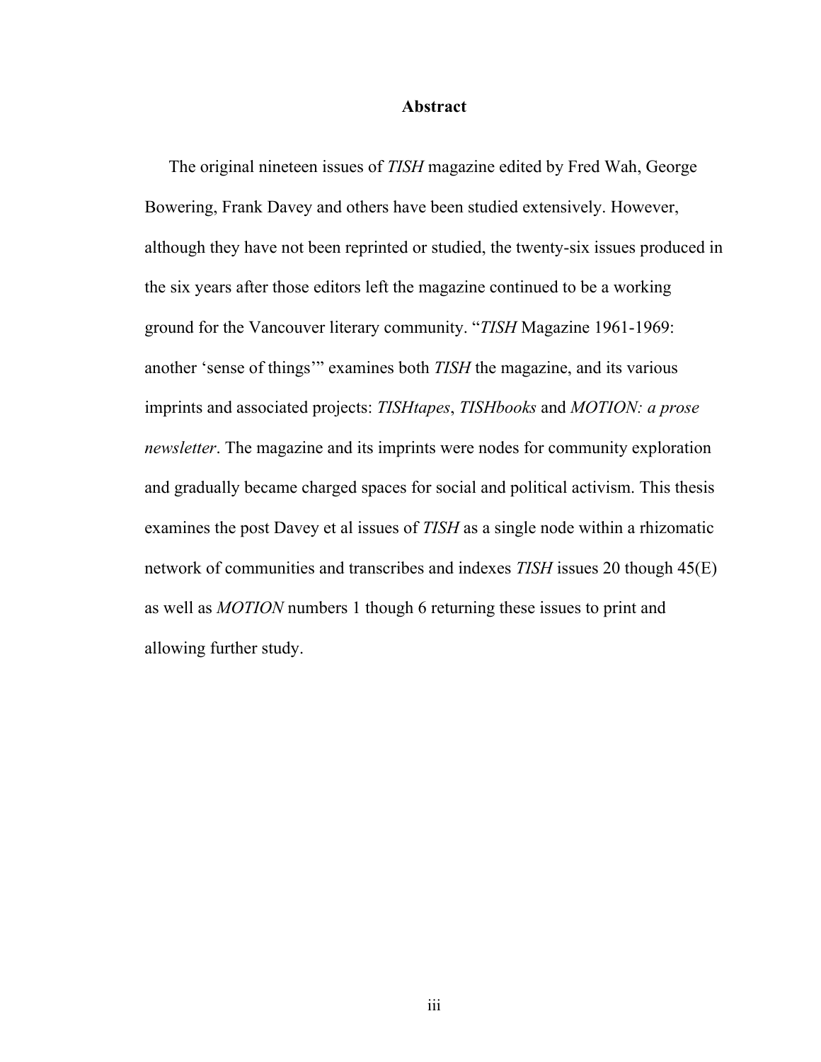# Abstract

The original nineteen issues of *TISH* magazine edited by Fred Wah, George Bowering, Frank Davey and others have been studied extensively. However, although they have not been reprinted or studied, the twenty-six issues produced in the six years after those editors left the magazine continued to be a working ground for the Vancouver literary community. "*TISH* Magazine 1961-1969: another 'sense of things'" examines both *TISH* the magazine, and its various imprints and associated projects: *TISHtapes*, *TISHbooks* and *MOTION: a prose newsletter*. The magazine and its imprints were nodes for community exploration and gradually became charged spaces for social and political activism. This thesis examines the post Davey et al issues of *TISH* as a single node within a rhizomatic network of communities and transcribes and indexes *TISH* issues 20 though 45(E) as well as *MOTION* numbers 1 though 6 returning these issues to print and allowing further study.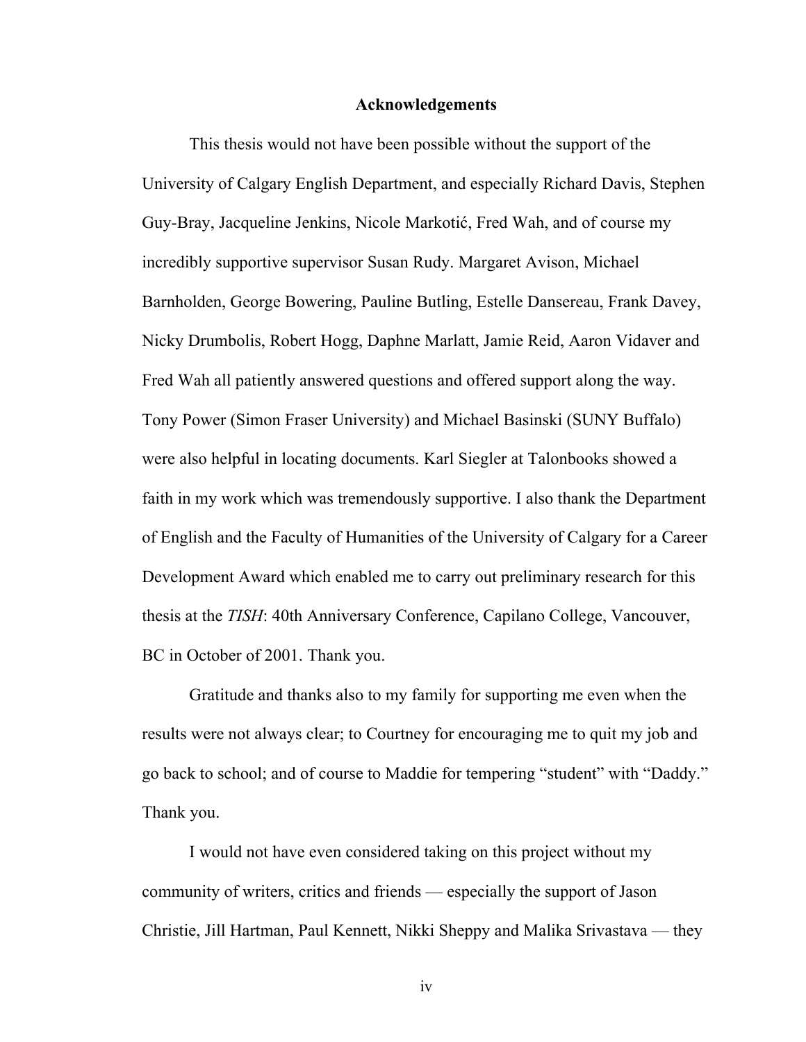## Acknowledgements

This thesis would not have been possible without the support of the University of Calgary English Department, and especially Richard Davis, Stephen Guy-Bray, Jacqueline Jenkins, Nicole Markotić, Fred Wah, and of course my incredibly supportive supervisor Susan Rudy. Margaret Avison, Michael Barnholden, George Bowering, Pauline Butling, Estelle Dansereau, Frank Davey, Nicky Drumbolis, Robert Hogg, Daphne Marlatt, Jamie Reid, Aaron Vidaver and Fred Wah all patiently answered questions and offered support along the way. Tony Power (Simon Fraser University) and Michael Basinski (SUNY Buffalo) were also helpful in locating documents. Karl Siegler at Talonbooks showed a faith in my work which was tremendously supportive. I also thank the Department of English and the Faculty of Humanities of the University of Calgary for a Career Development Award which enabled me to carry out preliminary research for this thesis at the *TISH*: 40th Anniversary Conference, Capilano College, Vancouver, BC in October of 2001. Thank you.

Gratitude and thanks also to my family for supporting me even when the results were not always clear; to Courtney for encouraging me to quit my job and go back to school; and of course to Maddie for tempering "student" with "Daddy." Thank you.

I would not have even considered taking on this project without my community of writers, critics and friends — especially the support of Jason Christie, Jill Hartman, Paul Kennett, Nikki Sheppy and Malika Srivastava — they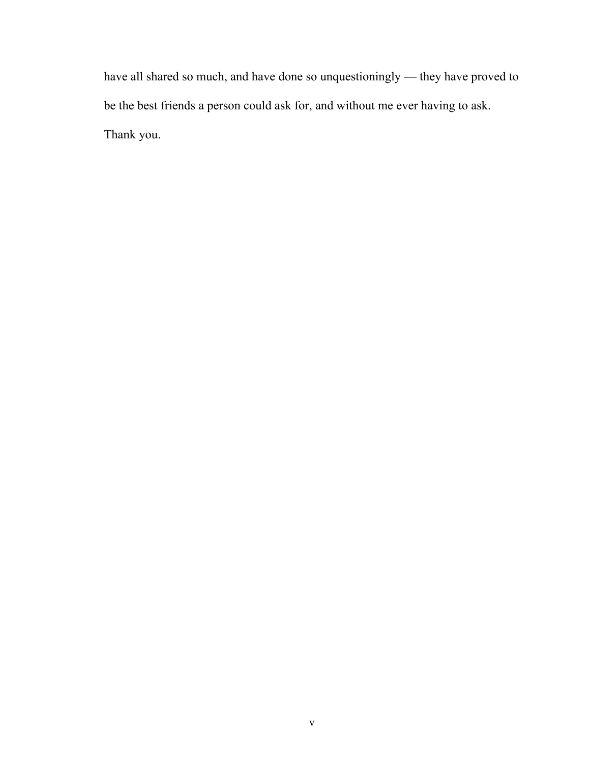have all shared so much, and have done so unquestioningly — they have proved to be the best friends a person could ask for, and without me ever having to ask.

Thank you.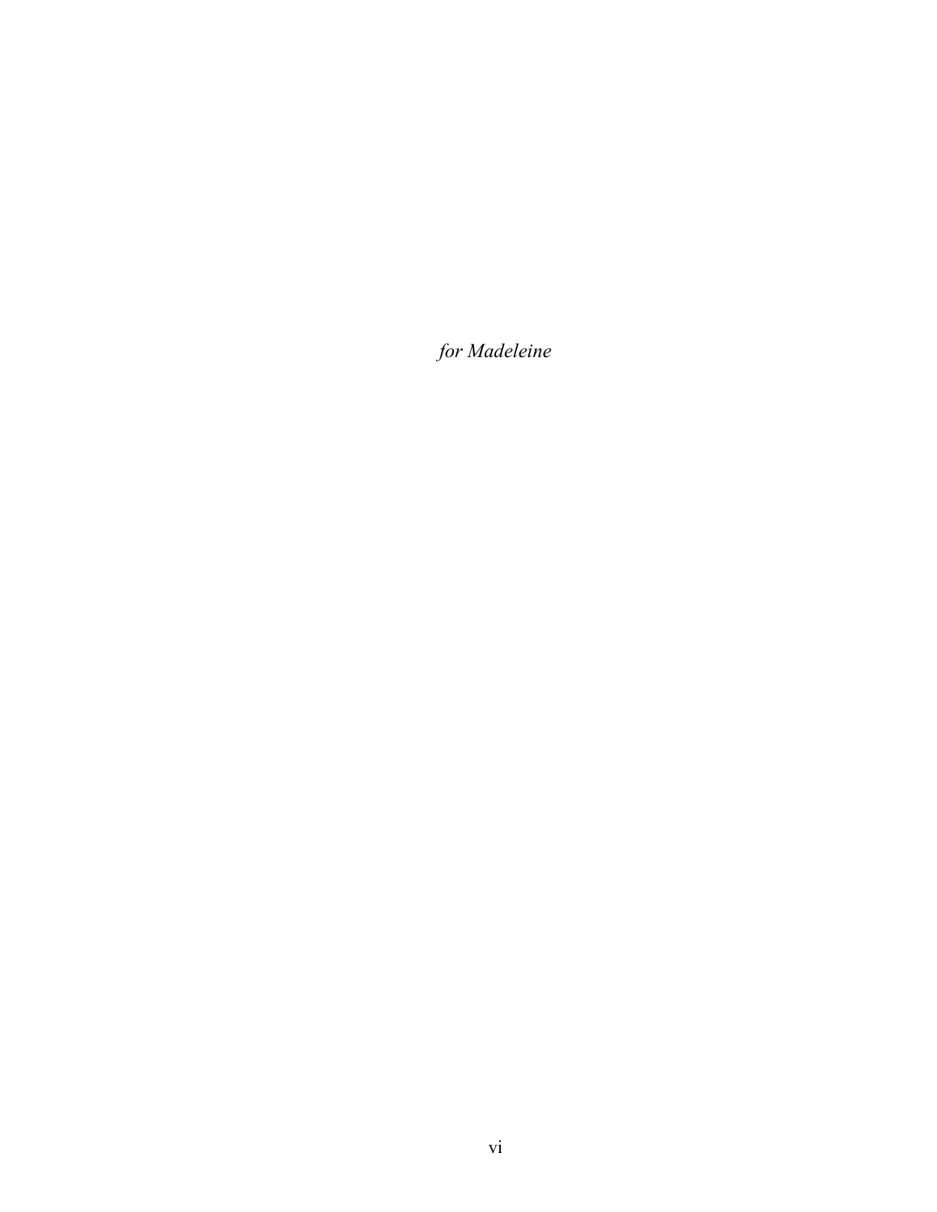*for Madeleine*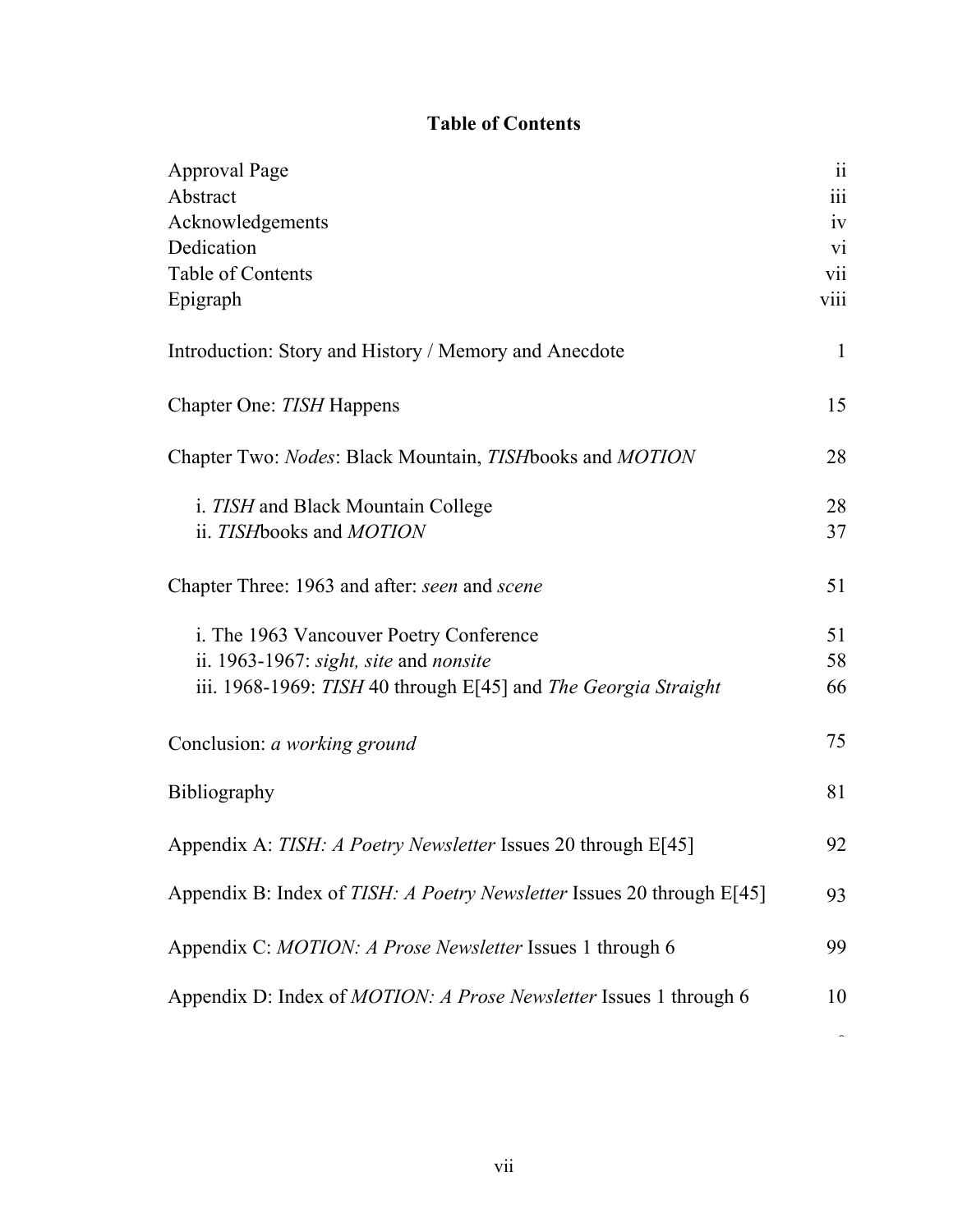# Table of Contents

| | |
|---|---|
| Approval Page | ii |
| Abstract | iii |
| Acknowledgements | iv |
| Dedication | vi |
| Table of Contents | vii |
| Epigraph | viii |
| Introduction: Story and History / Memory and Anecdote | 1 |
| Chapter One: *TISH* Happens | 15 |
| Chapter Two: *Nodes*: Black Mountain, *TISH*books and *MOTION* | 28 |
| i. *TISH* and Black Mountain College | 28 |
| ii. *TISH*books and *MOTION* | 37 |
| Chapter Three: 1963 and after: *seen* and *scene* | 51 |
| i. The 1963 Vancouver Poetry Conference | 51 |
| ii. 1963-1967: *sight, site* and *nonsite* | 58 |
| iii. 1968-1969: *TISH* 40 through E[45] and *The Georgia Straight* | 66 |
| Conclusion: *a working ground* | 75 |
| Bibliography | 81 |
| Appendix A: *TISH: A Poetry Newsletter* Issues 20 through E[45] | 92 |
| Appendix B: Index of *TISH: A Poetry Newsletter* Issues 20 through E[45] | 93 |
| Appendix C: *MOTION: A Prose Newsletter* Issues 1 through 6 | 99 |
| Appendix D: Index of *MOTION: A Prose Newsletter* Issues 1 through 6 | 108 |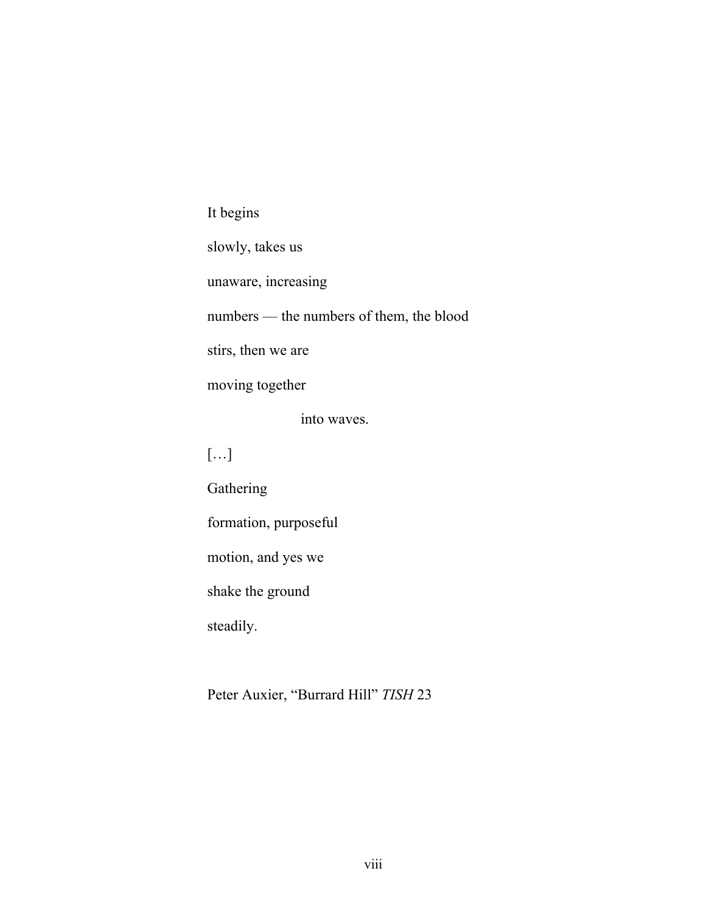It begins

slowly, takes us

unaware, increasing

numbers — the numbers of them, the blood

stirs, then we are

moving together

&nbsp;&nbsp;&nbsp;&nbsp;&nbsp;&nbsp;&nbsp;&nbsp;&nbsp;&nbsp;&nbsp;&nbsp;&nbsp;&nbsp;&nbsp;&nbsp;into waves.

[…]

Gathering

formation, purposeful

motion, and yes we

shake the ground

steadily.

Peter Auxier, "Burrard Hill" *TISH* 23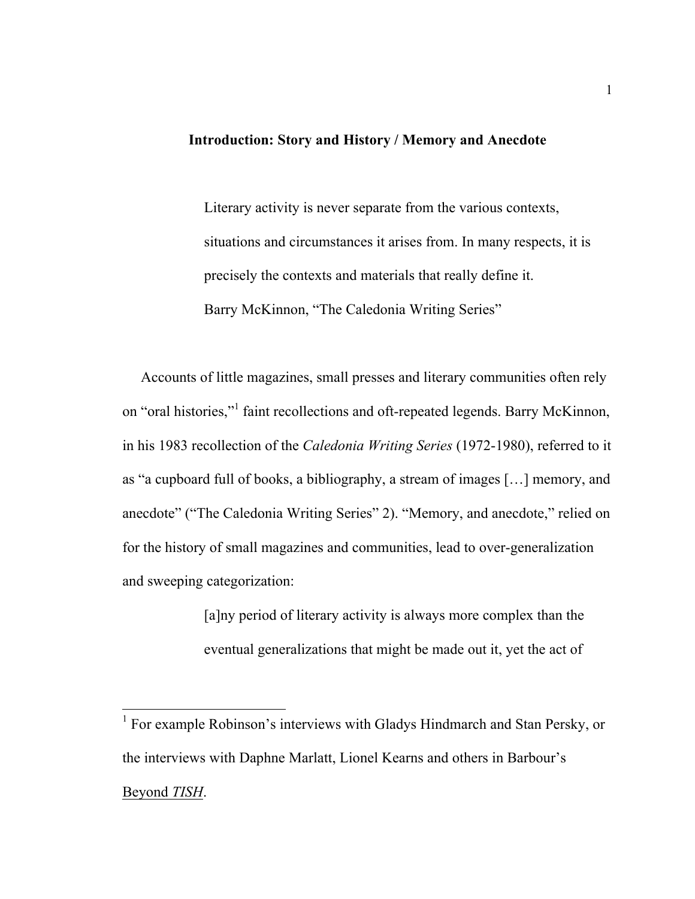## Introduction: Story and History / Memory and Anecdote

> Literary activity is never separate from the various contexts, situations and circumstances it arises from. In many respects, it is precisely the contexts and materials that really define it.
> Barry McKinnon, "The Caledonia Writing Series"

Accounts of little magazines, small presses and literary communities often rely on "oral histories,"[1] faint recollections and oft-repeated legends. Barry McKinnon, in his 1983 recollection of the *Caledonia Writing Series* (1972-1980), referred to it as "a cupboard full of books, a bibliography, a stream of images […] memory, and anecdote" ("The Caledonia Writing Series" 2). "Memory, and anecdote," relied on for the history of small magazines and communities, lead to over-generalization and sweeping categorization:

> [a]ny period of literary activity is always more complex than the eventual generalizations that might be made out it, yet the act of

---

[1] For example Robinson's interviews with Gladys Hindmarch and Stan Persky, or the interviews with Daphne Marlatt, Lionel Kearns and others in Barbour's Beyond *TISH*.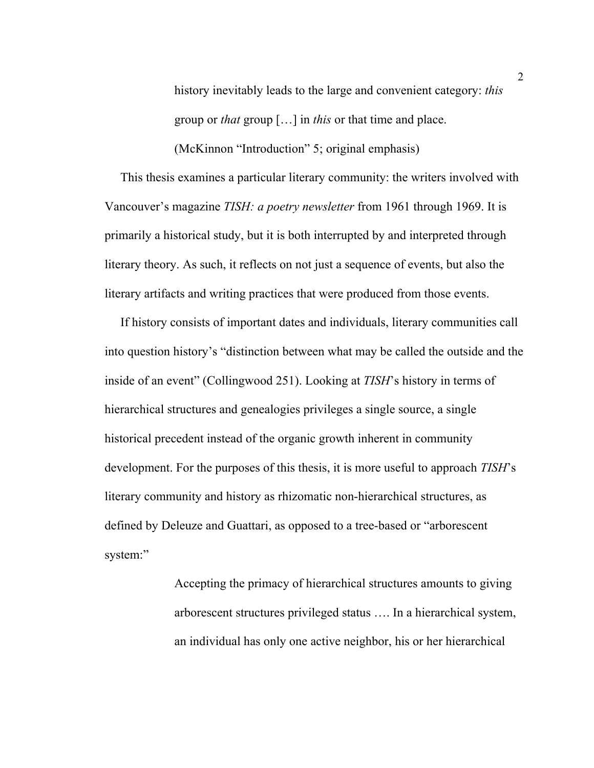> history inevitably leads to the large and convenient category: *this* group or *that* group […] in *this* or that time and place. (McKinnon "Introduction" 5; original emphasis)

This thesis examines a particular literary community: the writers involved with Vancouver's magazine *TISH: a poetry newsletter* from 1961 through 1969. It is primarily a historical study, but it is both interrupted by and interpreted through literary theory. As such, it reflects on not just a sequence of events, but also the literary artifacts and writing practices that were produced from those events.

If history consists of important dates and individuals, literary communities call into question history's "distinction between what may be called the outside and the inside of an event" (Collingwood 251). Looking at *TISH*'s history in terms of hierarchical structures and genealogies privileges a single source, a single historical precedent instead of the organic growth inherent in community development. For the purposes of this thesis, it is more useful to approach *TISH*'s literary community and history as rhizomatic non-hierarchical structures, as defined by Deleuze and Guattari, as opposed to a tree-based or "arborescent system:"

> Accepting the primacy of hierarchical structures amounts to giving arborescent structures privileged status …. In a hierarchical system, an individual has only one active neighbor, his or her hierarchical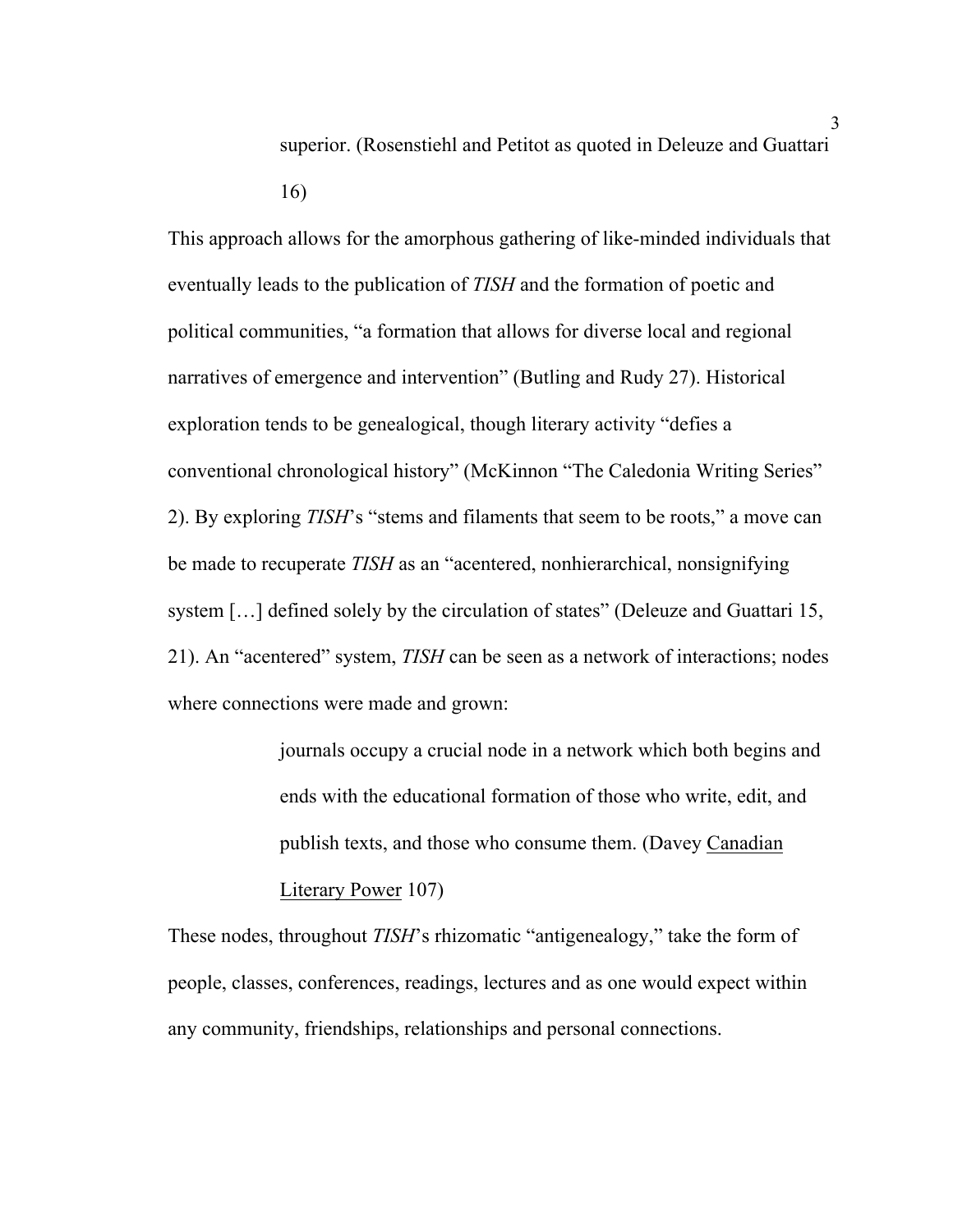> superior. (Rosenstiehl and Petitot as quoted in Deleuze and Guattari 16)

This approach allows for the amorphous gathering of like-minded individuals that eventually leads to the publication of *TISH* and the formation of poetic and political communities, "a formation that allows for diverse local and regional narratives of emergence and intervention" (Butling and Rudy 27). Historical exploration tends to be genealogical, though literary activity "defies a conventional chronological history" (McKinnon "The Caledonia Writing Series" 2). By exploring *TISH*'s "stems and filaments that seem to be roots," a move can be made to recuperate *TISH* as an "acentered, nonhierarchical, nonsignifying system […] defined solely by the circulation of states" (Deleuze and Guattari 15, 21). An "acentered" system, *TISH* can be seen as a network of interactions; nodes where connections were made and grown:

> journals occupy a crucial node in a network which both begins and ends with the educational formation of those who write, edit, and publish texts, and those who consume them. (Davey Canadian Literary Power 107)

These nodes, throughout *TISH*'s rhizomatic "antigenealogy," take the form of people, classes, conferences, readings, lectures and as one would expect within any community, friendships, relationships and personal connections.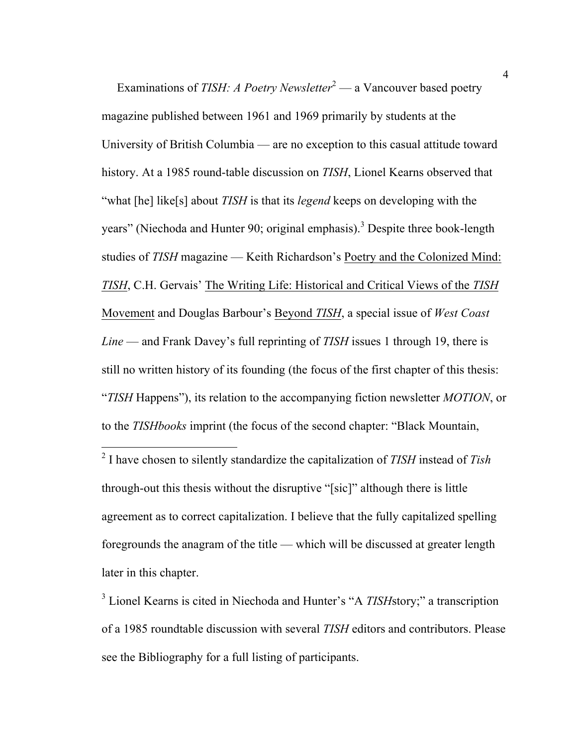Examinations of *TISH: A Poetry Newsletter*[2] — a Vancouver based poetry magazine published between 1961 and 1969 primarily by students at the University of British Columbia — are no exception to this casual attitude toward history. At a 1985 round-table discussion on *TISH*, Lionel Kearns observed that "what [he] like[s] about *TISH* is that its *legend* keeps on developing with the years" (Niechoda and Hunter 90; original emphasis).[3] Despite three book-length studies of *TISH* magazine — Keith Richardson's Poetry and the Colonized Mind: *TISH*, C.H. Gervais' The Writing Life: Historical and Critical Views of the *TISH* Movement and Douglas Barbour's Beyond *TISH*, a special issue of *West Coast Line* — and Frank Davey's full reprinting of *TISH* issues 1 through 19, there is still no written history of its founding (the focus of the first chapter of this thesis: "*TISH* Happens"), its relation to the accompanying fiction newsletter *MOTION*, or to the *TISHbooks* imprint (the focus of the second chapter: "Black Mountain,

---

[2] I have chosen to silently standardize the capitalization of *TISH* instead of *Tish* through-out this thesis without the disruptive "[sic]" although there is little agreement as to correct capitalization. I believe that the fully capitalized spelling foregrounds the anagram of the title — which will be discussed at greater length later in this chapter.

[3] Lionel Kearns is cited in Niechoda and Hunter's "A *TISH*story;" a transcription of a 1985 roundtable discussion with several *TISH* editors and contributors. Please see the Bibliography for a full listing of participants.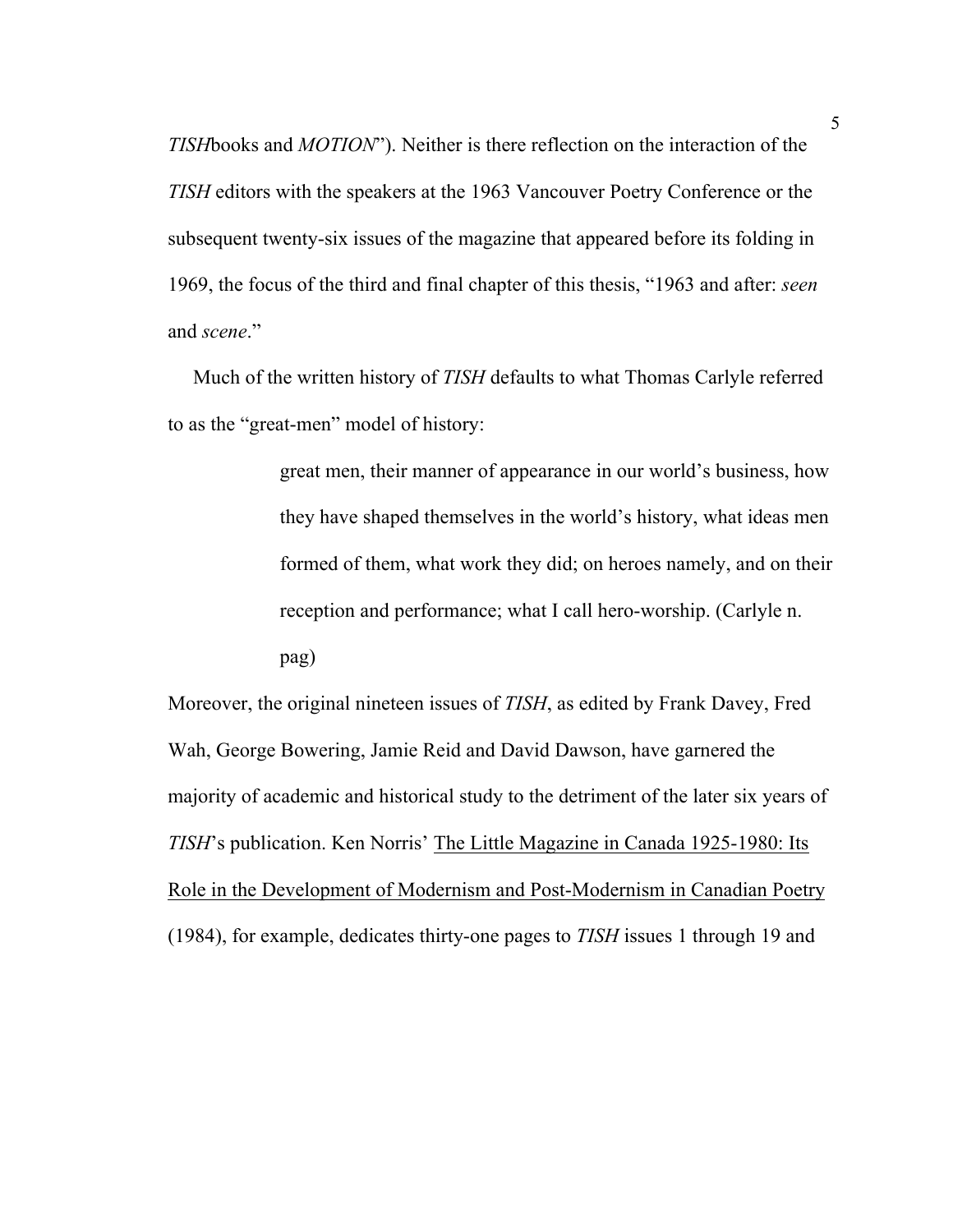*TISH*books and *MOTION*"). Neither is there reflection on the interaction of the *TISH* editors with the speakers at the 1963 Vancouver Poetry Conference or the subsequent twenty-six issues of the magazine that appeared before its folding in 1969, the focus of the third and final chapter of this thesis, "1963 and after: *seen* and *scene*."

Much of the written history of *TISH* defaults to what Thomas Carlyle referred to as the "great-men" model of history:

> great men, their manner of appearance in our world's business, how they have shaped themselves in the world's history, what ideas men formed of them, what work they did; on heroes namely, and on their reception and performance; what I call hero-worship. (Carlyle n. pag)

Moreover, the original nineteen issues of *TISH*, as edited by Frank Davey, Fred Wah, George Bowering, Jamie Reid and David Dawson, have garnered the majority of academic and historical study to the detriment of the later six years of *TISH*'s publication. Ken Norris' <u>The Little Magazine in Canada 1925-1980: Its Role in the Development of Modernism and Post-Modernism in Canadian Poetry</u> (1984), for example, dedicates thirty-one pages to *TISH* issues 1 through 19 and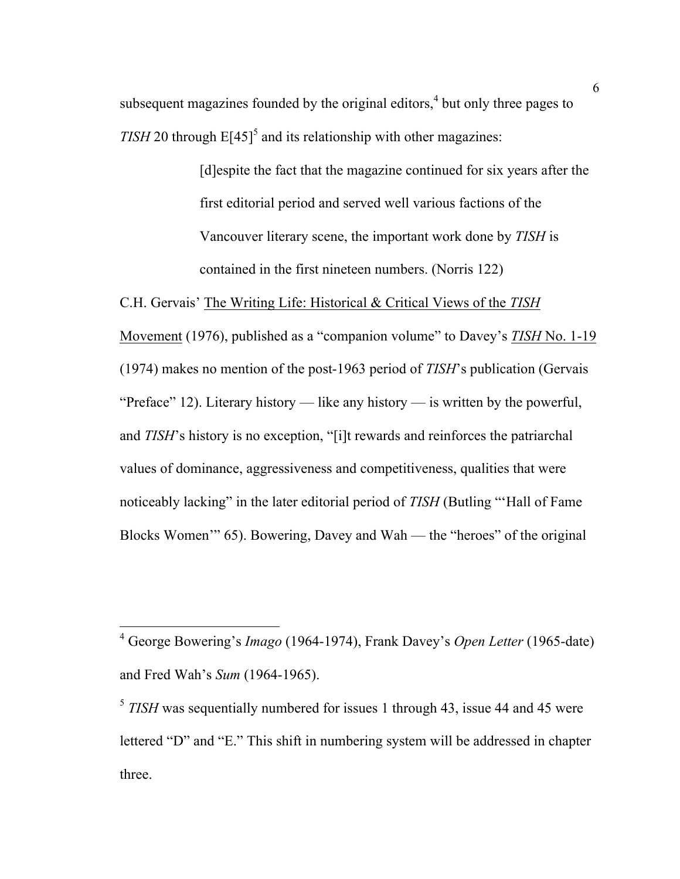subsequent magazines founded by the original editors,[4] but only three pages to *TISH* 20 through E[45][5] and its relationship with other magazines:

> [d]espite the fact that the magazine continued for six years after the first editorial period and served well various factions of the Vancouver literary scene, the important work done by *TISH* is contained in the first nineteen numbers. (Norris 122)

C.H. Gervais' The Writing Life: Historical & Critical Views of the *TISH* Movement (1976), published as a "companion volume" to Davey's *TISH* No. 1-19 (1974) makes no mention of the post-1963 period of *TISH*'s publication (Gervais "Preface" 12). Literary history — like any history — is written by the powerful, and *TISH*'s history is no exception, "[i]t rewards and reinforces the patriarchal values of dominance, aggressiveness and competitiveness, qualities that were noticeably lacking" in the later editorial period of *TISH* (Butling "'Hall of Fame Blocks Women'" 65). Bowering, Davey and Wah — the "heroes" of the original

---

[4] George Bowering's *Imago* (1964-1974), Frank Davey's *Open Letter* (1965-date) and Fred Wah's *Sum* (1964-1965).

[5] *TISH* was sequentially numbered for issues 1 through 43, issue 44 and 45 were lettered "D" and "E." This shift in numbering system will be addressed in chapter three.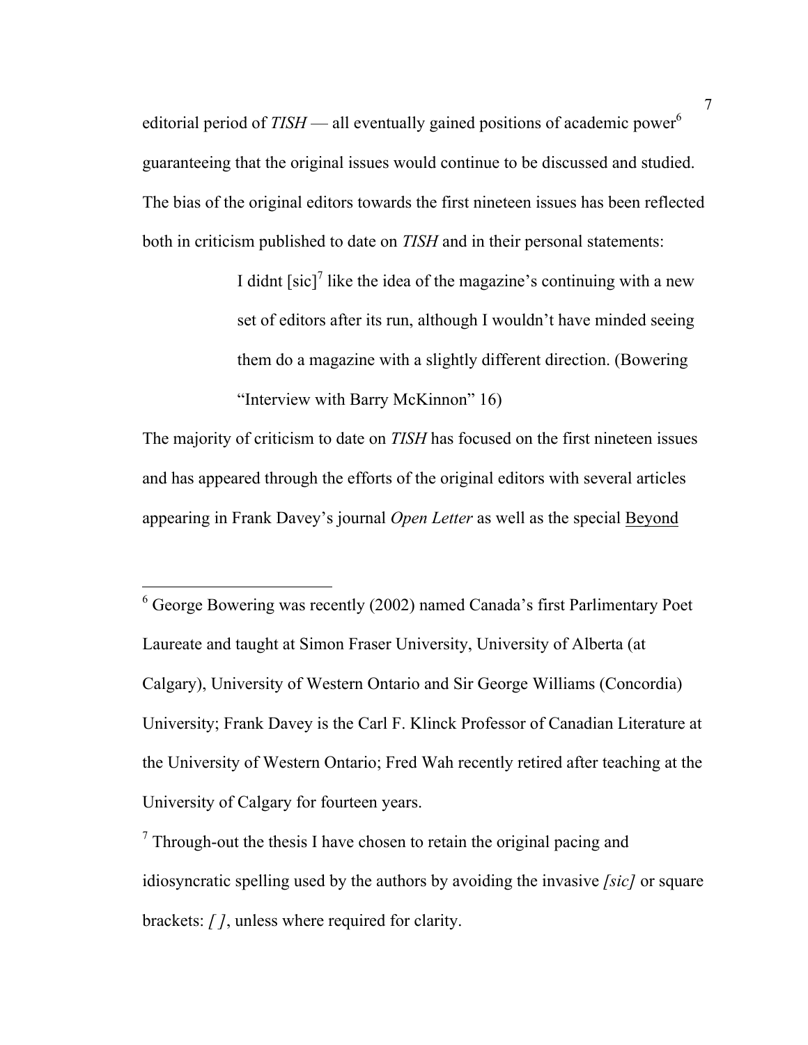editorial period of *TISH* — all eventually gained positions of academic power[6] guaranteeing that the original issues would continue to be discussed and studied. The bias of the original editors towards the first nineteen issues has been reflected both in criticism published to date on *TISH* and in their personal statements:

> I didnt [sic][7] like the idea of the magazine's continuing with a new set of editors after its run, although I wouldn't have minded seeing them do a magazine with a slightly different direction. (Bowering "Interview with Barry McKinnon" 16)

The majority of criticism to date on *TISH* has focused on the first nineteen issues and has appeared through the efforts of the original editors with several articles appearing in Frank Davey's journal *Open Letter* as well as the special <u>Beyond</u>

---

[6] George Bowering was recently (2002) named Canada's first Parlimentary Poet Laureate and taught at Simon Fraser University, University of Alberta (at Calgary), University of Western Ontario and Sir George Williams (Concordia) University; Frank Davey is the Carl F. Klinck Professor of Canadian Literature at the University of Western Ontario; Fred Wah recently retired after teaching at the University of Calgary for fourteen years.

[7] Through-out the thesis I have chosen to retain the original pacing and idiosyncratic spelling used by the authors by avoiding the invasive *[sic]* or square brackets: *[ ]*, unless where required for clarity.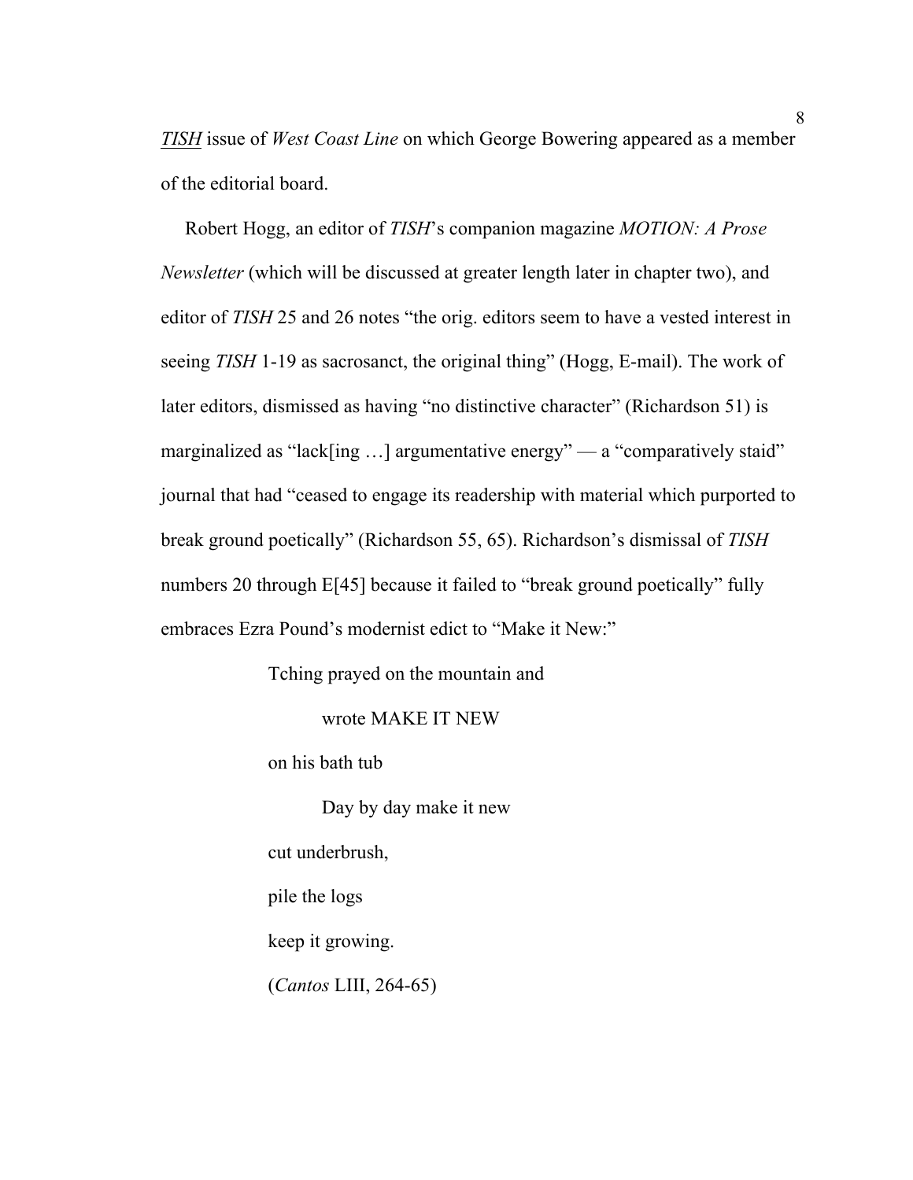*TISH* issue of *West Coast Line* on which George Bowering appeared as a member of the editorial board.

Robert Hogg, an editor of *TISH*'s companion magazine *MOTION: A Prose Newsletter* (which will be discussed at greater length later in chapter two), and editor of *TISH* 25 and 26 notes "the orig. editors seem to have a vested interest in seeing *TISH* 1-19 as sacrosanct, the original thing" (Hogg, E-mail). The work of later editors, dismissed as having "no distinctive character" (Richardson 51) is marginalized as "lack[ing …] argumentative energy" — a "comparatively staid" journal that had "ceased to engage its readership with material which purported to break ground poetically" (Richardson 55, 65). Richardson's dismissal of *TISH* numbers 20 through E[45] because it failed to "break ground poetically" fully embraces Ezra Pound's modernist edict to "Make it New:"

> Tching prayed on the mountain and
>
> wrote MAKE IT NEW
>
> on his bath tub
>
> Day by day make it new
>
> cut underbrush,
>
> pile the logs
>
> keep it growing.
>
> (*Cantos* LIII, 264-65)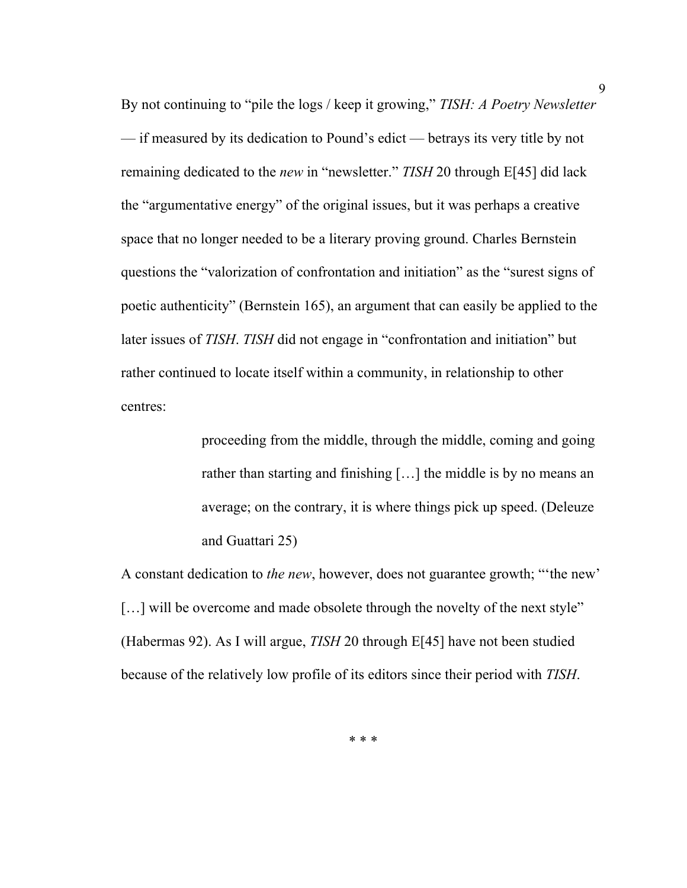By not continuing to "pile the logs / keep it growing," *TISH: A Poetry Newsletter* — if measured by its dedication to Pound's edict — betrays its very title by not remaining dedicated to the *new* in "newsletter." *TISH* 20 through E[45] did lack the "argumentative energy" of the original issues, but it was perhaps a creative space that no longer needed to be a literary proving ground. Charles Bernstein questions the "valorization of confrontation and initiation" as the "surest signs of poetic authenticity" (Bernstein 165), an argument that can easily be applied to the later issues of *TISH*. *TISH* did not engage in "confrontation and initiation" but rather continued to locate itself within a community, in relationship to other centres:

> proceeding from the middle, through the middle, coming and going rather than starting and finishing […] the middle is by no means an average; on the contrary, it is where things pick up speed. (Deleuze and Guattari 25)

A constant dedication to *the new*, however, does not guarantee growth; "'the new' […] will be overcome and made obsolete through the novelty of the next style" (Habermas 92). As I will argue, *TISH* 20 through E[45] have not been studied because of the relatively low profile of its editors since their period with *TISH*.

\* \* \*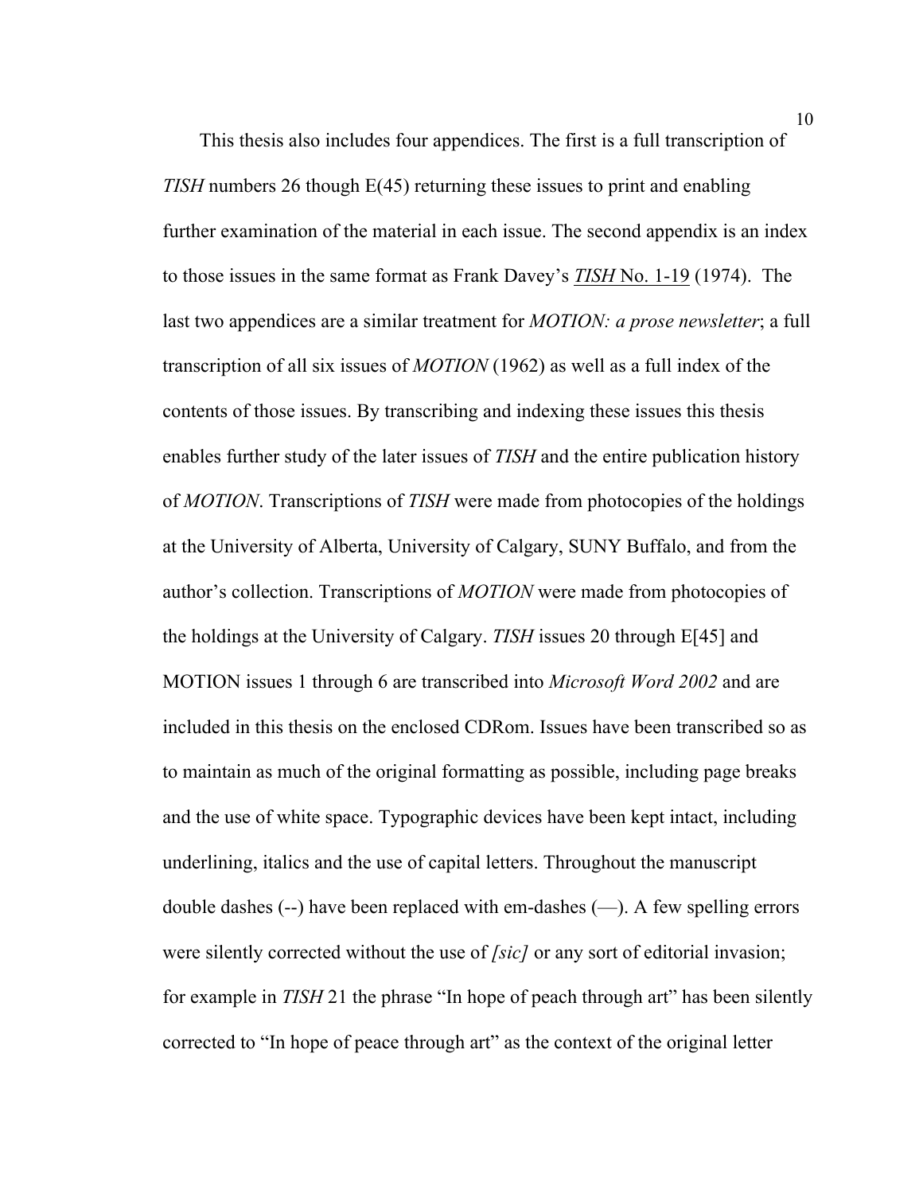This thesis also includes four appendices. The first is a full transcription of *TISH* numbers 26 though E(45) returning these issues to print and enabling further examination of the material in each issue. The second appendix is an index to those issues in the same format as Frank Davey's <u>*TISH* No. 1-19</u> (1974). The last two appendices are a similar treatment for *MOTION: a prose newsletter*; a full transcription of all six issues of *MOTION* (1962) as well as a full index of the contents of those issues. By transcribing and indexing these issues this thesis enables further study of the later issues of *TISH* and the entire publication history of *MOTION*. Transcriptions of *TISH* were made from photocopies of the holdings at the University of Alberta, University of Calgary, SUNY Buffalo, and from the author's collection. Transcriptions of *MOTION* were made from photocopies of the holdings at the University of Calgary. *TISH* issues 20 through E[45] and MOTION issues 1 through 6 are transcribed into *Microsoft Word 2002* and are included in this thesis on the enclosed CDRom. Issues have been transcribed so as to maintain as much of the original formatting as possible, including page breaks and the use of white space. Typographic devices have been kept intact, including underlining, italics and the use of capital letters. Throughout the manuscript double dashes (--) have been replaced with em-dashes (—). A few spelling errors were silently corrected without the use of *[sic]* or any sort of editorial invasion; for example in *TISH* 21 the phrase "In hope of peach through art" has been silently corrected to "In hope of peace through art" as the context of the original letter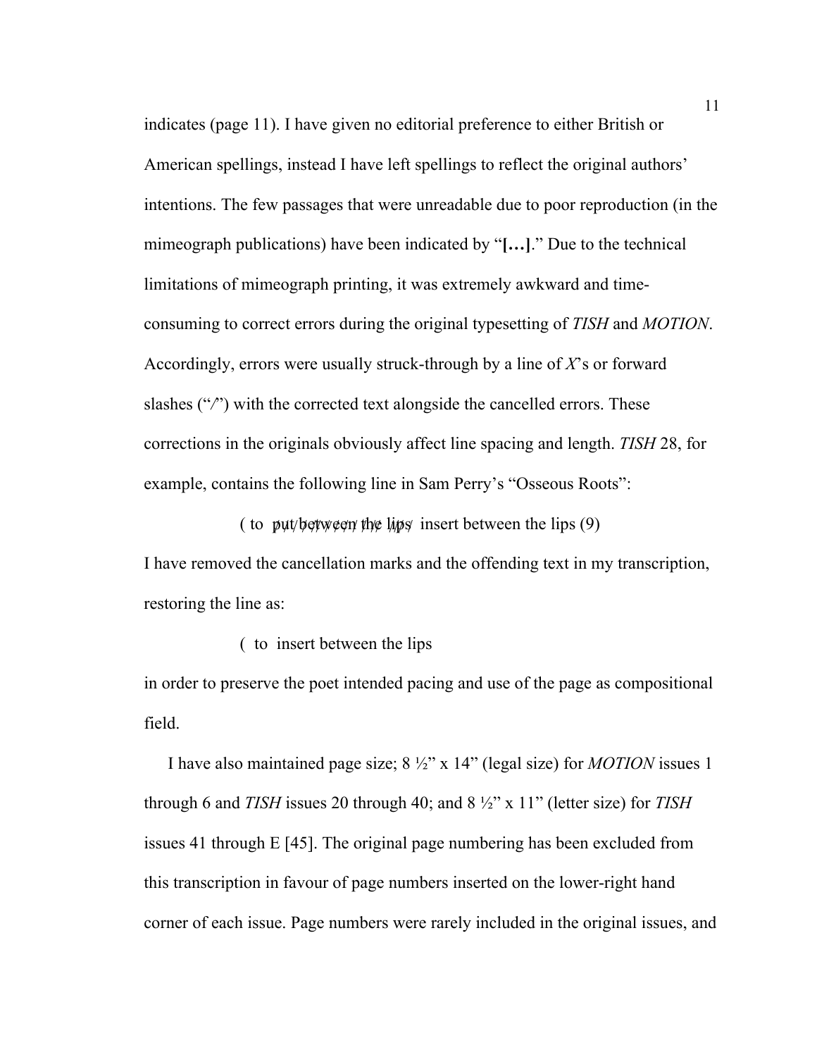indicates (page 11). I have given no editorial preference to either British or American spellings, instead I have left spellings to reflect the original authors' intentions. The few passages that were unreadable due to poor reproduction (in the mimeograph publications) have been indicated by "**[…]**." Due to the technical limitations of mimeograph printing, it was extremely awkward and time-consuming to correct errors during the original typesetting of *TISH* and *MOTION*. Accordingly, errors were usually struck-through by a line of *X*'s or forward slashes ("/") with the corrected text alongside the cancelled errors. These corrections in the originals obviously affect line spacing and length. *TISH* 28, for example, contains the following line in Sam Perry's "Osseous Roots":

> ( to ~~put between the lips~~ insert between the lips (9)

I have removed the cancellation marks and the offending text in my transcription, restoring the line as:

> ( to insert between the lips

in order to preserve the poet intended pacing and use of the page as compositional field.

I have also maintained page size; 8 ½" x 14" (legal size) for *MOTION* issues 1 through 6 and *TISH* issues 20 through 40; and 8 ½" x 11" (letter size) for *TISH* issues 41 through E [45]. The original page numbering has been excluded from this transcription in favour of page numbers inserted on the lower-right hand corner of each issue. Page numbers were rarely included in the original issues, and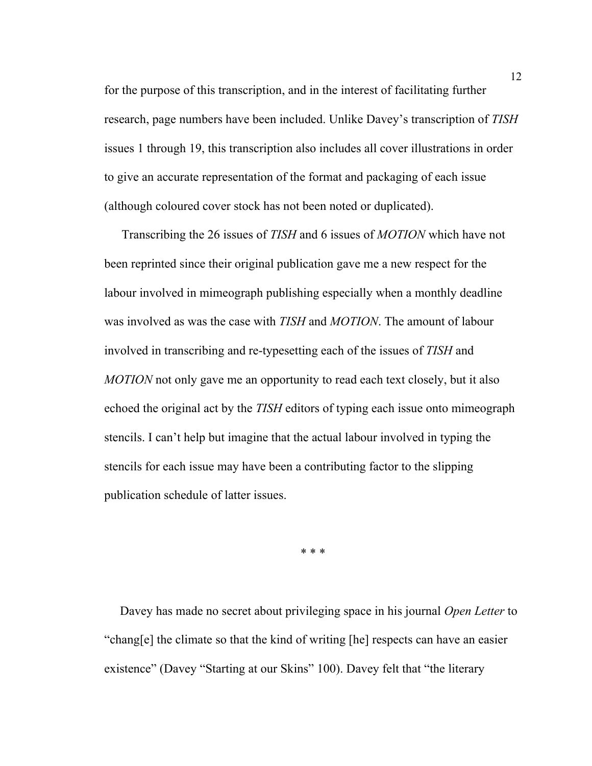for the purpose of this transcription, and in the interest of facilitating further research, page numbers have been included. Unlike Davey's transcription of *TISH* issues 1 through 19, this transcription also includes all cover illustrations in order to give an accurate representation of the format and packaging of each issue (although coloured cover stock has not been noted or duplicated).

Transcribing the 26 issues of *TISH* and 6 issues of *MOTION* which have not been reprinted since their original publication gave me a new respect for the labour involved in mimeograph publishing especially when a monthly deadline was involved as was the case with *TISH* and *MOTION*. The amount of labour involved in transcribing and re-typesetting each of the issues of *TISH* and *MOTION* not only gave me an opportunity to read each text closely, but it also echoed the original act by the *TISH* editors of typing each issue onto mimeograph stencils. I can't help but imagine that the actual labour involved in typing the stencils for each issue may have been a contributing factor to the slipping publication schedule of latter issues.

\* \* \*

Davey has made no secret about privileging space in his journal *Open Letter* to "chang[e] the climate so that the kind of writing [he] respects can have an easier existence" (Davey "Starting at our Skins" 100). Davey felt that "the literary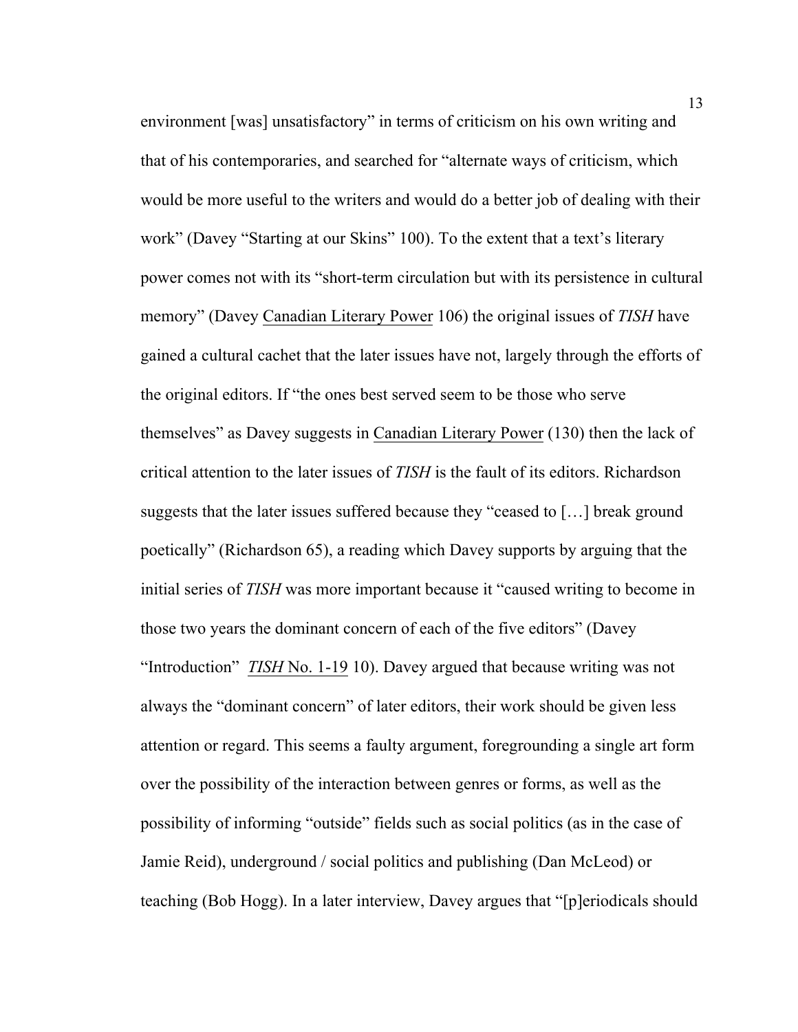environment [was] unsatisfactory" in terms of criticism on his own writing and that of his contemporaries, and searched for "alternate ways of criticism, which would be more useful to the writers and would do a better job of dealing with their work" (Davey "Starting at our Skins" 100). To the extent that a text's literary power comes not with its "short-term circulation but with its persistence in cultural memory" (Davey Canadian Literary Power 106) the original issues of *TISH* have gained a cultural cachet that the later issues have not, largely through the efforts of the original editors. If "the ones best served seem to be those who serve themselves" as Davey suggests in Canadian Literary Power (130) then the lack of critical attention to the later issues of *TISH* is the fault of its editors. Richardson suggests that the later issues suffered because they "ceased to […] break ground poetically" (Richardson 65), a reading which Davey supports by arguing that the initial series of *TISH* was more important because it "caused writing to become in those two years the dominant concern of each of the five editors" (Davey "Introduction" *TISH* No. 1-19 10). Davey argued that because writing was not always the "dominant concern" of later editors, their work should be given less attention or regard. This seems a faulty argument, foregrounding a single art form over the possibility of the interaction between genres or forms, as well as the possibility of informing "outside" fields such as social politics (as in the case of Jamie Reid), underground / social politics and publishing (Dan McLeod) or teaching (Bob Hogg). In a later interview, Davey argues that "[p]eriodicals should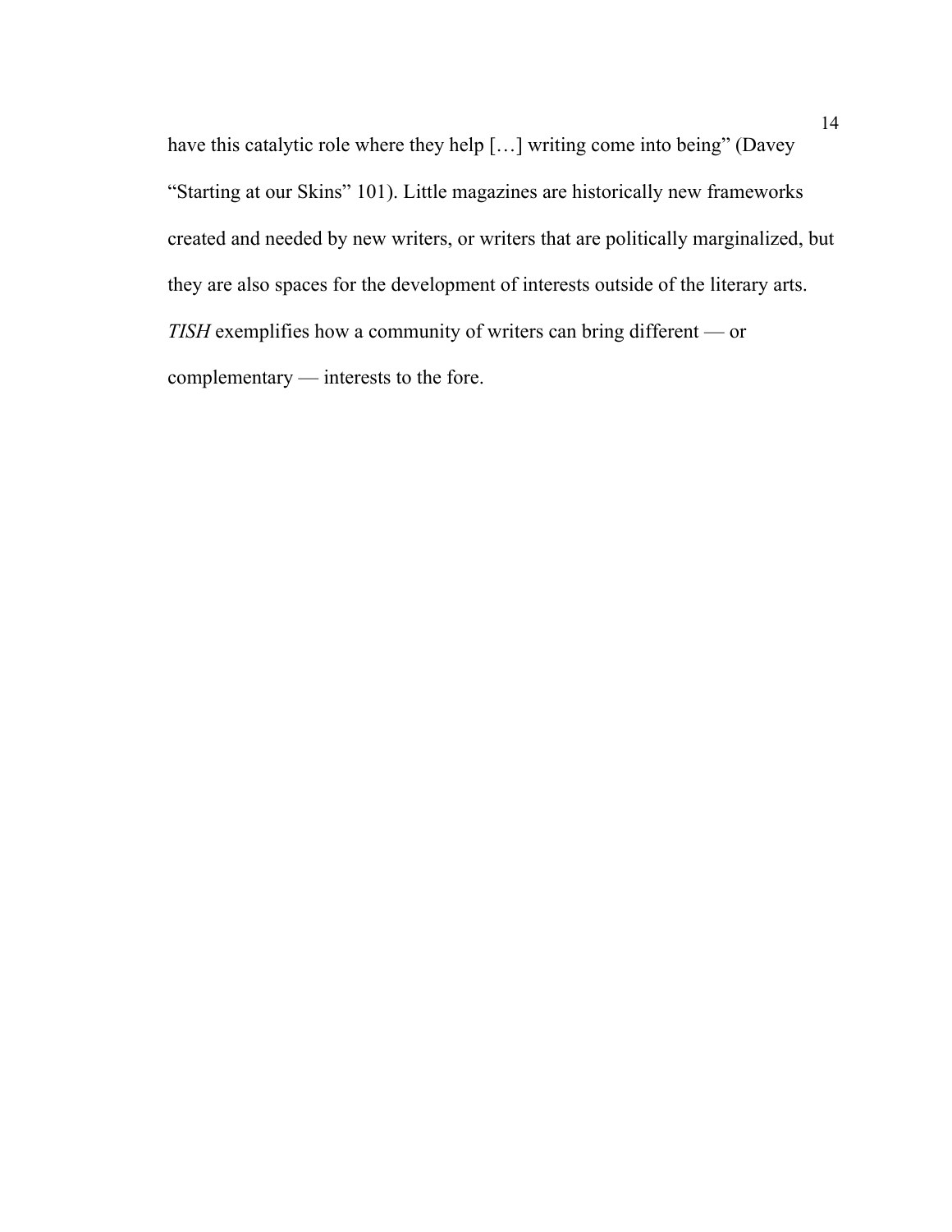have this catalytic role where they help […] writing come into being" (Davey "Starting at our Skins" 101). Little magazines are historically new frameworks created and needed by new writers, or writers that are politically marginalized, but they are also spaces for the development of interests outside of the literary arts. *TISH* exemplifies how a community of writers can bring different — or complementary — interests to the fore.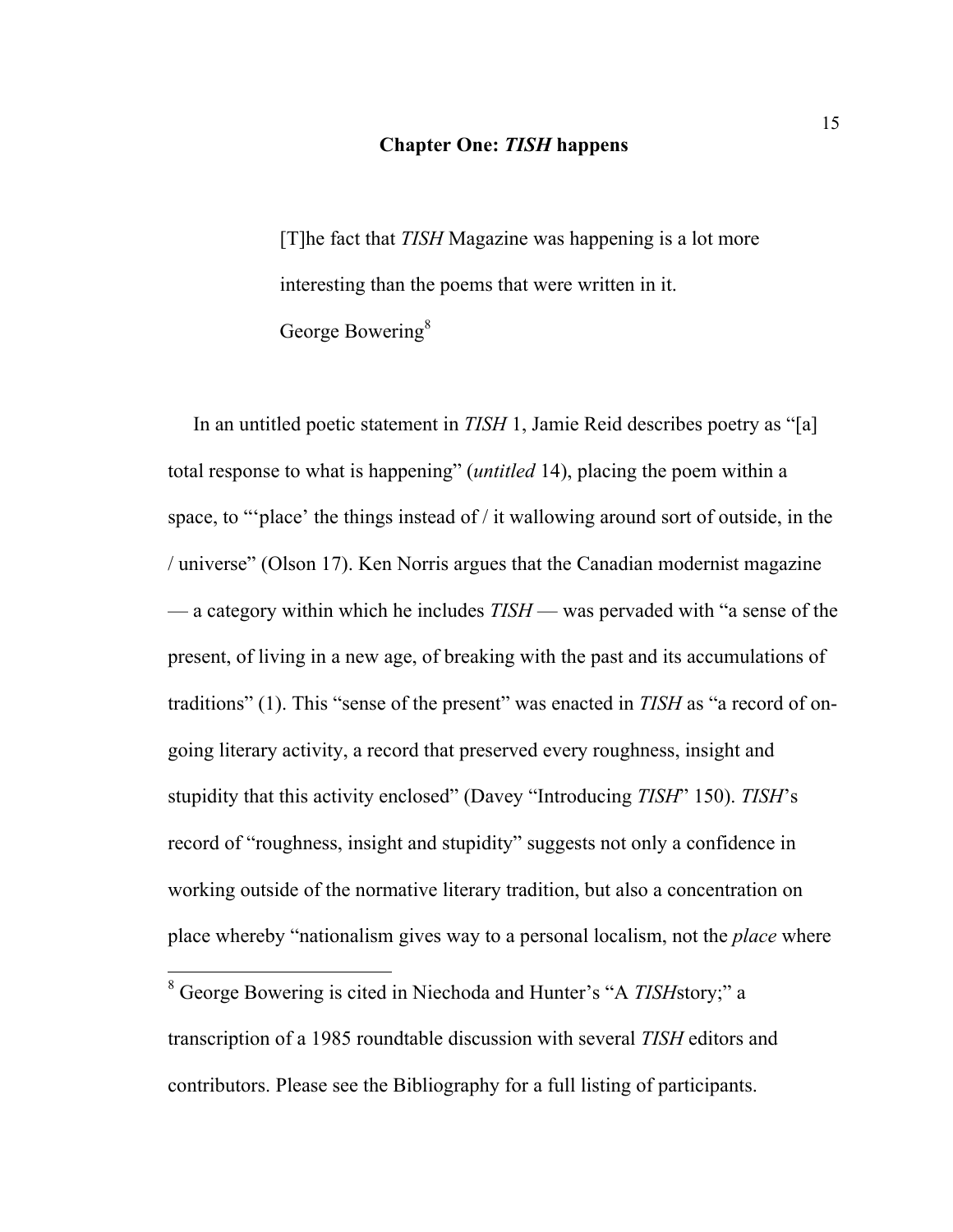## Chapter One: *TISH* happens

> [T]he fact that *TISH* Magazine was happening is a lot more interesting than the poems that were written in it.
>
> George Bowering[8]

In an untitled poetic statement in *TISH* 1, Jamie Reid describes poetry as "[a] total response to what is happening" (*untitled* 14), placing the poem within a space, to "'place' the things instead of / it wallowing around sort of outside, in the / universe" (Olson 17). Ken Norris argues that the Canadian modernist magazine — a category within which he includes *TISH* — was pervaded with "a sense of the present, of living in a new age, of breaking with the past and its accumulations of traditions" (1). This "sense of the present" was enacted in *TISH* as "a record of on-going literary activity, a record that preserved every roughness, insight and stupidity that this activity enclosed" (Davey "Introducing *TISH*" 150). *TISH*'s record of "roughness, insight and stupidity" suggests not only a confidence in working outside of the normative literary tradition, but also a concentration on place whereby "nationalism gives way to a personal localism, not the *place* where

---

[8] George Bowering is cited in Niechoda and Hunter's "A *TISH*story;" a transcription of a 1985 roundtable discussion with several *TISH* editors and contributors. Please see the Bibliography for a full listing of participants.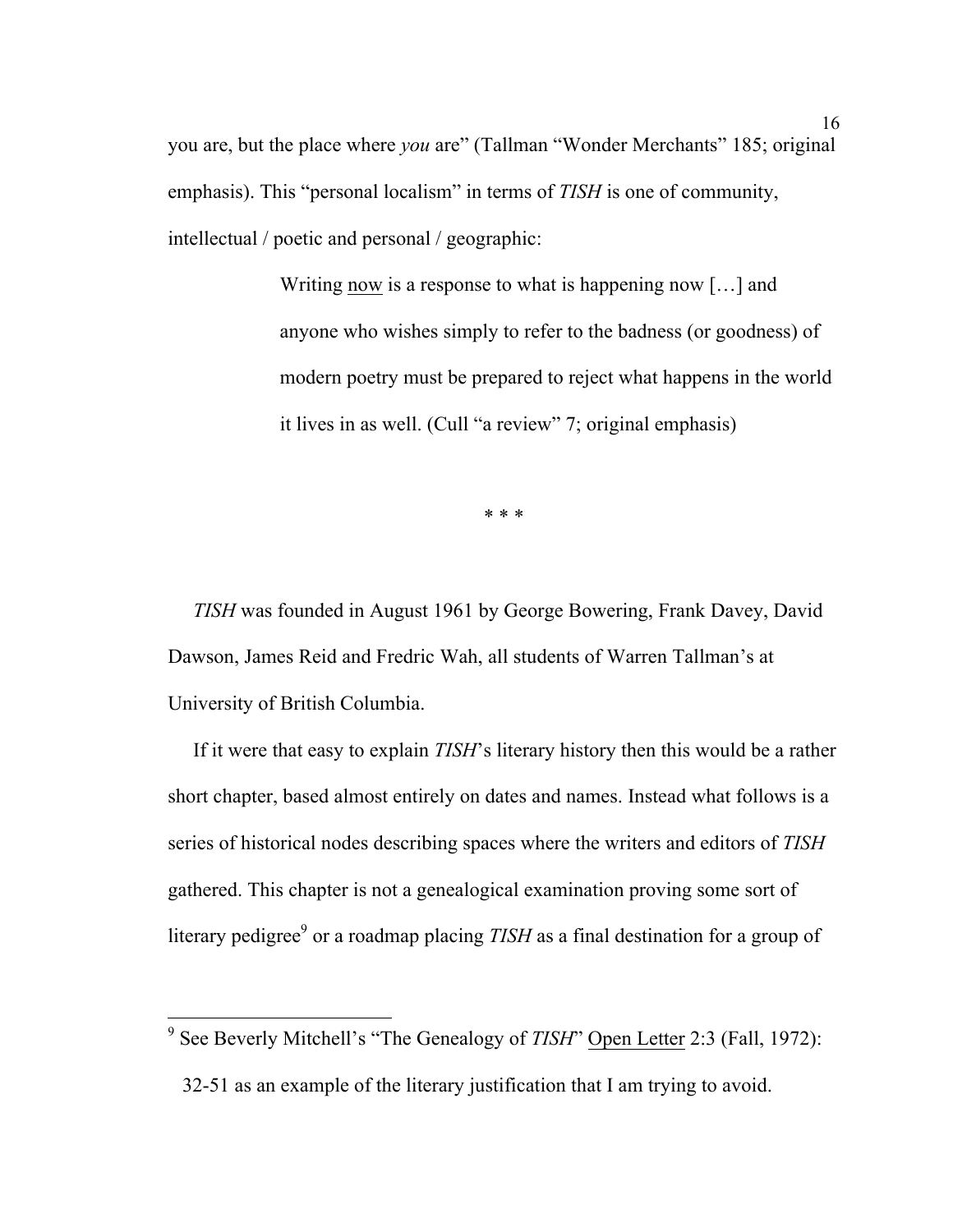you are, but the place where *you* are" (Tallman "Wonder Merchants" 185; original emphasis). This "personal localism" in terms of *TISH* is one of community, intellectual / poetic and personal / geographic:

> Writing <u>now</u> is a response to what is happening now […] and anyone who wishes simply to refer to the badness (or goodness) of modern poetry must be prepared to reject what happens in the world it lives in as well. (Cull "a review" 7; original emphasis)

\* \* \*

*TISH* was founded in August 1961 by George Bowering, Frank Davey, David Dawson, James Reid and Fredric Wah, all students of Warren Tallman's at University of British Columbia.

If it were that easy to explain *TISH*'s literary history then this would be a rather short chapter, based almost entirely on dates and names. Instead what follows is a series of historical nodes describing spaces where the writers and editors of *TISH* gathered. This chapter is not a genealogical examination proving some sort of literary pedigree[9] or a roadmap placing *TISH* as a final destination for a group of

---

[9] See Beverly Mitchell's "The Genealogy of *TISH*" <u>Open Letter</u> 2:3 (Fall, 1972): 32-51 as an example of the literary justification that I am trying to avoid.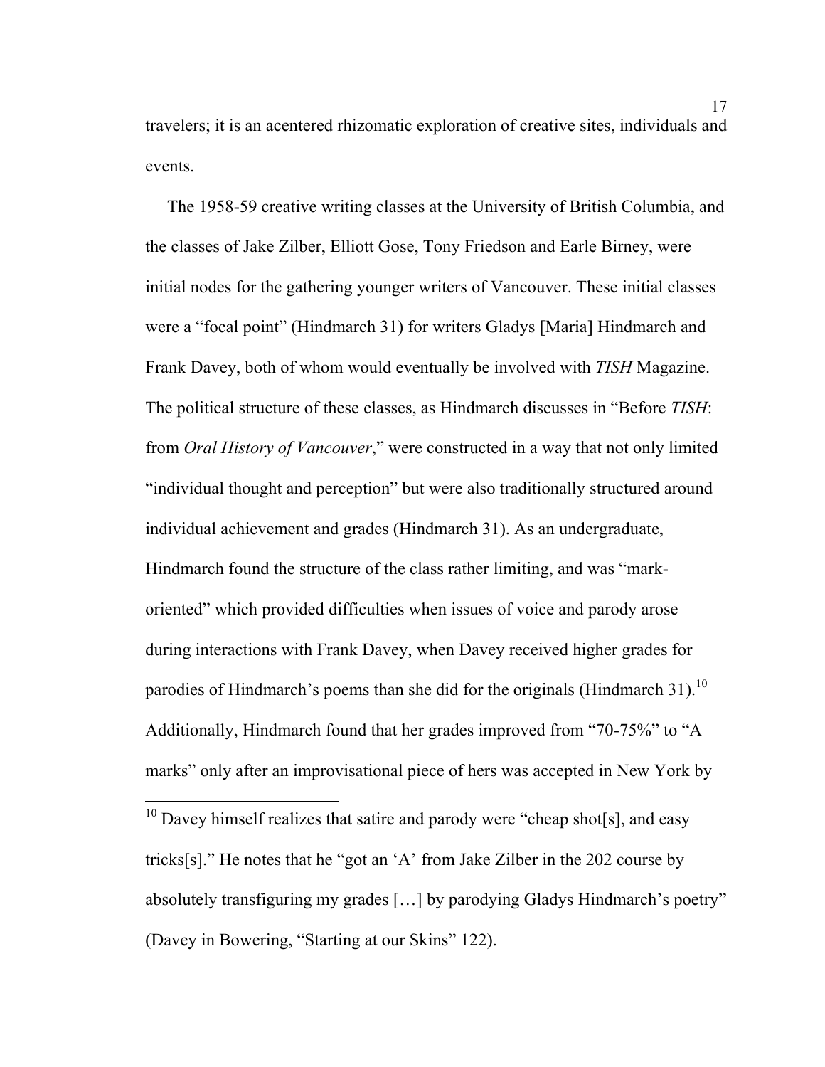travelers; it is an acentered rhizomatic exploration of creative sites, individuals and events.

The 1958-59 creative writing classes at the University of British Columbia, and the classes of Jake Zilber, Elliott Gose, Tony Friedson and Earle Birney, were initial nodes for the gathering younger writers of Vancouver. These initial classes were a "focal point" (Hindmarch 31) for writers Gladys [Maria] Hindmarch and Frank Davey, both of whom would eventually be involved with *TISH* Magazine. The political structure of these classes, as Hindmarch discusses in "Before *TISH*: from *Oral History of Vancouver*," were constructed in a way that not only limited "individual thought and perception" but were also traditionally structured around individual achievement and grades (Hindmarch 31). As an undergraduate, Hindmarch found the structure of the class rather limiting, and was "mark-oriented" which provided difficulties when issues of voice and parody arose during interactions with Frank Davey, when Davey received higher grades for parodies of Hindmarch's poems than she did for the originals (Hindmarch 31).[10] Additionally, Hindmarch found that her grades improved from "70-75%" to "A marks" only after an improvisational piece of hers was accepted in New York by

[10] Davey himself realizes that satire and parody were "cheap shot[s], and easy tricks[s]." He notes that he "got an 'A' from Jake Zilber in the 202 course by absolutely transfiguring my grades […] by parodying Gladys Hindmarch's poetry" (Davey in Bowering, "Starting at our Skins" 122).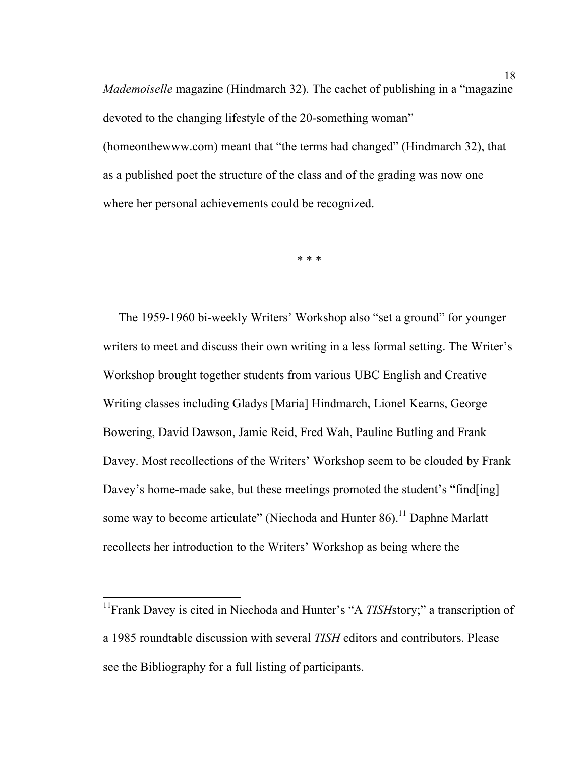*Mademoiselle* magazine (Hindmarch 32). The cachet of publishing in a "magazine devoted to the changing lifestyle of the 20-something woman" (homeonthewww.com) meant that "the terms had changed" (Hindmarch 32), that as a published poet the structure of the class and of the grading was now one where her personal achievements could be recognized.

\* \* \*

The 1959-1960 bi-weekly Writers' Workshop also "set a ground" for younger writers to meet and discuss their own writing in a less formal setting. The Writer's Workshop brought together students from various UBC English and Creative Writing classes including Gladys [Maria] Hindmarch, Lionel Kearns, George Bowering, David Dawson, Jamie Reid, Fred Wah, Pauline Butling and Frank Davey. Most recollections of the Writers' Workshop seem to be clouded by Frank Davey's home-made sake, but these meetings promoted the student's "find[ing] some way to become articulate" (Niechoda and Hunter 86).[11] Daphne Marlatt recollects her introduction to the Writers' Workshop as being where the

---

[11]Frank Davey is cited in Niechoda and Hunter's "A *TISH*story;" a transcription of a 1985 roundtable discussion with several *TISH* editors and contributors. Please see the Bibliography for a full listing of participants.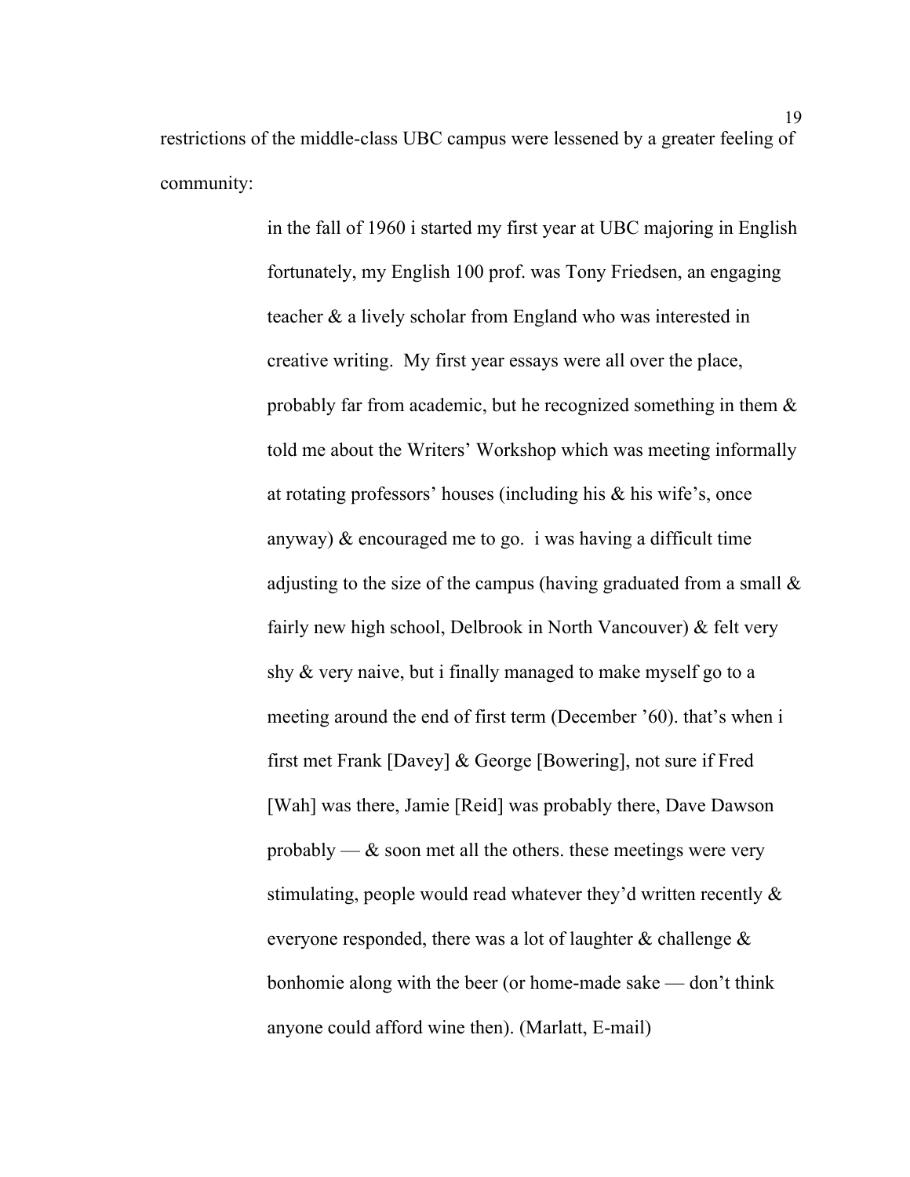restrictions of the middle-class UBC campus were lessened by a greater feeling of community:

> in the fall of 1960 i started my first year at UBC majoring in English fortunately, my English 100 prof. was Tony Friedsen, an engaging teacher & a lively scholar from England who was interested in creative writing. My first year essays were all over the place, probably far from academic, but he recognized something in them & told me about the Writers' Workshop which was meeting informally at rotating professors' houses (including his & his wife's, once anyway) & encouraged me to go. i was having a difficult time adjusting to the size of the campus (having graduated from a small & fairly new high school, Delbrook in North Vancouver) & felt very shy & very naive, but i finally managed to make myself go to a meeting around the end of first term (December '60). that's when i first met Frank [Davey] & George [Bowering], not sure if Fred [Wah] was there, Jamie [Reid] was probably there, Dave Dawson probably — & soon met all the others. these meetings were very stimulating, people would read whatever they'd written recently & everyone responded, there was a lot of laughter & challenge & bonhomie along with the beer (or home-made sake — don't think anyone could afford wine then). (Marlatt, E-mail)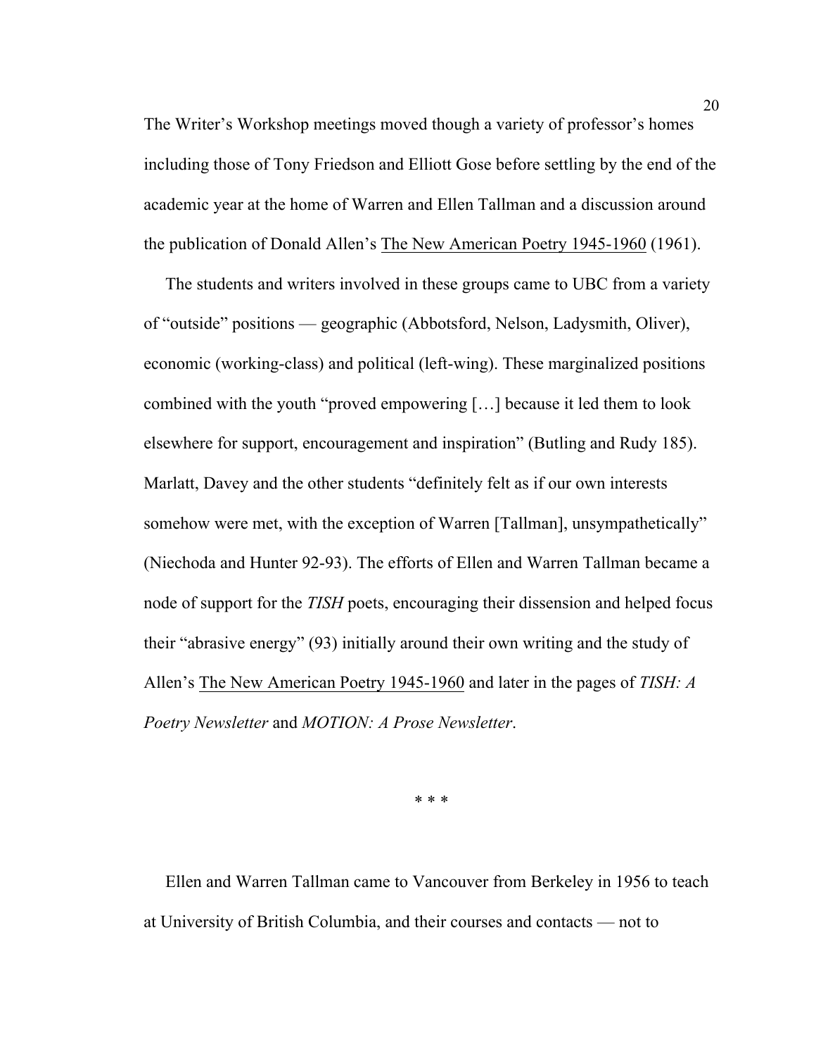The Writer's Workshop meetings moved though a variety of professor's homes including those of Tony Friedson and Elliott Gose before settling by the end of the academic year at the home of Warren and Ellen Tallman and a discussion around the publication of Donald Allen's The New American Poetry 1945-1960 (1961).

The students and writers involved in these groups came to UBC from a variety of "outside" positions — geographic (Abbotsford, Nelson, Ladysmith, Oliver), economic (working-class) and political (left-wing). These marginalized positions combined with the youth "proved empowering […] because it led them to look elsewhere for support, encouragement and inspiration" (Butling and Rudy 185). Marlatt, Davey and the other students "definitely felt as if our own interests somehow were met, with the exception of Warren [Tallman], unsympathetically" (Niechoda and Hunter 92-93). The efforts of Ellen and Warren Tallman became a node of support for the *TISH* poets, encouraging their dissension and helped focus their "abrasive energy" (93) initially around their own writing and the study of Allen's The New American Poetry 1945-1960 and later in the pages of *TISH: A Poetry Newsletter* and *MOTION: A Prose Newsletter*.

\* \* \*

Ellen and Warren Tallman came to Vancouver from Berkeley in 1956 to teach at University of British Columbia, and their courses and contacts — not to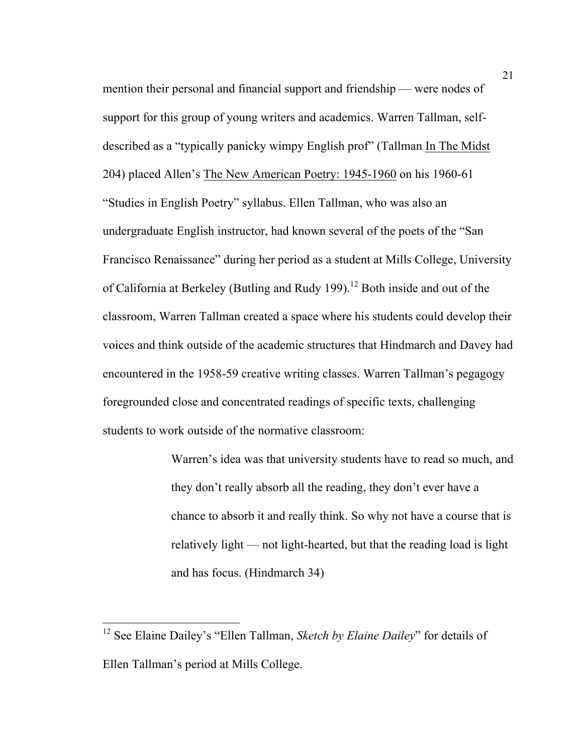mention their personal and financial support and friendship — were nodes of support for this group of young writers and academics. Warren Tallman, self-described as a "typically panicky wimpy English prof" (Tallman In The Midst 204) placed Allen's The New American Poetry: 1945-1960 on his 1960-61 "Studies in English Poetry" syllabus. Ellen Tallman, who was also an undergraduate English instructor, had known several of the poets of the "San Francisco Renaissance" during her period as a student at Mills College, University of California at Berkeley (Butling and Rudy 199).[12] Both inside and out of the classroom, Warren Tallman created a space where his students could develop their voices and think outside of the academic structures that Hindmarch and Davey had encountered in the 1958-59 creative writing classes. Warren Tallman's pegagogy foregrounded close and concentrated readings of specific texts, challenging students to work outside of the normative classroom:

> Warren's idea was that university students have to read so much, and they don't really absorb all the reading, they don't ever have a chance to absorb it and really think. So why not have a course that is relatively light — not light-hearted, but that the reading load is light and has focus. (Hindmarch 34)

---

[12] See Elaine Dailey's "Ellen Tallman, *Sketch by Elaine Dailey*" for details of Ellen Tallman's period at Mills College.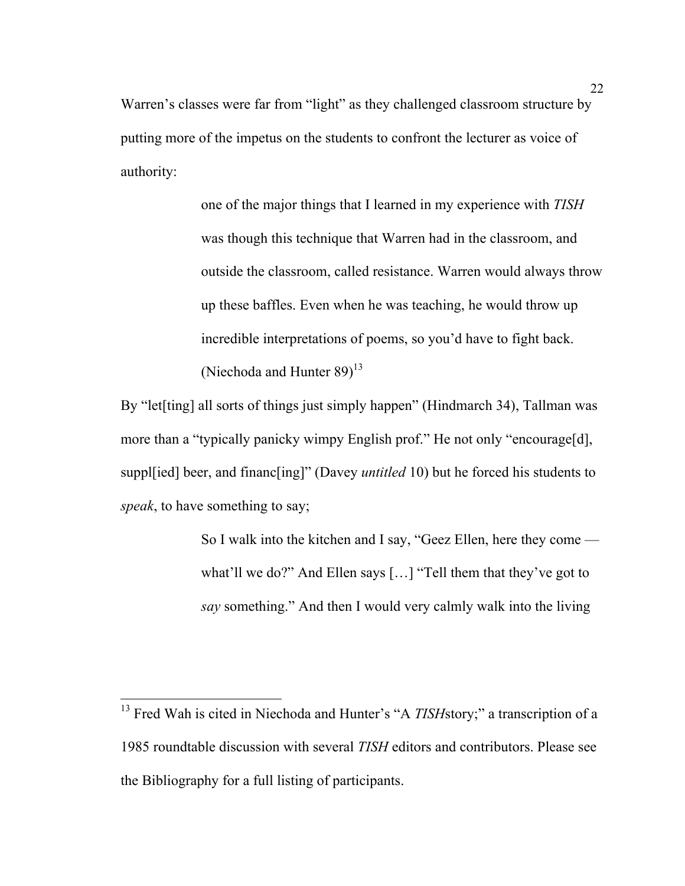Warren's classes were far from "light" as they challenged classroom structure by putting more of the impetus on the students to confront the lecturer as voice of authority:

> one of the major things that I learned in my experience with *TISH* was though this technique that Warren had in the classroom, and outside the classroom, called resistance. Warren would always throw up these baffles. Even when he was teaching, he would throw up incredible interpretations of poems, so you'd have to fight back. (Niechoda and Hunter 89)[13]

By "let[ting] all sorts of things just simply happen" (Hindmarch 34), Tallman was more than a "typically panicky wimpy English prof." He not only "encourage[d], suppl[ied] beer, and financ[ing]" (Davey *untitled* 10) but he forced his students to *speak*, to have something to say;

> So I walk into the kitchen and I say, "Geez Ellen, here they come — what'll we do?" And Ellen says […] "Tell them that they've got to *say* something." And then I would very calmly walk into the living

---

[13] Fred Wah is cited in Niechoda and Hunter's "A *TISH*story;" a transcription of a 1985 roundtable discussion with several *TISH* editors and contributors. Please see the Bibliography for a full listing of participants.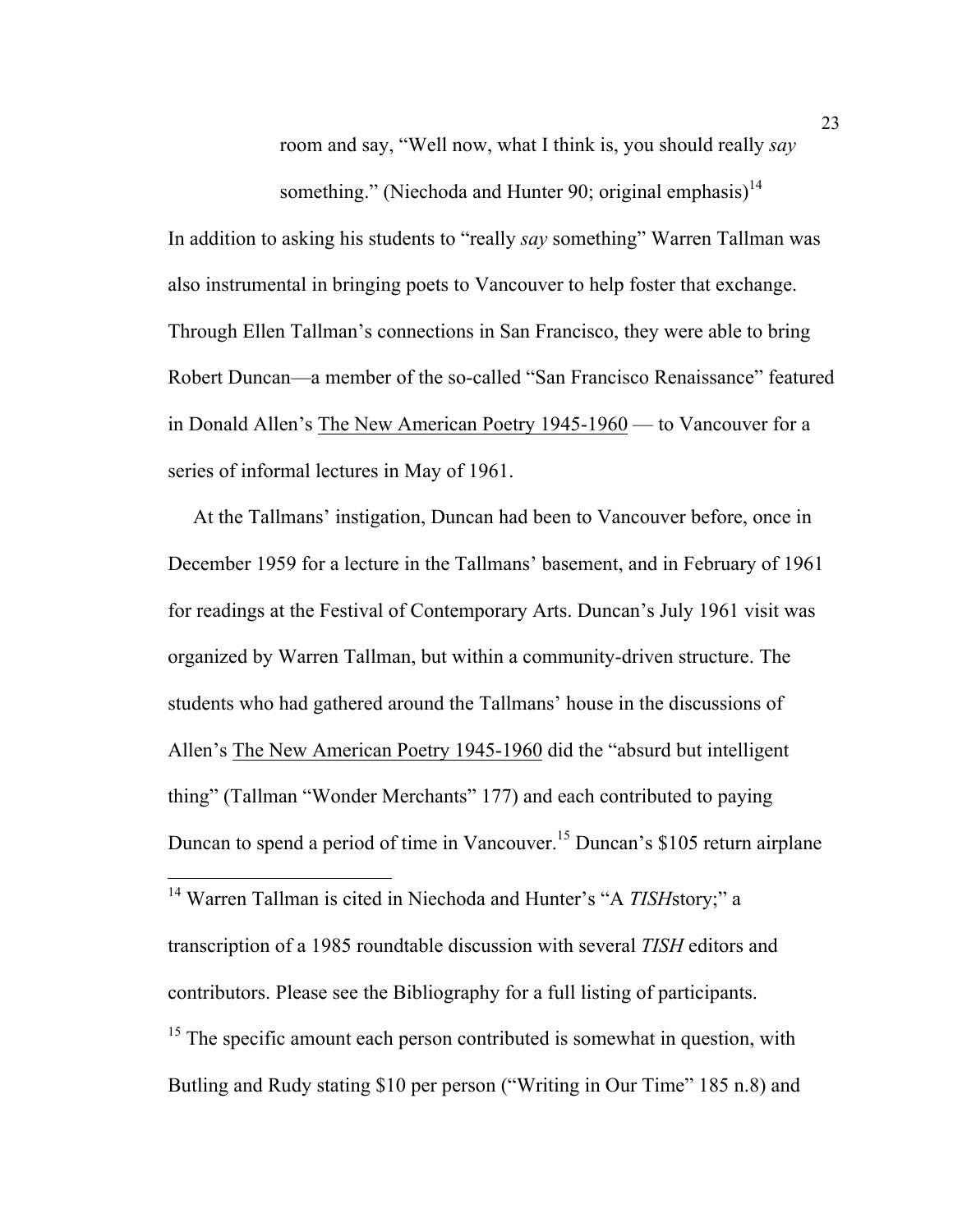> room and say, "Well now, what I think is, you should really *say* something." (Niechoda and Hunter 90; original emphasis)[14]

In addition to asking his students to "really *say* something" Warren Tallman was also instrumental in bringing poets to Vancouver to help foster that exchange. Through Ellen Tallman's connections in San Francisco, they were able to bring Robert Duncan—a member of the so-called "San Francisco Renaissance" featured in Donald Allen's <u>The New American Poetry 1945-1960</u> — to Vancouver for a series of informal lectures in May of 1961.

At the Tallmans' instigation, Duncan had been to Vancouver before, once in December 1959 for a lecture in the Tallmans' basement, and in February of 1961 for readings at the Festival of Contemporary Arts. Duncan's July 1961 visit was organized by Warren Tallman, but within a community-driven structure. The students who had gathered around the Tallmans' house in the discussions of Allen's <u>The New American Poetry 1945-1960</u> did the "absurd but intelligent thing" (Tallman "Wonder Merchants" 177) and each contributed to paying Duncan to spend a period of time in Vancouver.[15] Duncan's $105 return airplane

---

[14] Warren Tallman is cited in Niechoda and Hunter's "A *TISH*story;" a transcription of a 1985 roundtable discussion with several *TISH* editors and contributors. Please see the Bibliography for a full listing of participants.

[15] The specific amount each person contributed is somewhat in question, with Butling and Rudy stating $10 per person ("Writing in Our Time" 185 n.8) and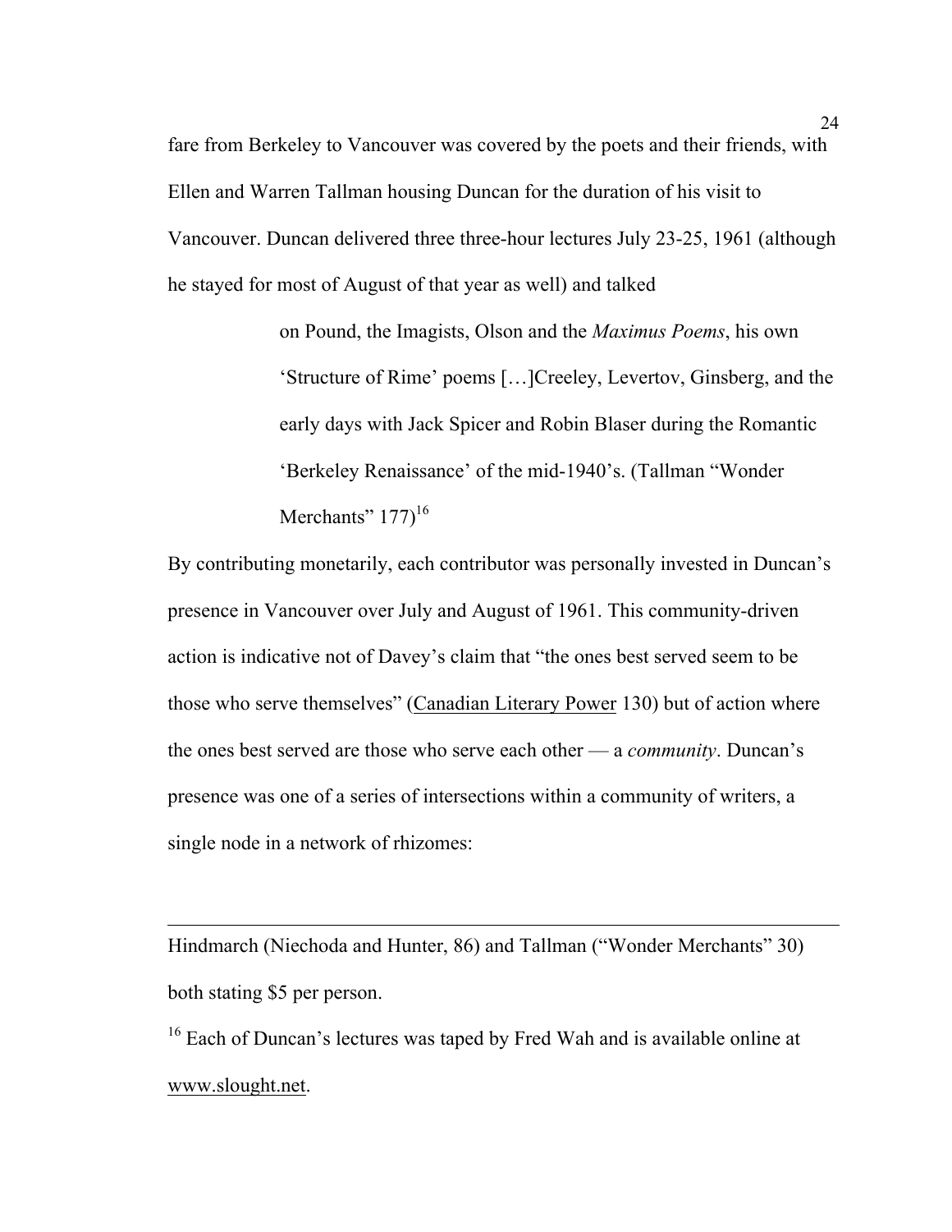fare from Berkeley to Vancouver was covered by the poets and their friends, with Ellen and Warren Tallman housing Duncan for the duration of his visit to Vancouver. Duncan delivered three three-hour lectures July 23-25, 1961 (although he stayed for most of August of that year as well) and talked

> on Pound, the Imagists, Olson and the *Maximus Poems*, his own 'Structure of Rime' poems […]Creeley, Levertov, Ginsberg, and the early days with Jack Spicer and Robin Blaser during the Romantic 'Berkeley Renaissance' of the mid-1940's. (Tallman "Wonder Merchants" 177)[16]

By contributing monetarily, each contributor was personally invested in Duncan's presence in Vancouver over July and August of 1961. This community-driven action is indicative not of Davey's claim that "the ones best served seem to be those who serve themselves" (Canadian Literary Power 130) but of action where the ones best served are those who serve each other — a *community*. Duncan's presence was one of a series of intersections within a community of writers, a single node in a network of rhizomes:

---

Hindmarch (Niechoda and Hunter, 86) and Tallman ("Wonder Merchants" 30) both stating $5 per person.

[16] Each of Duncan's lectures was taped by Fred Wah and is available online at www.slought.net.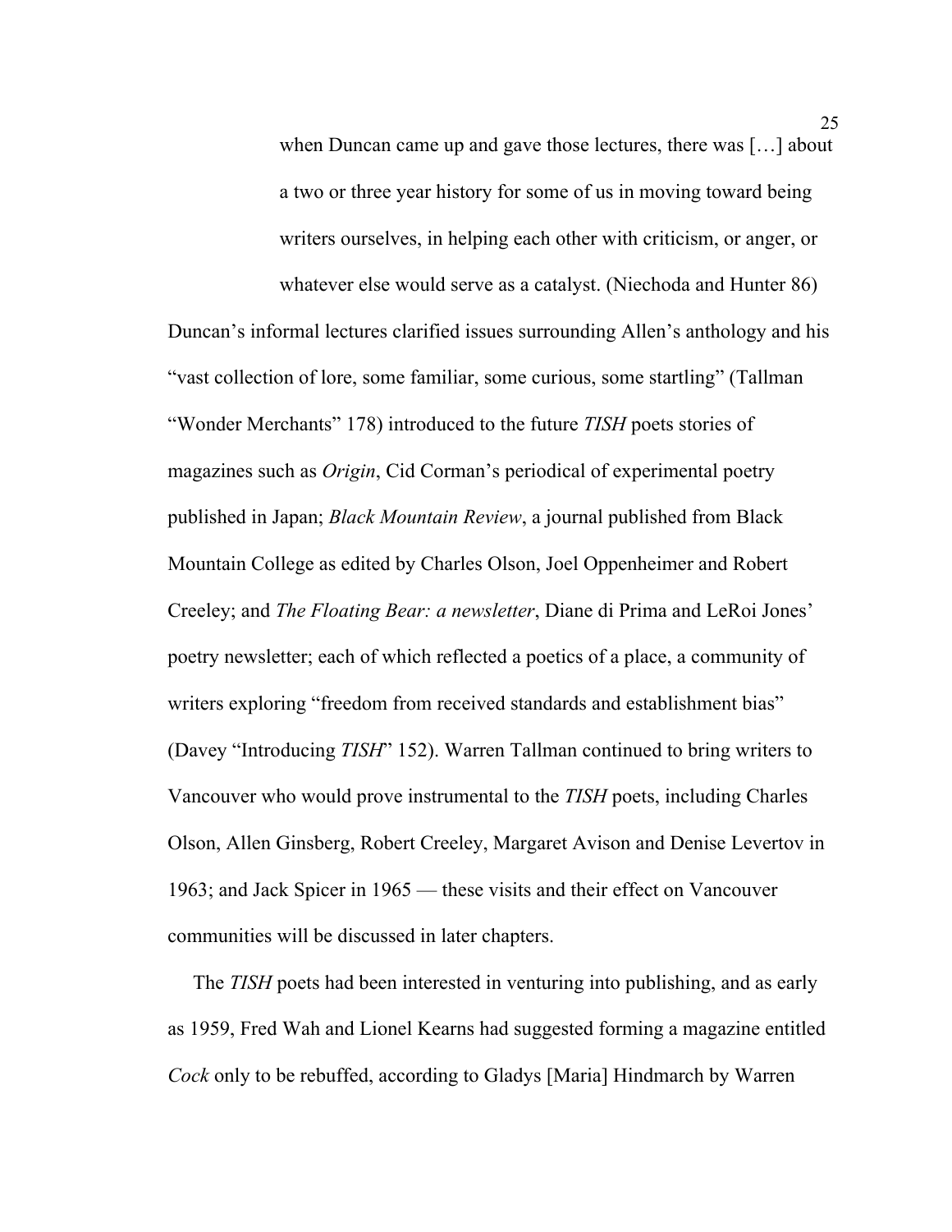> when Duncan came up and gave those lectures, there was […] about a two or three year history for some of us in moving toward being writers ourselves, in helping each other with criticism, or anger, or whatever else would serve as a catalyst. (Niechoda and Hunter 86)

Duncan's informal lectures clarified issues surrounding Allen's anthology and his "vast collection of lore, some familiar, some curious, some startling" (Tallman "Wonder Merchants" 178) introduced to the future *TISH* poets stories of magazines such as *Origin*, Cid Corman's periodical of experimental poetry published in Japan; *Black Mountain Review*, a journal published from Black Mountain College as edited by Charles Olson, Joel Oppenheimer and Robert Creeley; and *The Floating Bear: a newsletter*, Diane di Prima and LeRoi Jones' poetry newsletter; each of which reflected a poetics of a place, a community of writers exploring "freedom from received standards and establishment bias" (Davey "Introducing *TISH*" 152). Warren Tallman continued to bring writers to Vancouver who would prove instrumental to the *TISH* poets, including Charles Olson, Allen Ginsberg, Robert Creeley, Margaret Avison and Denise Levertov in 1963; and Jack Spicer in 1965 — these visits and their effect on Vancouver communities will be discussed in later chapters.

The *TISH* poets had been interested in venturing into publishing, and as early as 1959, Fred Wah and Lionel Kearns had suggested forming a magazine entitled *Cock* only to be rebuffed, according to Gladys [Maria] Hindmarch by Warren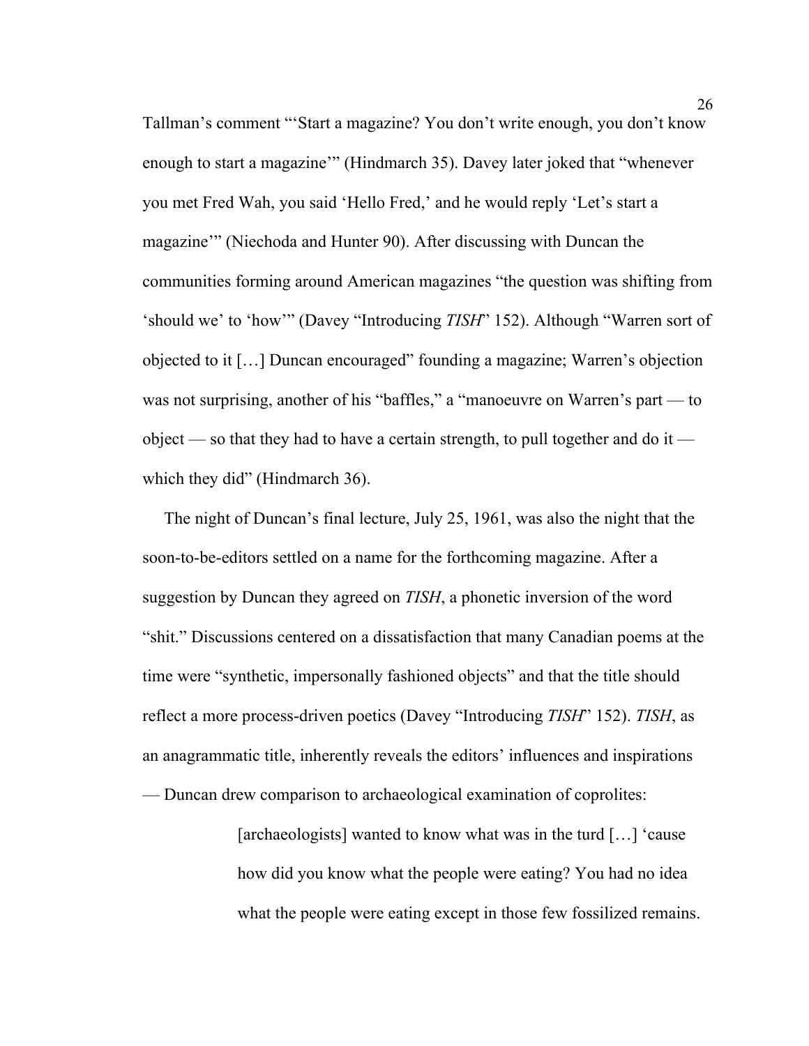Tallman's comment "'Start a magazine? You don't write enough, you don't know enough to start a magazine'" (Hindmarch 35). Davey later joked that "whenever you met Fred Wah, you said 'Hello Fred,' and he would reply 'Let's start a magazine'" (Niechoda and Hunter 90). After discussing with Duncan the communities forming around American magazines "the question was shifting from 'should we' to 'how'" (Davey "Introducing *TISH*" 152). Although "Warren sort of objected to it […] Duncan encouraged" founding a magazine; Warren's objection was not surprising, another of his "baffles," a "manoeuvre on Warren's part — to object — so that they had to have a certain strength, to pull together and do it — which they did" (Hindmarch 36).

The night of Duncan's final lecture, July 25, 1961, was also the night that the soon-to-be-editors settled on a name for the forthcoming magazine. After a suggestion by Duncan they agreed on *TISH*, a phonetic inversion of the word "shit." Discussions centered on a dissatisfaction that many Canadian poems at the time were "synthetic, impersonally fashioned objects" and that the title should reflect a more process-driven poetics (Davey "Introducing *TISH*" 152). *TISH*, as an anagrammatic title, inherently reveals the editors' influences and inspirations — Duncan drew comparison to archaeological examination of coprolites:

> [archaeologists] wanted to know what was in the turd […] 'cause how did you know what the people were eating? You had no idea what the people were eating except in those few fossilized remains.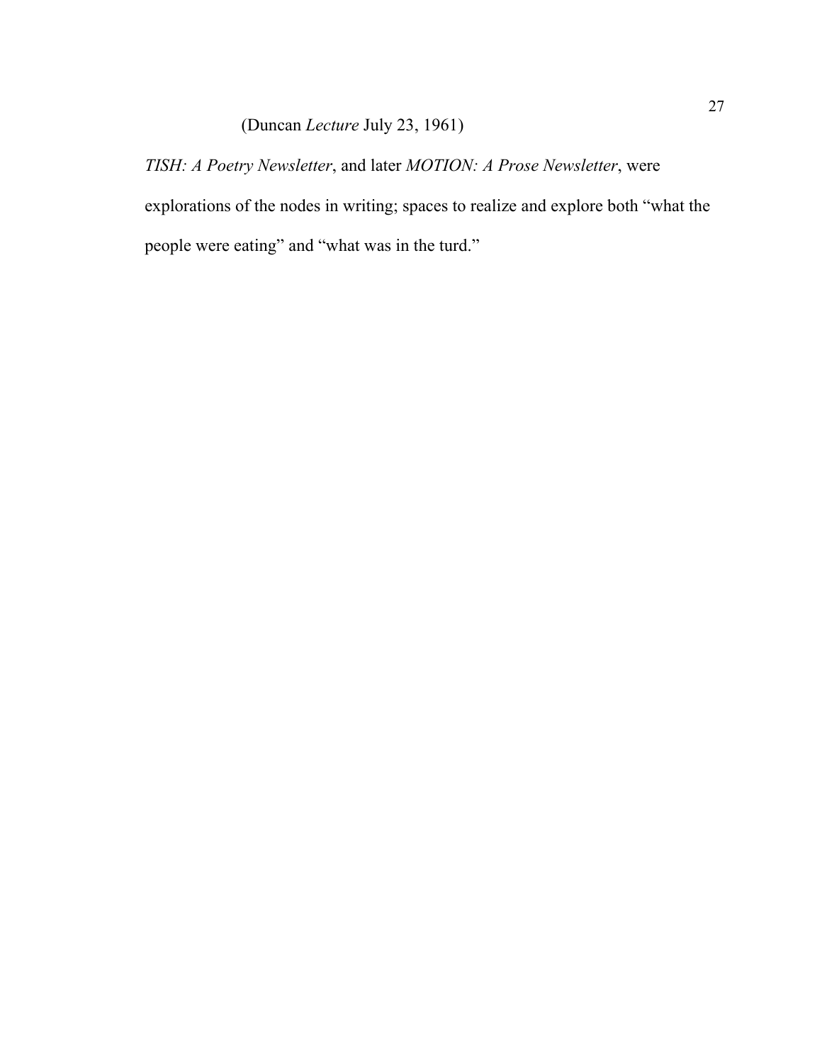(Duncan *Lecture* July 23, 1961)

*TISH: A Poetry Newsletter*, and later *MOTION: A Prose Newsletter*, were explorations of the nodes in writing; spaces to realize and explore both “what the people were eating” and “what was in the turd.”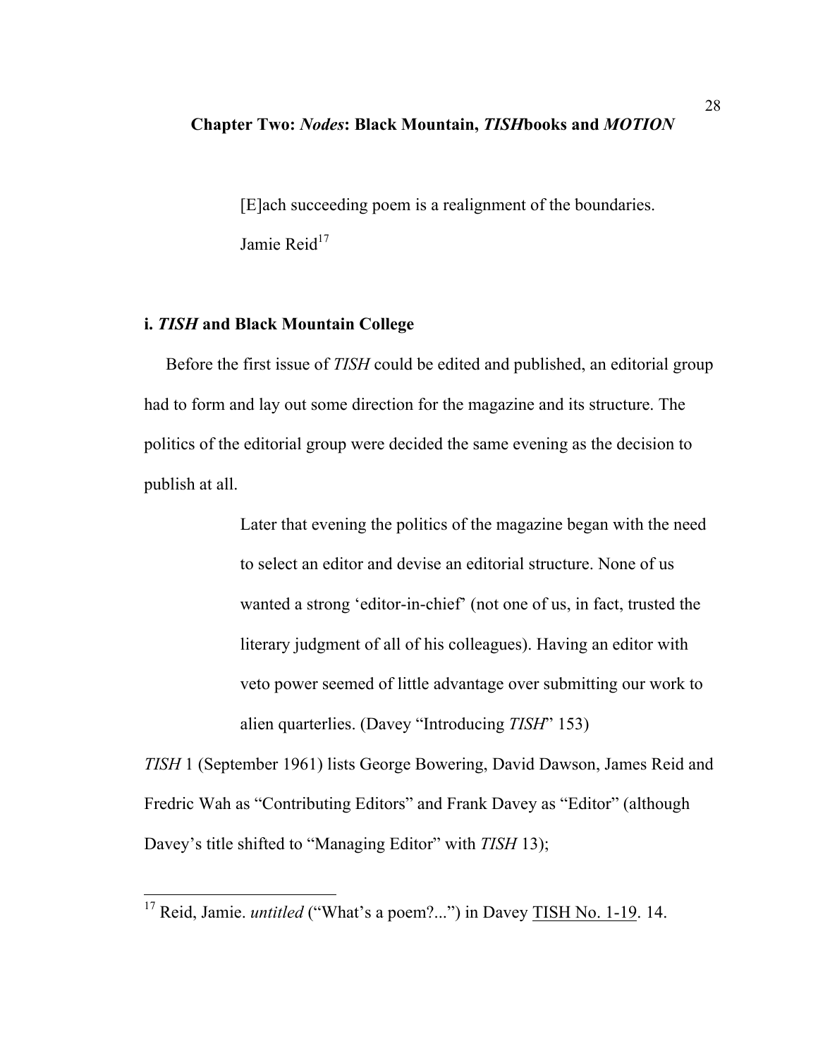## Chapter Two: *Nodes*: Black Mountain, *TISH*books and *MOTION*

> [E]ach succeeding poem is a realignment of the boundaries.
>
> Jamie Reid[17]

### i. *TISH* and Black Mountain College

Before the first issue of *TISH* could be edited and published, an editorial group had to form and lay out some direction for the magazine and its structure. The politics of the editorial group were decided the same evening as the decision to publish at all.

> Later that evening the politics of the magazine began with the need to select an editor and devise an editorial structure. None of us wanted a strong 'editor-in-chief' (not one of us, in fact, trusted the literary judgment of all of his colleagues). Having an editor with veto power seemed of little advantage over submitting our work to alien quarterlies. (Davey "Introducing *TISH*" 153)

*TISH* 1 (September 1961) lists George Bowering, David Dawson, James Reid and Fredric Wah as "Contributing Editors" and Frank Davey as "Editor" (although Davey's title shifted to "Managing Editor" with *TISH* 13);

---

[17] Reid, Jamie. *untitled* ("What's a poem?...") in Davey TISH No. 1-19. 14.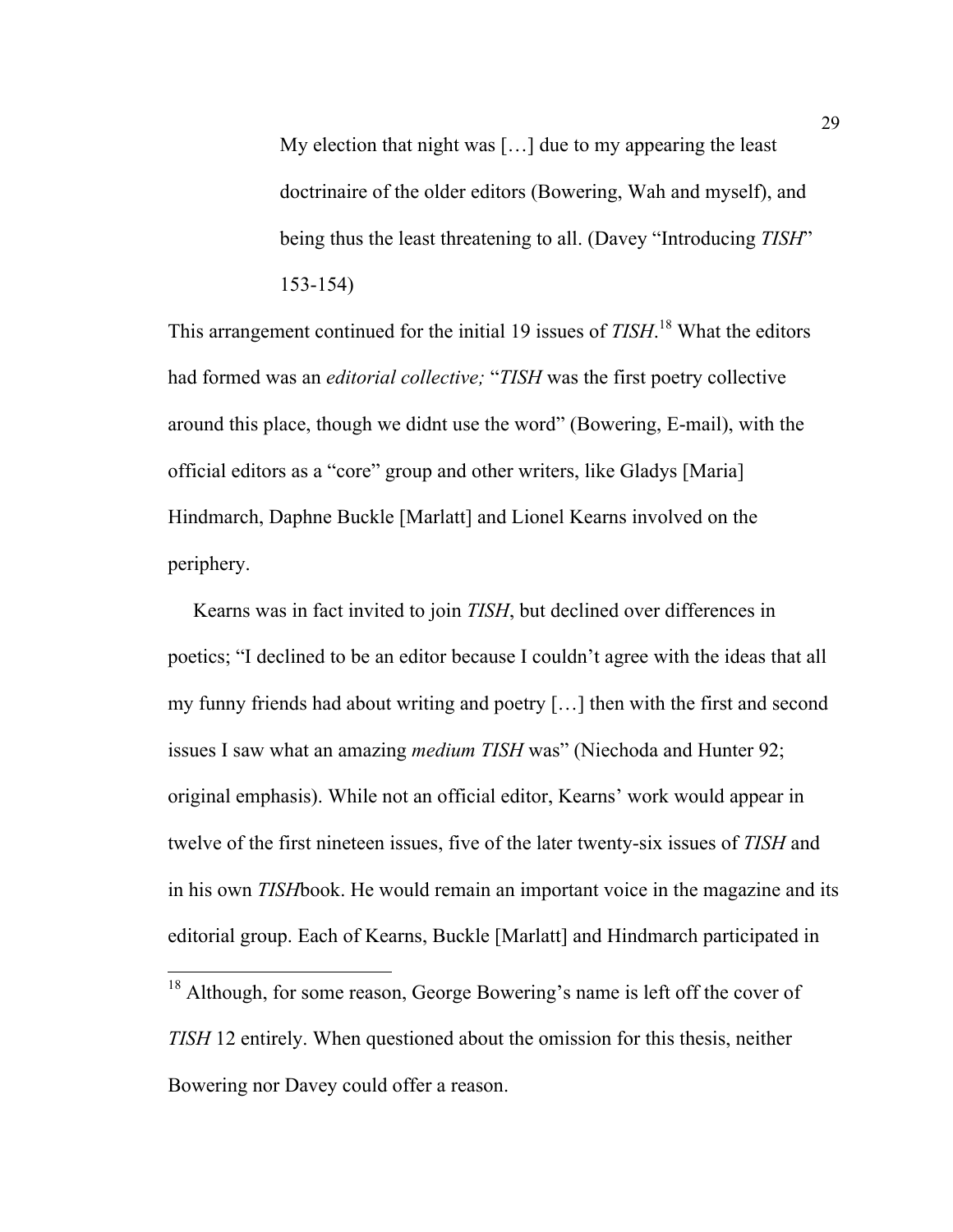> My election that night was […] due to my appearing the least doctrinaire of the older editors (Bowering, Wah and myself), and being thus the least threatening to all. (Davey "Introducing *TISH*" 153-154)

This arrangement continued for the initial 19 issues of *TISH*.[18] What the editors had formed was an *editorial collective;* "*TISH* was the first poetry collective around this place, though we didnt use the word" (Bowering, E-mail), with the official editors as a "core" group and other writers, like Gladys [Maria] Hindmarch, Daphne Buckle [Marlatt] and Lionel Kearns involved on the periphery.

Kearns was in fact invited to join *TISH*, but declined over differences in poetics; "I declined to be an editor because I couldn't agree with the ideas that all my funny friends had about writing and poetry […] then with the first and second issues I saw what an amazing *medium TISH* was" (Niechoda and Hunter 92; original emphasis). While not an official editor, Kearns' work would appear in twelve of the first nineteen issues, five of the later twenty-six issues of *TISH* and in his own *TISH*book. He would remain an important voice in the magazine and its editorial group. Each of Kearns, Buckle [Marlatt] and Hindmarch participated in

[18] Although, for some reason, George Bowering's name is left off the cover of *TISH* 12 entirely. When questioned about the omission for this thesis, neither Bowering nor Davey could offer a reason.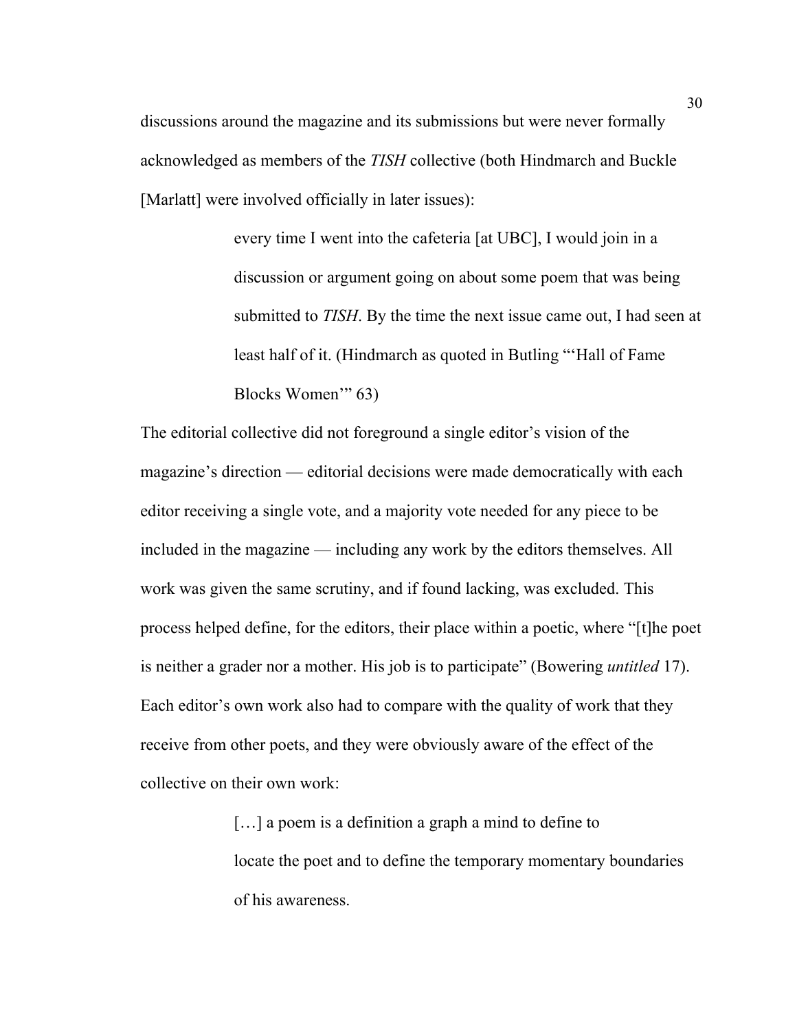discussions around the magazine and its submissions but were never formally acknowledged as members of the *TISH* collective (both Hindmarch and Buckle [Marlatt] were involved officially in later issues):

> every time I went into the cafeteria [at UBC], I would join in a discussion or argument going on about some poem that was being submitted to *TISH*. By the time the next issue came out, I had seen at least half of it. (Hindmarch as quoted in Butling "'Hall of Fame Blocks Women'" 63)

The editorial collective did not foreground a single editor's vision of the magazine's direction — editorial decisions were made democratically with each editor receiving a single vote, and a majority vote needed for any piece to be included in the magazine — including any work by the editors themselves. All work was given the same scrutiny, and if found lacking, was excluded. This process helped define, for the editors, their place within a poetic, where "[t]he poet is neither a grader nor a mother. His job is to participate" (Bowering *untitled* 17). Each editor's own work also had to compare with the quality of work that they receive from other poets, and they were obviously aware of the effect of the collective on their own work:

> […] a poem is a definition a graph a mind to define to
> locate the poet and to define the temporary momentary boundaries
> of his awareness.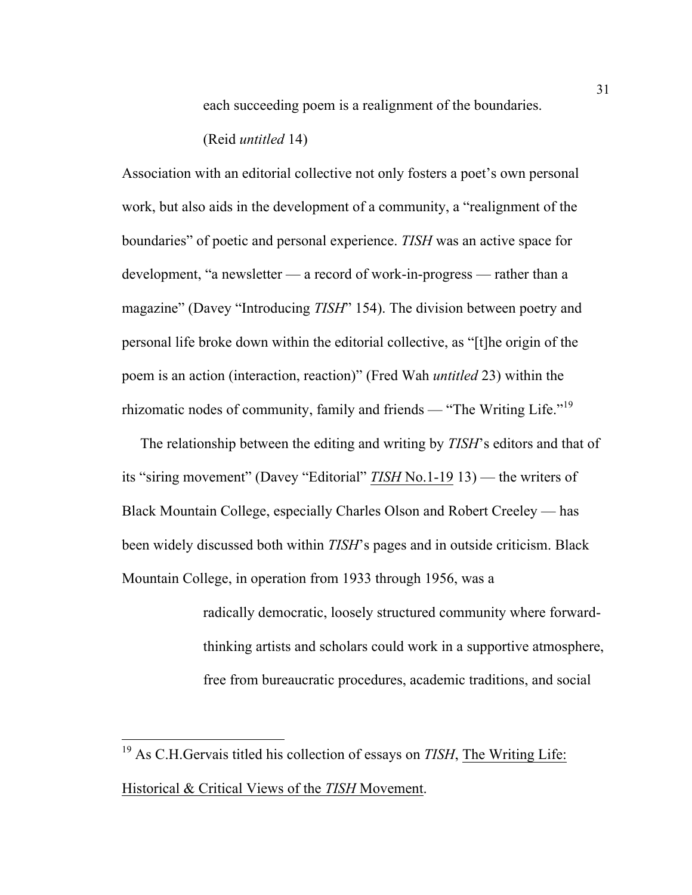> each succeeding poem is a realignment of the boundaries.
>
> (Reid *untitled* 14)

Association with an editorial collective not only fosters a poet's own personal work, but also aids in the development of a community, a "realignment of the boundaries" of poetic and personal experience. *TISH* was an active space for development, "a newsletter — a record of work-in-progress — rather than a magazine" (Davey "Introducing *TISH*" 154). The division between poetry and personal life broke down within the editorial collective, as "[t]he origin of the poem is an action (interaction, reaction)" (Fred Wah *untitled* 23) within the rhizomatic nodes of community, family and friends — "The Writing Life."[19]

The relationship between the editing and writing by *TISH*'s editors and that of its "siring movement" (Davey "Editorial" *TISH* No.1-19 13) — the writers of Black Mountain College, especially Charles Olson and Robert Creeley — has been widely discussed both within *TISH*'s pages and in outside criticism. Black Mountain College, in operation from 1933 through 1956, was a

> radically democratic, loosely structured community where forward-thinking artists and scholars could work in a supportive atmosphere, free from bureaucratic procedures, academic traditions, and social

[19] As C.H.Gervais titled his collection of essays on *TISH*, The Writing Life: Historical & Critical Views of the *TISH* Movement.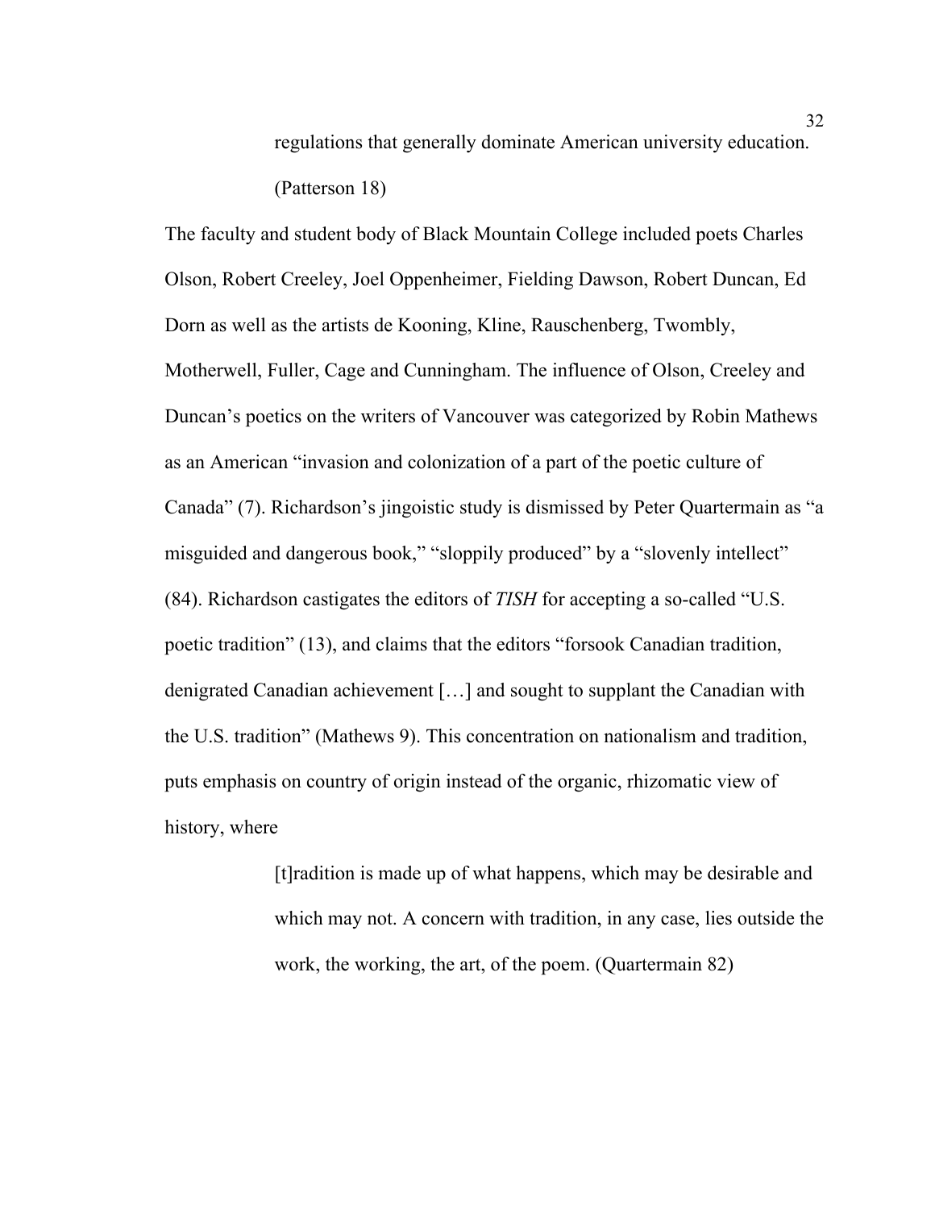> regulations that generally dominate American university education. (Patterson 18)

The faculty and student body of Black Mountain College included poets Charles Olson, Robert Creeley, Joel Oppenheimer, Fielding Dawson, Robert Duncan, Ed Dorn as well as the artists de Kooning, Kline, Rauschenberg, Twombly, Motherwell, Fuller, Cage and Cunningham. The influence of Olson, Creeley and Duncan's poetics on the writers of Vancouver was categorized by Robin Mathews as an American "invasion and colonization of a part of the poetic culture of Canada" (7). Richardson's jingoistic study is dismissed by Peter Quartermain as "a misguided and dangerous book," "sloppily produced" by a "slovenly intellect" (84). Richardson castigates the editors of *TISH* for accepting a so-called "U.S. poetic tradition" (13), and claims that the editors "forsook Canadian tradition, denigrated Canadian achievement […] and sought to supplant the Canadian with the U.S. tradition" (Mathews 9). This concentration on nationalism and tradition, puts emphasis on country of origin instead of the organic, rhizomatic view of history, where

> [t]radition is made up of what happens, which may be desirable and which may not. A concern with tradition, in any case, lies outside the work, the working, the art, of the poem. (Quartermain 82)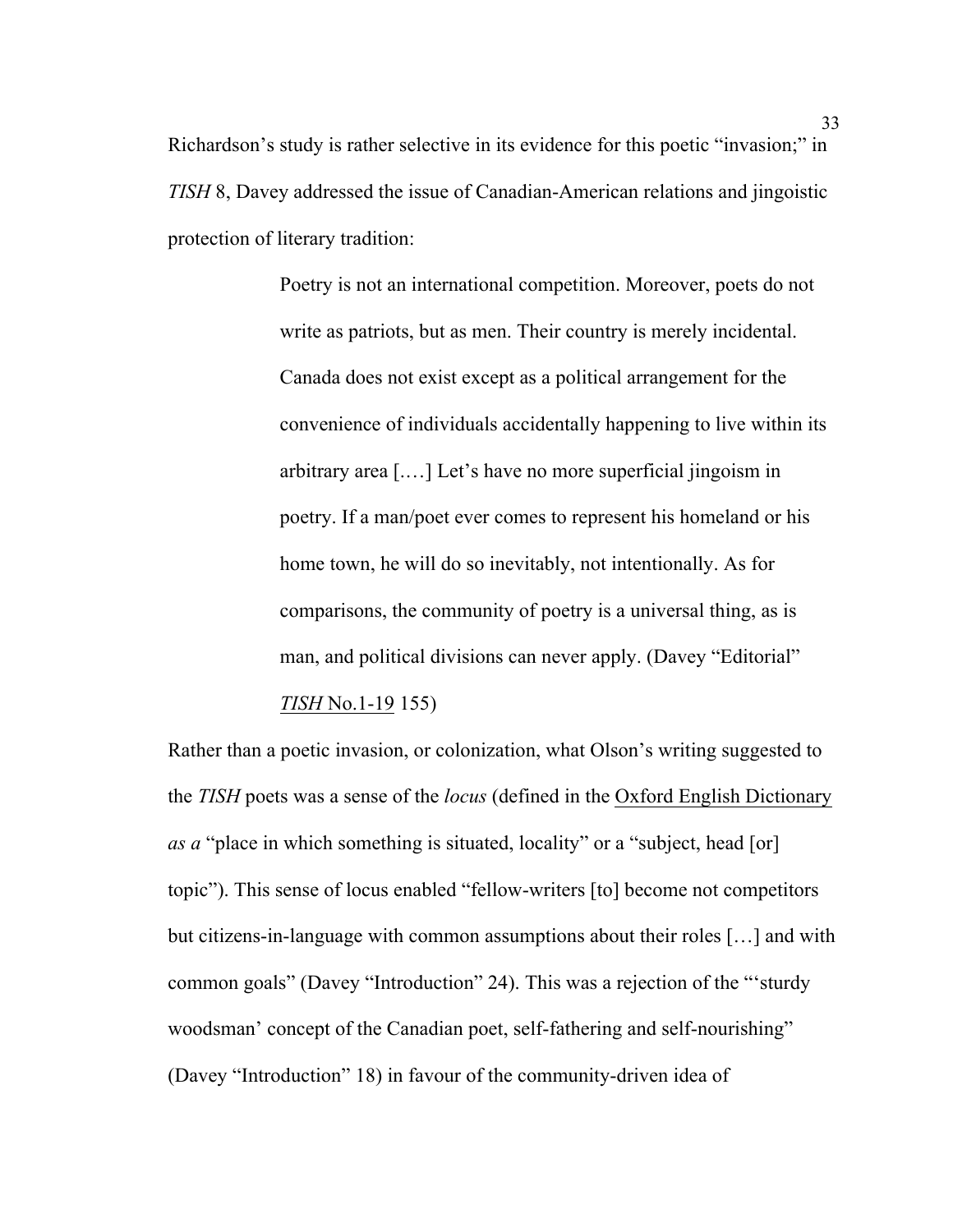Richardson's study is rather selective in its evidence for this poetic "invasion;" in *TISH* 8, Davey addressed the issue of Canadian-American relations and jingoistic protection of literary tradition:

> Poetry is not an international competition. Moreover, poets do not write as patriots, but as men. Their country is merely incidental. Canada does not exist except as a political arrangement for the convenience of individuals accidentally happening to live within its arbitrary area [.…] Let's have no more superficial jingoism in poetry. If a man/poet ever comes to represent his homeland or his home town, he will do so inevitably, not intentionally. As for comparisons, the community of poetry is a universal thing, as is man, and political divisions can never apply. (Davey "Editorial" *TISH* No.1-19 155)

Rather than a poetic invasion, or colonization, what Olson's writing suggested to the *TISH* poets was a sense of the *locus* (defined in the Oxford English Dictionary *as a* "place in which something is situated, locality" or a "subject, head [or] topic"). This sense of locus enabled "fellow-writers [to] become not competitors but citizens-in-language with common assumptions about their roles […] and with common goals" (Davey "Introduction" 24). This was a rejection of the "'sturdy woodsman' concept of the Canadian poet, self-fathering and self-nourishing" (Davey "Introduction" 18) in favour of the community-driven idea of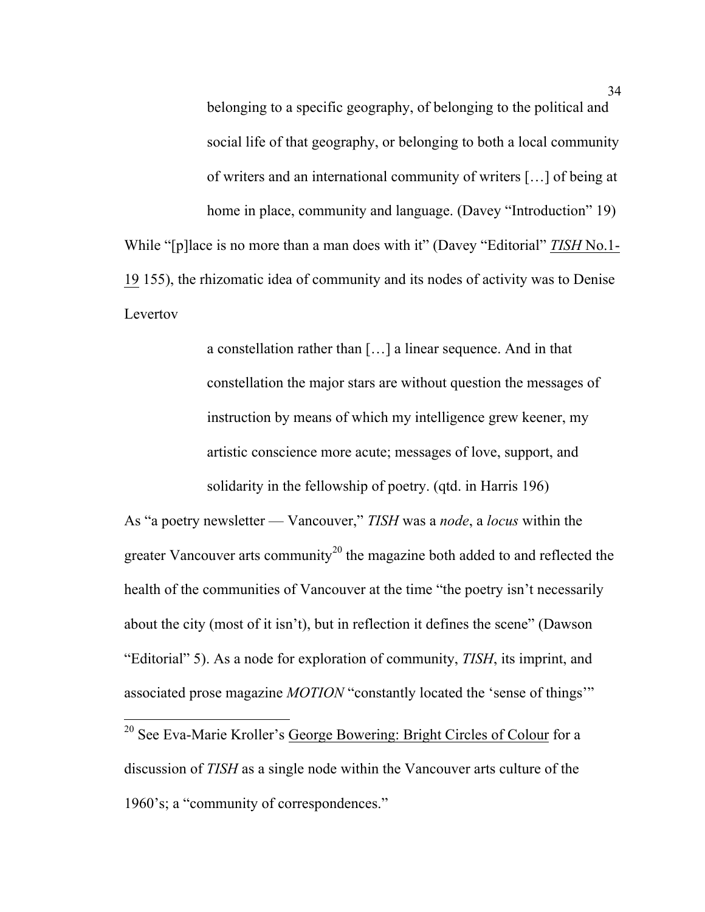> belonging to a specific geography, of belonging to the political and social life of that geography, or belonging to both a local community of writers and an international community of writers […] of being at home in place, community and language. (Davey "Introduction" 19)

While "[p]lace is no more than a man does with it" (Davey "Editorial" *TISH* No.1-19 155), the rhizomatic idea of community and its nodes of activity was to Denise Levertov

> a constellation rather than […] a linear sequence. And in that constellation the major stars are without question the messages of instruction by means of which my intelligence grew keener, my artistic conscience more acute; messages of love, support, and solidarity in the fellowship of poetry. (qtd. in Harris 196)

As "a poetry newsletter — Vancouver," *TISH* was a *node*, a *locus* within the greater Vancouver arts community[20] the magazine both added to and reflected the health of the communities of Vancouver at the time "the poetry isn't necessarily about the city (most of it isn't), but in reflection it defines the scene" (Dawson "Editorial" 5). As a node for exploration of community, *TISH*, its imprint, and associated prose magazine *MOTION* "constantly located the 'sense of things'"

---

[20] See Eva-Marie Kroller's George Bowering: Bright Circles of Colour for a discussion of *TISH* as a single node within the Vancouver arts culture of the 1960's; a "community of correspondences."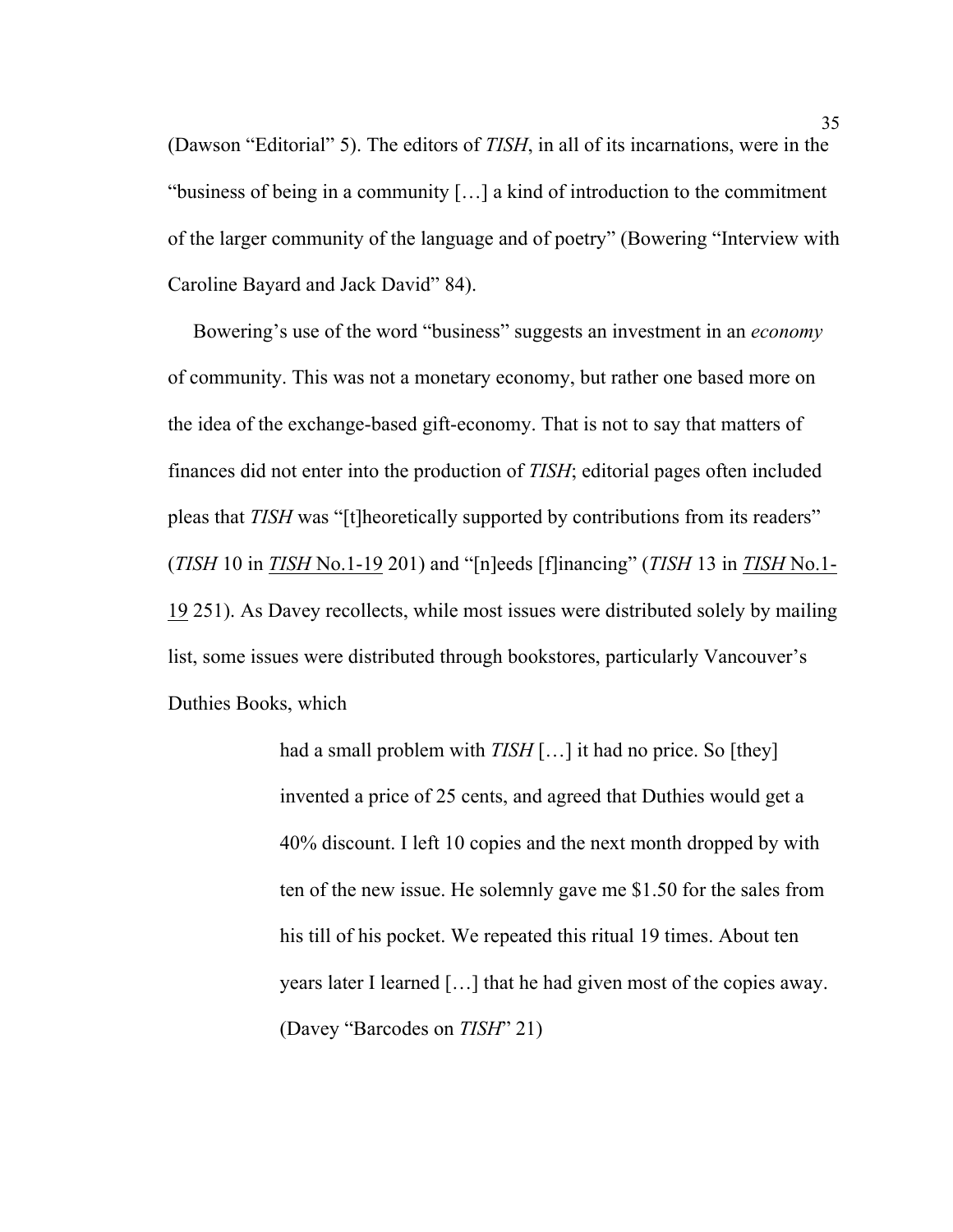(Dawson "Editorial" 5). The editors of *TISH*, in all of its incarnations, were in the "business of being in a community […] a kind of introduction to the commitment of the larger community of the language and of poetry" (Bowering "Interview with Caroline Bayard and Jack David" 84).

Bowering's use of the word "business" suggests an investment in an *economy* of community. This was not a monetary economy, but rather one based more on the idea of the exchange-based gift-economy. That is not to say that matters of finances did not enter into the production of *TISH*; editorial pages often included pleas that *TISH* was "[t]heoretically supported by contributions from its readers" (*TISH* 10 in *TISH* No.1-19 201) and "[n]eeds [f]inancing" (*TISH* 13 in *TISH* No.1-19 251). As Davey recollects, while most issues were distributed solely by mailing list, some issues were distributed through bookstores, particularly Vancouver's Duthies Books, which

> had a small problem with *TISH* […] it had no price. So [they] invented a price of 25 cents, and agreed that Duthies would get a 40% discount. I left 10 copies and the next month dropped by with ten of the new issue. He solemnly gave me $1.50 for the sales from his till of his pocket. We repeated this ritual 19 times. About ten years later I learned […] that he had given most of the copies away. (Davey "Barcodes on *TISH*" 21)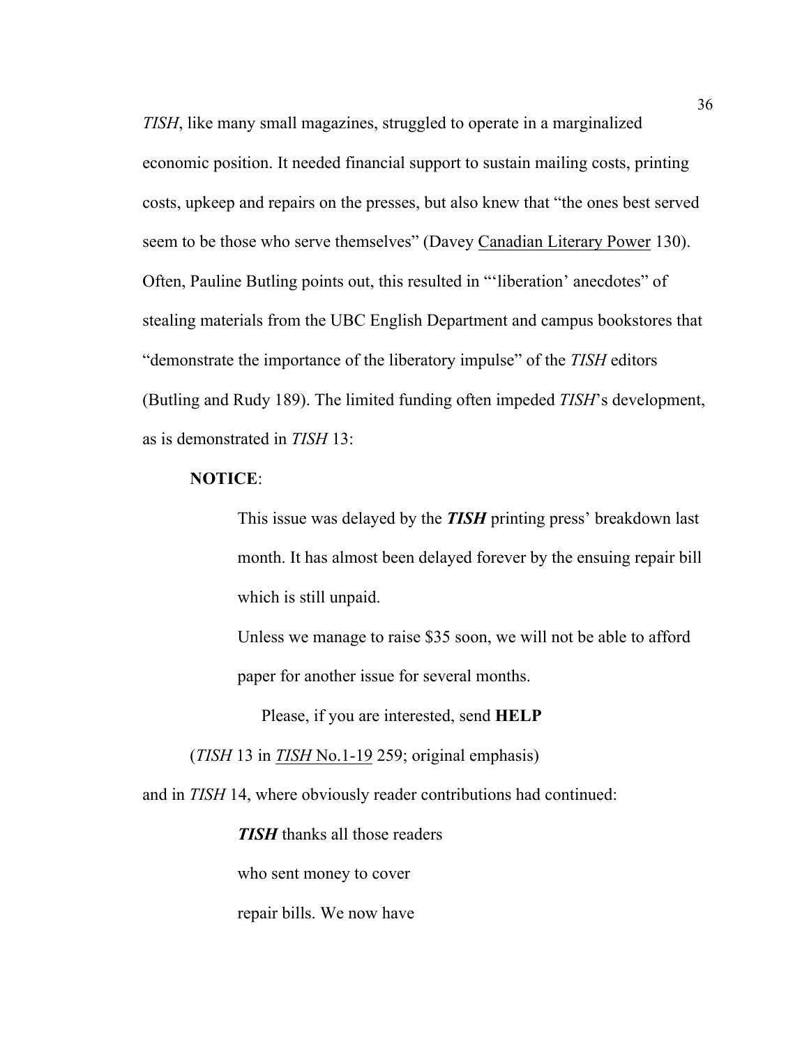*TISH*, like many small magazines, struggled to operate in a marginalized economic position. It needed financial support to sustain mailing costs, printing costs, upkeep and repairs on the presses, but also knew that "the ones best served seem to be those who serve themselves" (Davey <u>Canadian Literary Power</u> 130). Often, Pauline Butling points out, this resulted in "'liberation' anecdotes" of stealing materials from the UBC English Department and campus bookstores that "demonstrate the importance of the liberatory impulse" of the *TISH* editors (Butling and Rudy 189). The limited funding often impeded *TISH*'s development, as is demonstrated in *TISH* 13:

> **NOTICE**:
>
> This issue was delayed by the ***TISH*** printing press' breakdown last month. It has almost been delayed forever by the ensuing repair bill which is still unpaid.
>
> Unless we manage to raise $35 soon, we will not be able to afford paper for another issue for several months.
>
> Please, if you are interested, send **HELP**
>
> (*TISH* 13 in <u>*TISH* No.1-19</u> 259; original emphasis)

and in *TISH* 14, where obviously reader contributions had continued:

> ***TISH*** thanks all those readers
> who sent money to cover
> repair bills. We now have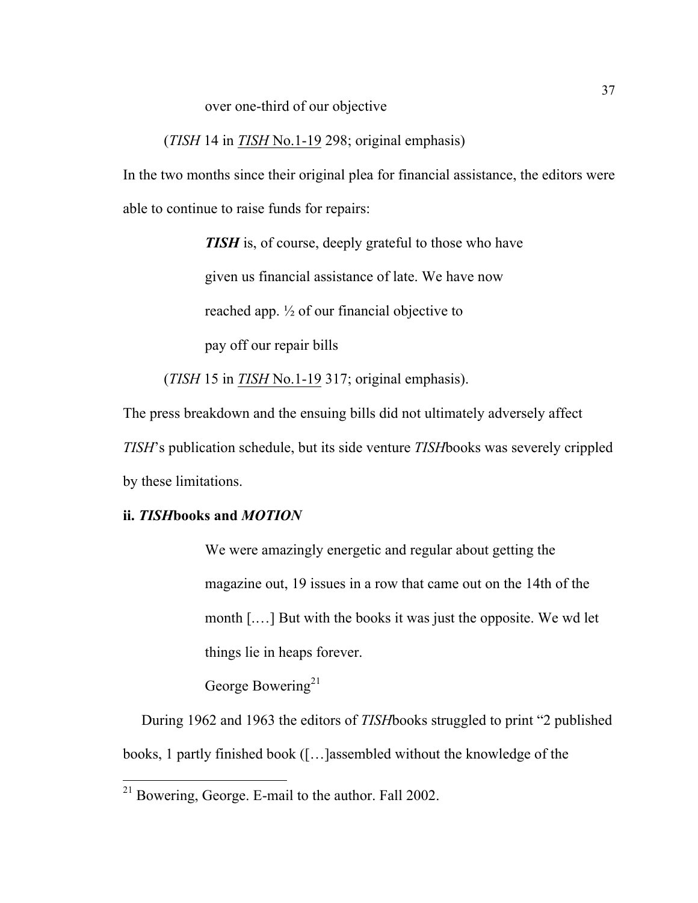> over one-third of our objective

(*TISH* 14 in *TISH* No.1-19 298; original emphasis)

In the two months since their original plea for financial assistance, the editors were able to continue to raise funds for repairs:

> ***TISH*** is, of course, deeply grateful to those who have
> given us financial assistance of late. We have now
> reached app. ½ of our financial objective to
> pay off our repair bills

(*TISH* 15 in *TISH* No.1-19 317; original emphasis).

The press breakdown and the ensuing bills did not ultimately adversely affect *TISH*'s publication schedule, but its side venture *TISH*books was severely crippled by these limitations.

### ii. *TISH*books and *MOTION*

> We were amazingly energetic and regular about getting the magazine out, 19 issues in a row that came out on the 14th of the month [.…] But with the books it was just the opposite. We wd let things lie in heaps forever.
>
> George Bowering[21]

During 1962 and 1963 the editors of *TISH*books struggled to print "2 published books, 1 partly finished book ([…]assembled without the knowledge of the

[21] Bowering, George. E-mail to the author. Fall 2002.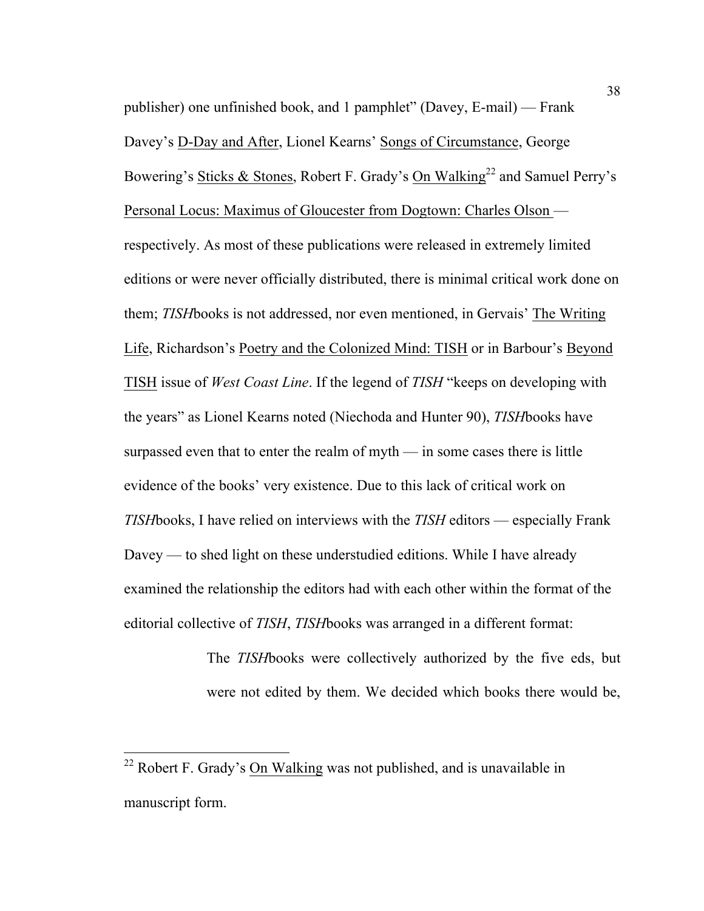publisher) one unfinished book, and 1 pamphlet" (Davey, E-mail) — Frank Davey's D-Day and After, Lionel Kearns' Songs of Circumstance, George Bowering's Sticks & Stones, Robert F. Grady's On Walking[22] and Samuel Perry's Personal Locus: Maximus of Gloucester from Dogtown: Charles Olson — respectively. As most of these publications were released in extremely limited editions or were never officially distributed, there is minimal critical work done on them; *TISH*books is not addressed, nor even mentioned, in Gervais' The Writing Life, Richardson's Poetry and the Colonized Mind: TISH or in Barbour's Beyond TISH issue of *West Coast Line*. If the legend of *TISH* "keeps on developing with the years" as Lionel Kearns noted (Niechoda and Hunter 90), *TISH*books have surpassed even that to enter the realm of myth — in some cases there is little evidence of the books' very existence. Due to this lack of critical work on *TISH*books, I have relied on interviews with the *TISH* editors — especially Frank Davey — to shed light on these understudied editions. While I have already examined the relationship the editors had with each other within the format of the editorial collective of *TISH*, *TISH*books was arranged in a different format:

> The *TISH*books were collectively authorized by the five eds, but were not edited by them. We decided which books there would be,

[22] Robert F. Grady's On Walking was not published, and is unavailable in manuscript form.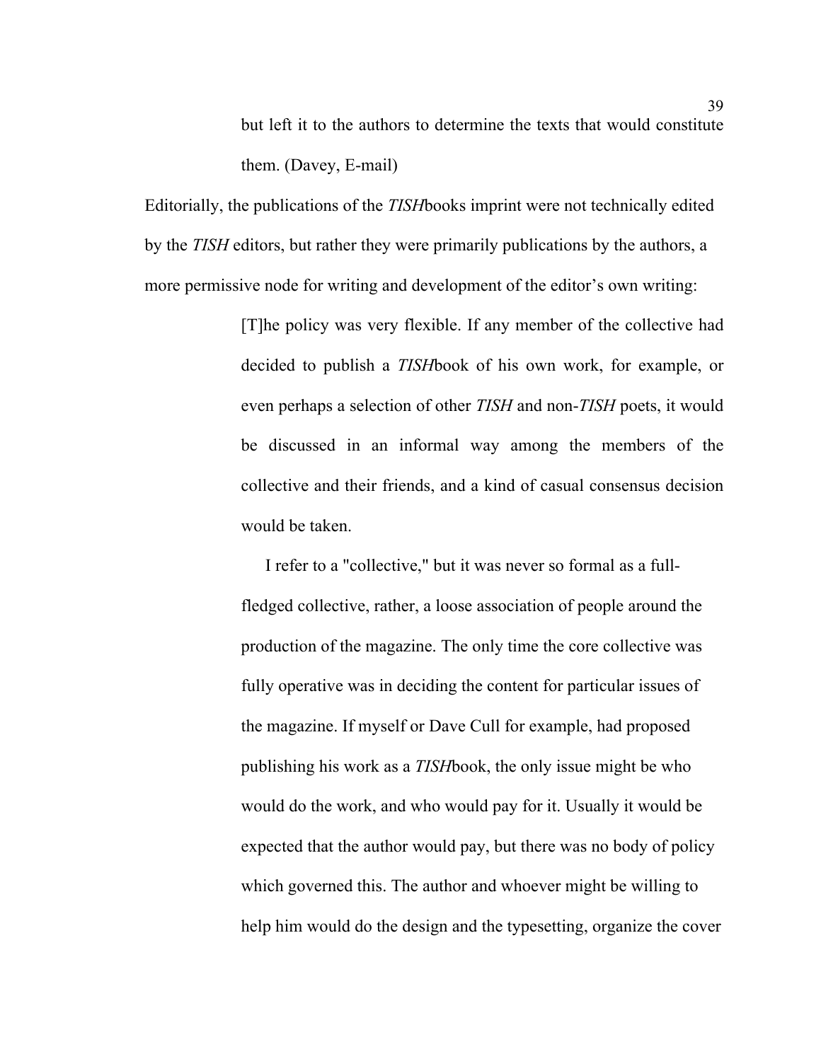> but left it to the authors to determine the texts that would constitute them. (Davey, E-mail)

Editorially, the publications of the *TISH*books imprint were not technically edited by the *TISH* editors, but rather they were primarily publications by the authors, a more permissive node for writing and development of the editor's own writing:

> [T]he policy was very flexible. If any member of the collective had decided to publish a *TISH*book of his own work, for example, or even perhaps a selection of other *TISH* and non-*TISH* poets, it would be discussed in an informal way among the members of the collective and their friends, and a kind of casual consensus decision would be taken.
>
> I refer to a "collective," but it was never so formal as a full-fledged collective, rather, a loose association of people around the production of the magazine. The only time the core collective was fully operative was in deciding the content for particular issues of the magazine. If myself or Dave Cull for example, had proposed publishing his work as a *TISH*book, the only issue might be who would do the work, and who would pay for it. Usually it would be expected that the author would pay, but there was no body of policy which governed this. The author and whoever might be willing to help him would do the design and the typesetting, organize the cover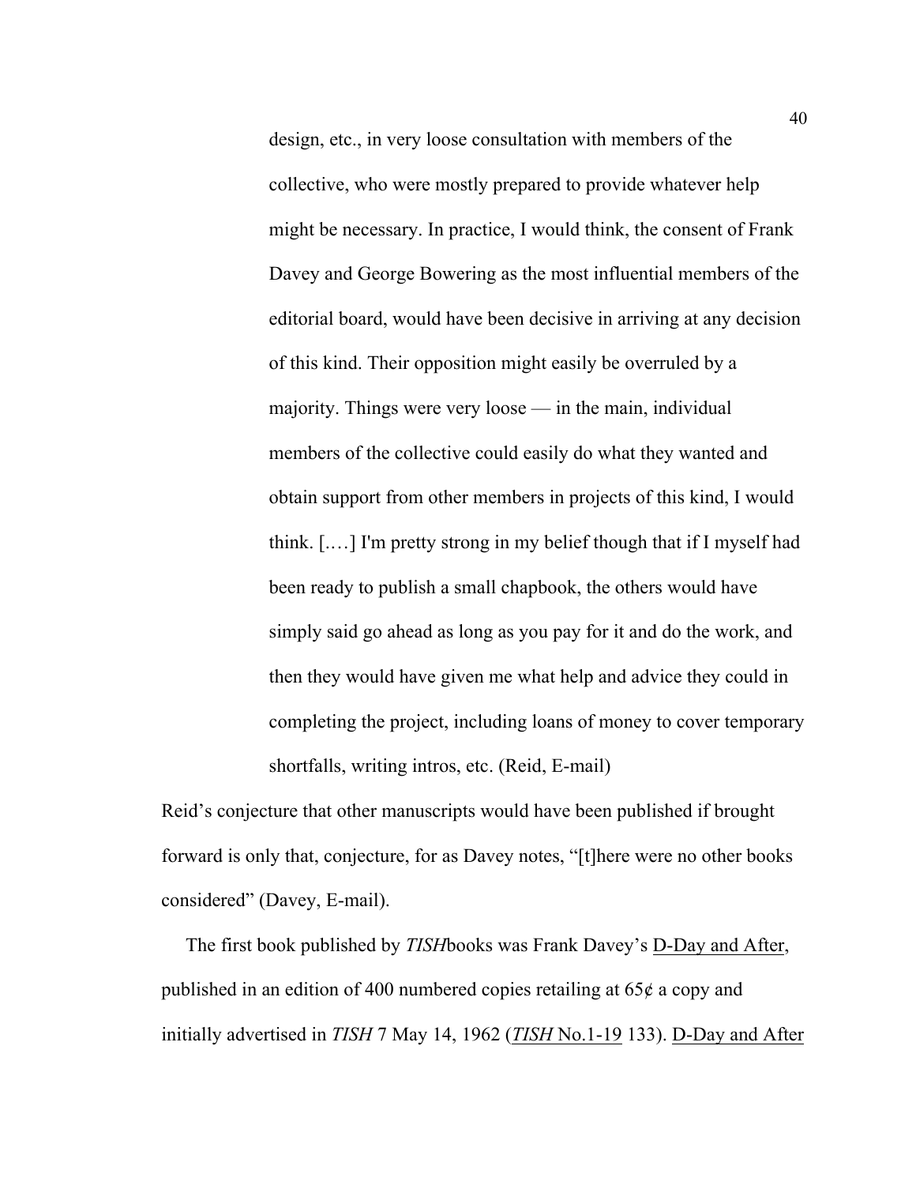> design, etc., in very loose consultation with members of the collective, who were mostly prepared to provide whatever help might be necessary. In practice, I would think, the consent of Frank Davey and George Bowering as the most influential members of the editorial board, would have been decisive in arriving at any decision of this kind. Their opposition might easily be overruled by a majority. Things were very loose — in the main, individual members of the collective could easily do what they wanted and obtain support from other members in projects of this kind, I would think. [.…] I'm pretty strong in my belief though that if I myself had been ready to publish a small chapbook, the others would have simply said go ahead as long as you pay for it and do the work, and then they would have given me what help and advice they could in completing the project, including loans of money to cover temporary shortfalls, writing intros, etc. (Reid, E-mail)

Reid's conjecture that other manuscripts would have been published if brought forward is only that, conjecture, for as Davey notes, "[t]here were no other books considered" (Davey, E-mail).

The first book published by *TISH*books was Frank Davey's D-Day and After, published in an edition of 400 numbered copies retailing at 65¢ a copy and initially advertised in *TISH* 7 May 14, 1962 (*TISH* No.1-19 133). D-Day and After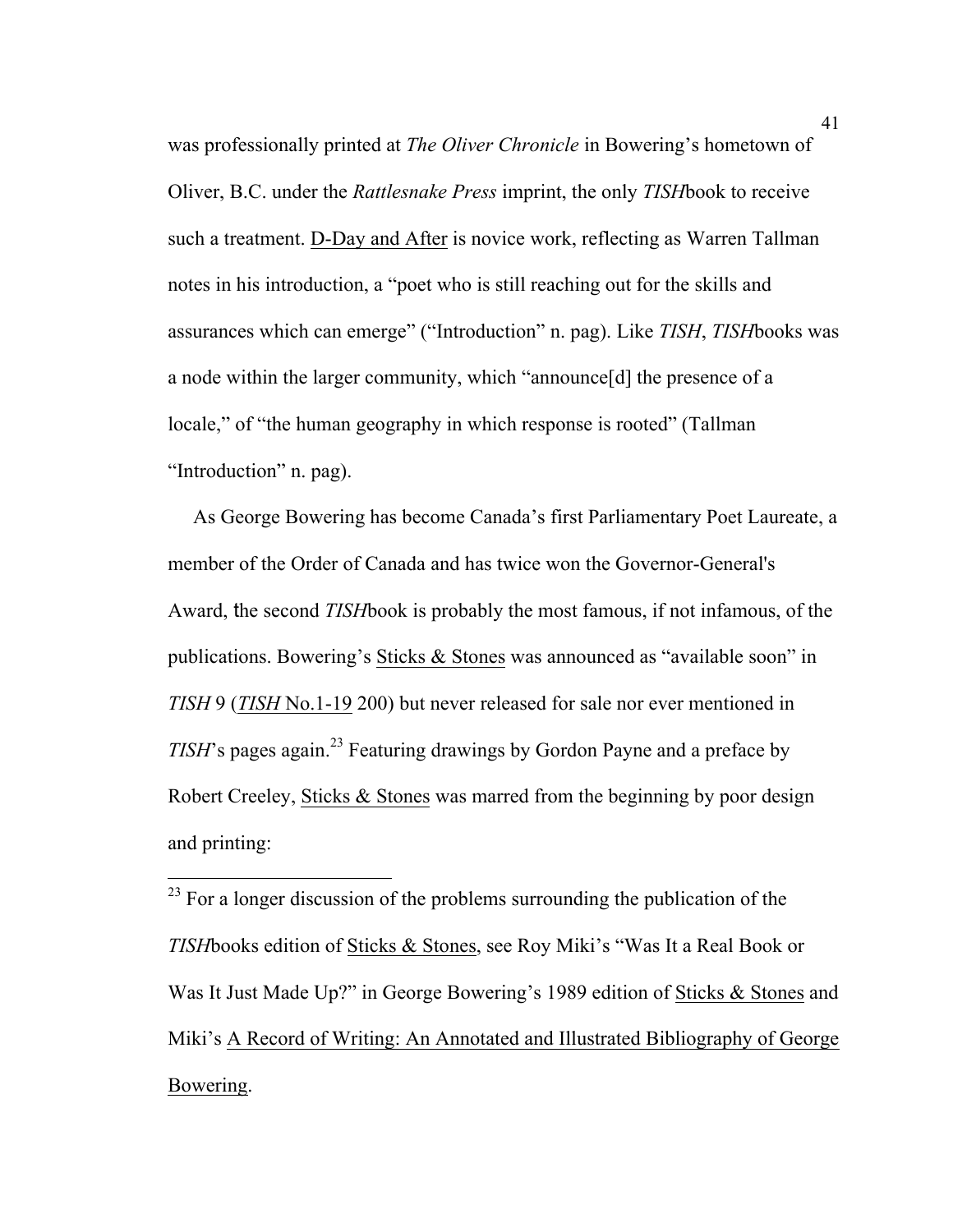was professionally printed at *The Oliver Chronicle* in Bowering's hometown of Oliver, B.C. under the *Rattlesnake Press* imprint, the only *TISH*book to receive such a treatment. D-Day and After is novice work, reflecting as Warren Tallman notes in his introduction, a "poet who is still reaching out for the skills and assurances which can emerge" ("Introduction" n. pag). Like *TISH*, *TISH*books was a node within the larger community, which "announce[d] the presence of a locale," of "the human geography in which response is rooted" (Tallman "Introduction" n. pag).

As George Bowering has become Canada's first Parliamentary Poet Laureate, a member of the Order of Canada and has twice won the Governor-General's Award, the second *TISH*book is probably the most famous, if not infamous, of the publications. Bowering's Sticks & Stones was announced as "available soon" in *TISH* 9 (*TISH* No.1-19 200) but never released for sale nor ever mentioned in *TISH*'s pages again.[23] Featuring drawings by Gordon Payne and a preface by Robert Creeley, Sticks & Stones was marred from the beginning by poor design and printing:

---

[23] For a longer discussion of the problems surrounding the publication of the *TISH*books edition of Sticks & Stones, see Roy Miki's "Was It a Real Book or Was It Just Made Up?" in George Bowering's 1989 edition of Sticks & Stones and Miki's A Record of Writing: An Annotated and Illustrated Bibliography of George Bowering.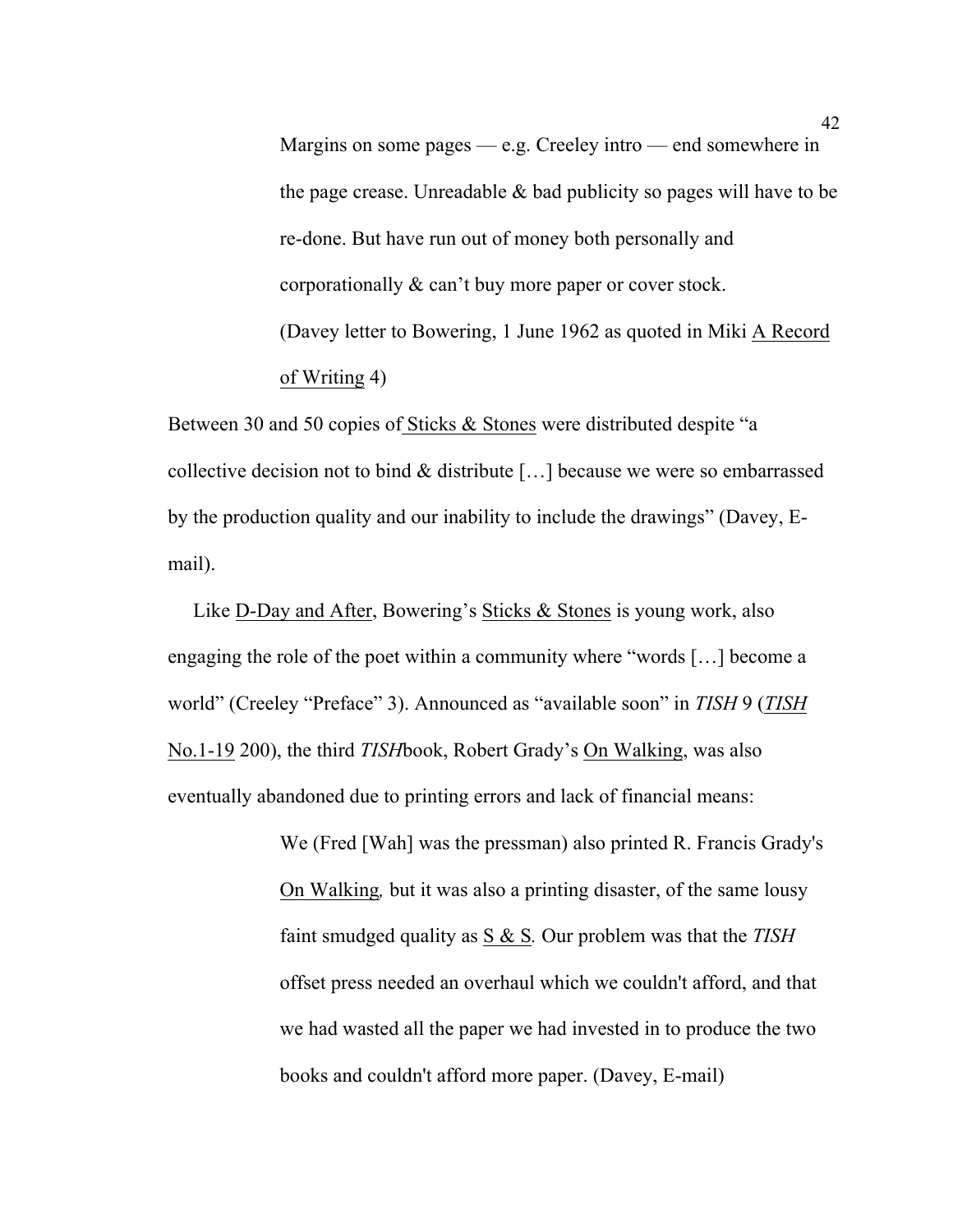> Margins on some pages — e.g. Creeley intro — end somewhere in the page crease. Unreadable & bad publicity so pages will have to be re-done. But have run out of money both personally and corporationally & can't buy more paper or cover stock.
> (Davey letter to Bowering, 1 June 1962 as quoted in Miki A Record of Writing 4)

Between 30 and 50 copies of Sticks & Stones were distributed despite "a collective decision not to bind & distribute […] because we were so embarrassed by the production quality and our inability to include the drawings" (Davey, E-mail).

Like D-Day and After, Bowering's Sticks & Stones is young work, also engaging the role of the poet within a community where "words […] become a world" (Creeley "Preface" 3). Announced as "available soon" in *TISH* 9 (*TISH* No.1-19 200), the third *TISH*book, Robert Grady's On Walking, was also eventually abandoned due to printing errors and lack of financial means:

> We (Fred [Wah] was the pressman) also printed R. Francis Grady's On Walking, but it was also a printing disaster, of the same lousy faint smudged quality as S & S. Our problem was that the *TISH* offset press needed an overhaul which we couldn't afford, and that we had wasted all the paper we had invested in to produce the two books and couldn't afford more paper. (Davey, E-mail)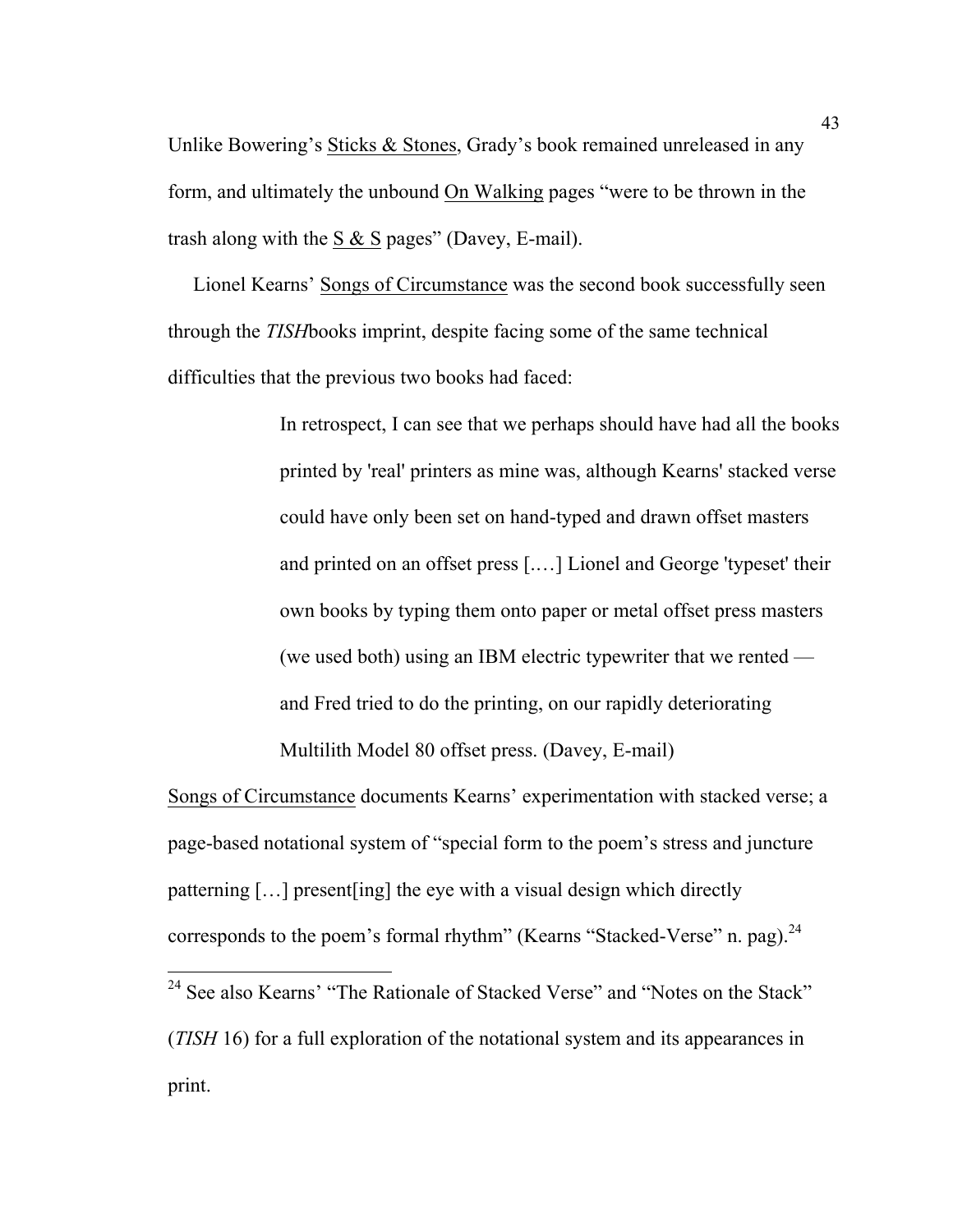Unlike Bowering's <u>Sticks & Stones</u>, Grady's book remained unreleased in any form, and ultimately the unbound <u>On Walking</u> pages "were to be thrown in the trash along with the <u>S & S</u> pages" (Davey, E-mail).

Lionel Kearns' <u>Songs of Circumstance</u> was the second book successfully seen through the *TISH*books imprint, despite facing some of the same technical difficulties that the previous two books had faced:

> In retrospect, I can see that we perhaps should have had all the books printed by 'real' printers as mine was, although Kearns' stacked verse could have only been set on hand-typed and drawn offset masters and printed on an offset press [.…] Lionel and George 'typeset' their own books by typing them onto paper or metal offset press masters (we used both) using an IBM electric typewriter that we rented — and Fred tried to do the printing, on our rapidly deteriorating Multilith Model 80 offset press. (Davey, E-mail)

<u>Songs of Circumstance</u> documents Kearns' experimentation with stacked verse; a page-based notational system of "special form to the poem's stress and juncture patterning […] present[ing] the eye with a visual design which directly corresponds to the poem's formal rhythm" (Kearns "Stacked-Verse" n. pag).[24]

---

[24] See also Kearns' "The Rationale of Stacked Verse" and "Notes on the Stack" (*TISH* 16) for a full exploration of the notational system and its appearances in print.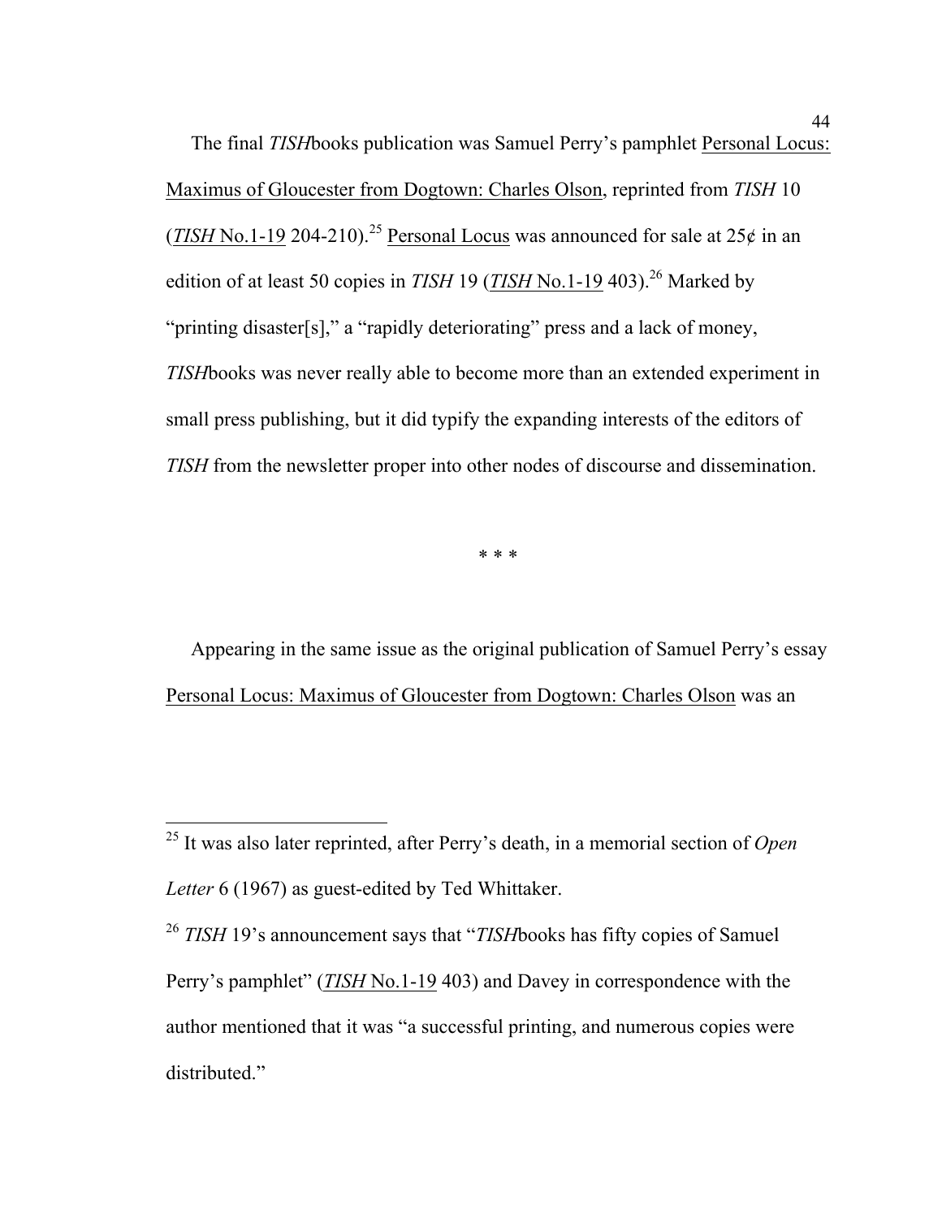The final *TISH*books publication was Samuel Perry's pamphlet <u>Personal Locus: Maximus of Gloucester from Dogtown: Charles Olson</u>, reprinted from *TISH* 10 (<u>*TISH* No.1-19</u> 204-210).[25] <u>Personal Locus</u> was announced for sale at 25¢ in an edition of at least 50 copies in *TISH* 19 (<u>*TISH* No.1-19</u> 403).[26] Marked by "printing disaster[s]," a "rapidly deteriorating" press and a lack of money, *TISH*books was never really able to become more than an extended experiment in small press publishing, but it did typify the expanding interests of the editors of *TISH* from the newsletter proper into other nodes of discourse and dissemination.

* * *

Appearing in the same issue as the original publication of Samuel Perry's essay <u>Personal Locus: Maximus of Gloucester from Dogtown: Charles Olson</u> was an

---

[25] It was also later reprinted, after Perry's death, in a memorial section of *Open Letter* 6 (1967) as guest-edited by Ted Whittaker.

[26] *TISH* 19's announcement says that "*TISH*books has fifty copies of Samuel Perry's pamphlet" (<u>*TISH* No.1-19</u> 403) and Davey in correspondence with the author mentioned that it was "a successful printing, and numerous copies were distributed."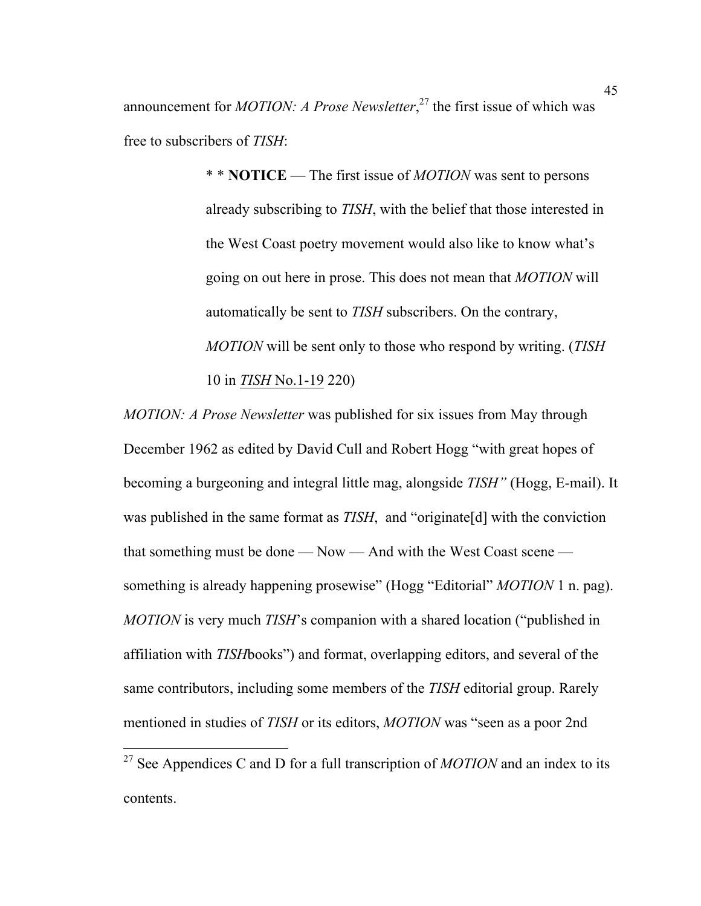announcement for *MOTION: A Prose Newsletter*,[27] the first issue of which was free to subscribers of *TISH*:

> * * **NOTICE** — The first issue of *MOTION* was sent to persons already subscribing to *TISH*, with the belief that those interested in the West Coast poetry movement would also like to know what's going on out here in prose. This does not mean that *MOTION* will automatically be sent to *TISH* subscribers. On the contrary, *MOTION* will be sent only to those who respond by writing. (*TISH* 10 in <u>*TISH* No.1-19</u> 220)

*MOTION: A Prose Newsletter* was published for six issues from May through December 1962 as edited by David Cull and Robert Hogg "with great hopes of becoming a burgeoning and integral little mag, alongside *TISH"* (Hogg, E-mail). It was published in the same format as *TISH*, and "originate[d] with the conviction that something must be done — Now — And with the West Coast scene — something is already happening prosewise" (Hogg "Editorial" *MOTION* 1 n. pag). *MOTION* is very much *TISH*'s companion with a shared location ("published in affiliation with *TISH*books") and format, overlapping editors, and several of the same contributors, including some members of the *TISH* editorial group. Rarely mentioned in studies of *TISH* or its editors, *MOTION* was "seen as a poor 2nd

---

[27] See Appendices C and D for a full transcription of *MOTION* and an index to its contents.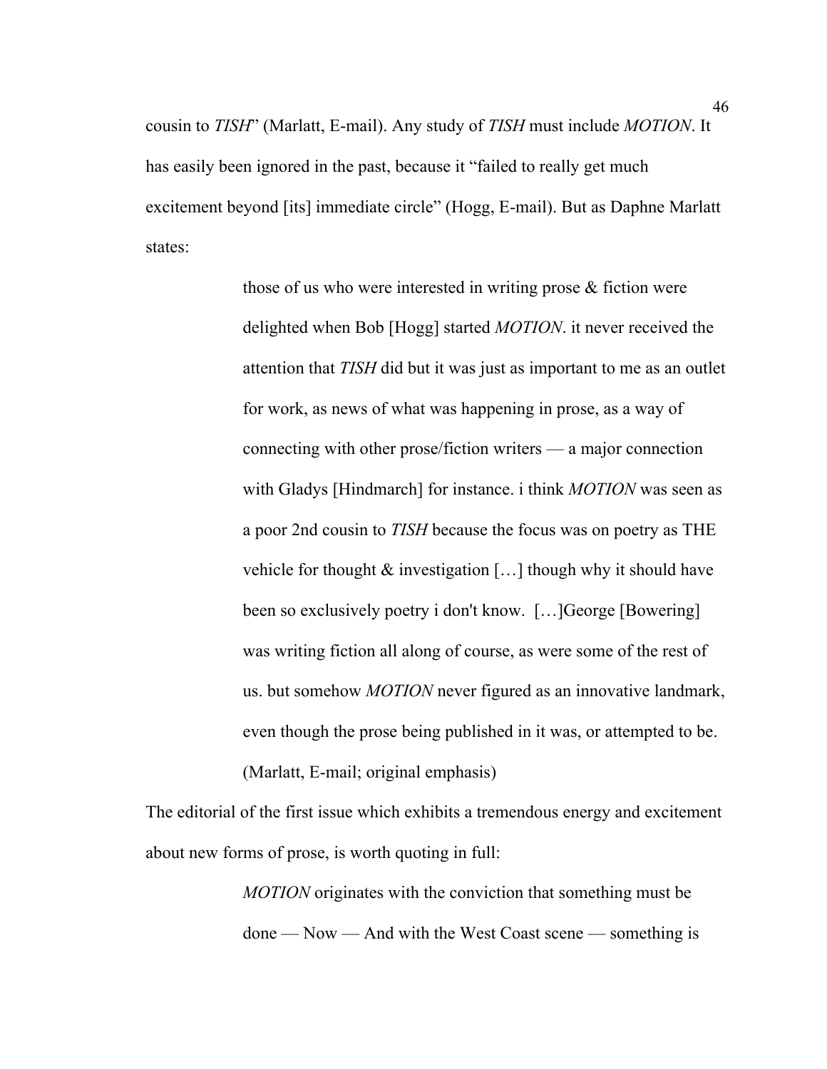cousin to *TISH*" (Marlatt, E-mail). Any study of *TISH* must include *MOTION*. It has easily been ignored in the past, because it "failed to really get much excitement beyond [its] immediate circle" (Hogg, E-mail). But as Daphne Marlatt states:

> those of us who were interested in writing prose & fiction were delighted when Bob [Hogg] started *MOTION*. it never received the attention that *TISH* did but it was just as important to me as an outlet for work, as news of what was happening in prose, as a way of connecting with other prose/fiction writers — a major connection with Gladys [Hindmarch] for instance. i think *MOTION* was seen as a poor 2nd cousin to *TISH* because the focus was on poetry as THE vehicle for thought & investigation […] though why it should have been so exclusively poetry i don't know. […]George [Bowering] was writing fiction all along of course, as were some of the rest of us. but somehow *MOTION* never figured as an innovative landmark, even though the prose being published in it was, or attempted to be. (Marlatt, E-mail; original emphasis)

The editorial of the first issue which exhibits a tremendous energy and excitement about new forms of prose, is worth quoting in full:

> *MOTION* originates with the conviction that something must be done — Now — And with the West Coast scene — something is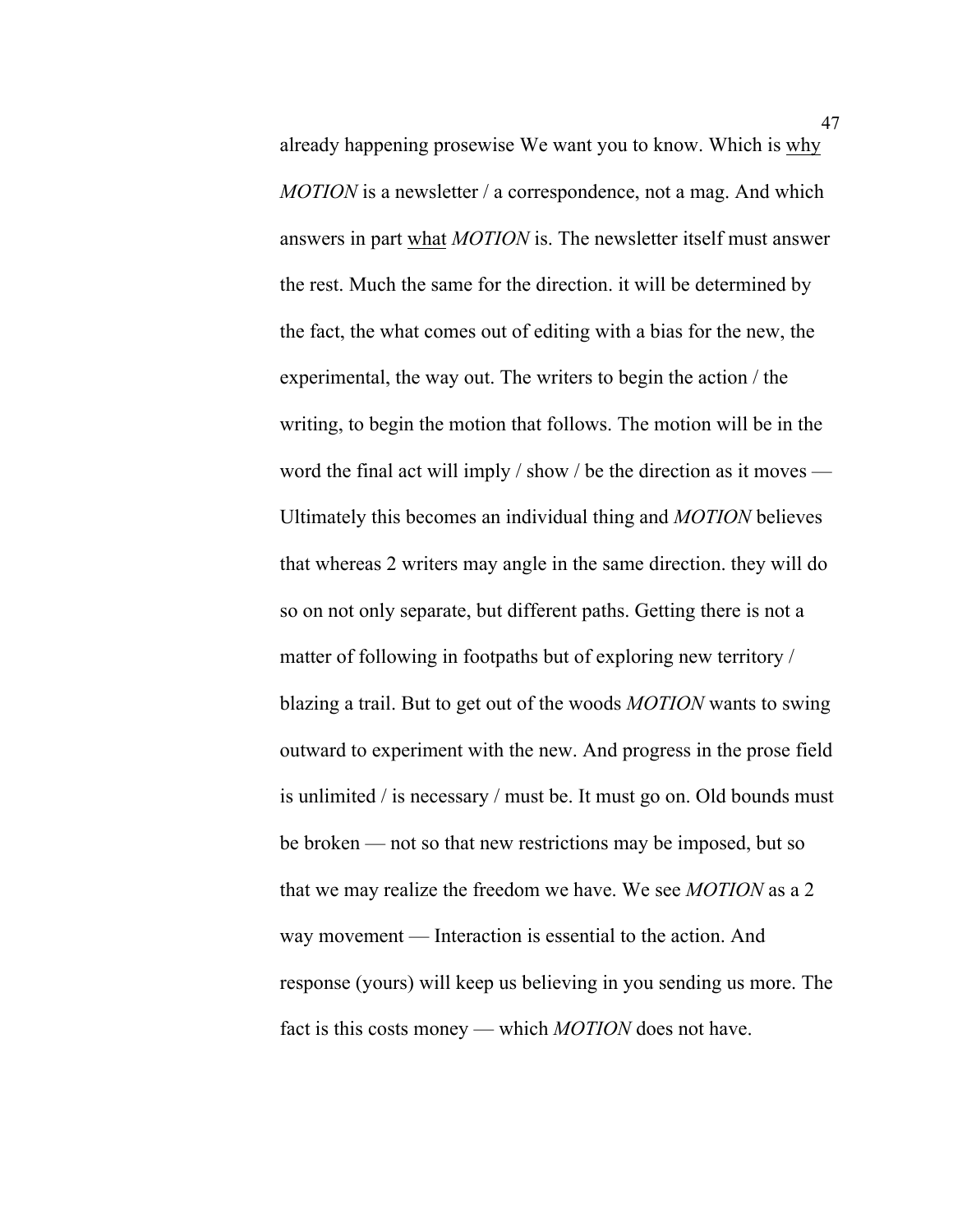already happening prosewise We want you to know. Which is <u>why</u> *MOTION* is a newsletter / a correspondence, not a mag. And which answers in part <u>what</u> *MOTION* is. The newsletter itself must answer the rest. Much the same for the direction. it will be determined by the fact, the what comes out of editing with a bias for the new, the experimental, the way out. The writers to begin the action / the writing, to begin the motion that follows. The motion will be in the word the final act will imply / show / be the direction as it moves — Ultimately this becomes an individual thing and *MOTION* believes that whereas 2 writers may angle in the same direction. they will do so on not only separate, but different paths. Getting there is not a matter of following in footpaths but of exploring new territory / blazing a trail. But to get out of the woods *MOTION* wants to swing outward to experiment with the new. And progress in the prose field is unlimited / is necessary / must be. It must go on. Old bounds must be broken — not so that new restrictions may be imposed, but so that we may realize the freedom we have. We see *MOTION* as a 2 way movement — Interaction is essential to the action. And response (yours) will keep us believing in you sending us more. The fact is this costs money — which *MOTION* does not have.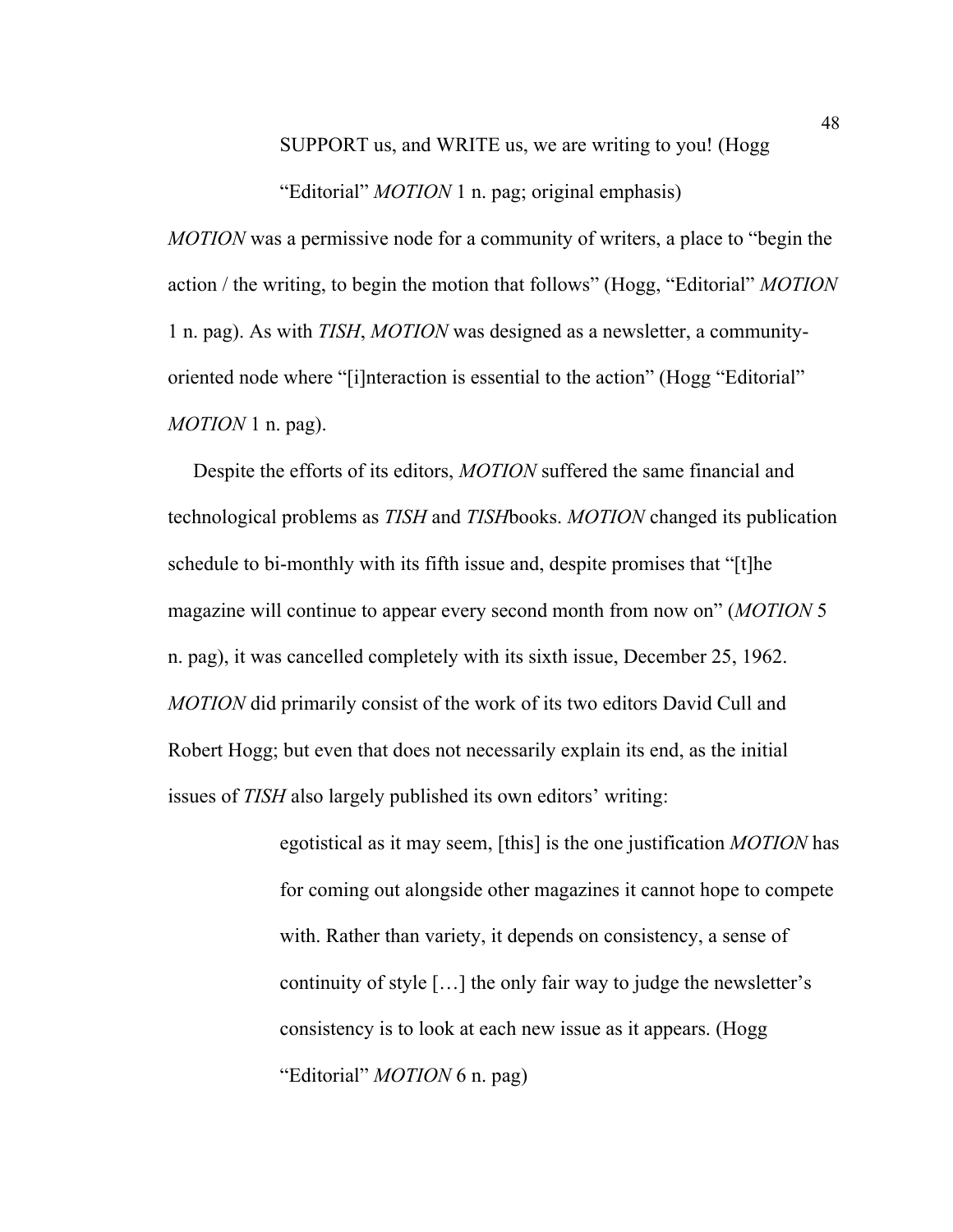> SUPPORT us, and WRITE us, we are writing to you! (Hogg "Editorial" *MOTION* 1 n. pag; original emphasis)

*MOTION* was a permissive node for a community of writers, a place to "begin the action / the writing, to begin the motion that follows" (Hogg, "Editorial" *MOTION* 1 n. pag). As with *TISH*, *MOTION* was designed as a newsletter, a community-oriented node where "[i]nteraction is essential to the action" (Hogg "Editorial" *MOTION* 1 n. pag).

Despite the efforts of its editors, *MOTION* suffered the same financial and technological problems as *TISH* and *TISH*books. *MOTION* changed its publication schedule to bi-monthly with its fifth issue and, despite promises that "[t]he magazine will continue to appear every second month from now on" (*MOTION* 5 n. pag), it was cancelled completely with its sixth issue, December 25, 1962. *MOTION* did primarily consist of the work of its two editors David Cull and Robert Hogg; but even that does not necessarily explain its end, as the initial issues of *TISH* also largely published its own editors' writing:

> egotistical as it may seem, [this] is the one justification *MOTION* has for coming out alongside other magazines it cannot hope to compete with. Rather than variety, it depends on consistency, a sense of continuity of style […] the only fair way to judge the newsletter's consistency is to look at each new issue as it appears. (Hogg "Editorial" *MOTION* 6 n. pag)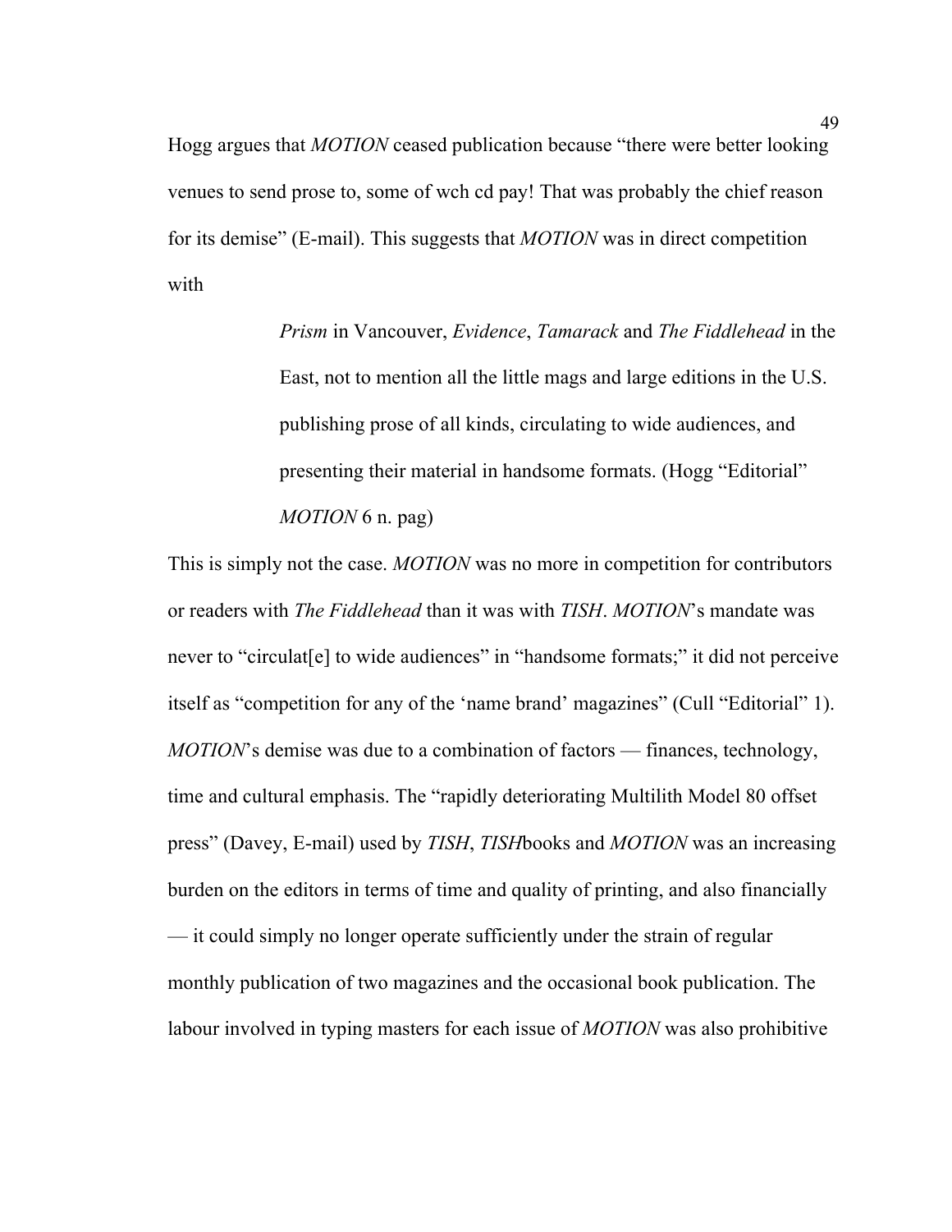Hogg argues that *MOTION* ceased publication because "there were better looking venues to send prose to, some of wch cd pay! That was probably the chief reason for its demise" (E-mail). This suggests that *MOTION* was in direct competition with

> *Prism* in Vancouver, *Evidence*, *Tamarack* and *The Fiddlehead* in the East, not to mention all the little mags and large editions in the U.S. publishing prose of all kinds, circulating to wide audiences, and presenting their material in handsome formats. (Hogg "Editorial" *MOTION* 6 n. pag)

This is simply not the case. *MOTION* was no more in competition for contributors or readers with *The Fiddlehead* than it was with *TISH*. *MOTION*'s mandate was never to "circulat[e] to wide audiences" in "handsome formats;" it did not perceive itself as "competition for any of the 'name brand' magazines" (Cull "Editorial" 1). *MOTION*'s demise was due to a combination of factors — finances, technology, time and cultural emphasis. The "rapidly deteriorating Multilith Model 80 offset press" (Davey, E-mail) used by *TISH*, *TISH*books and *MOTION* was an increasing burden on the editors in terms of time and quality of printing, and also financially — it could simply no longer operate sufficiently under the strain of regular monthly publication of two magazines and the occasional book publication. The labour involved in typing masters for each issue of *MOTION* was also prohibitive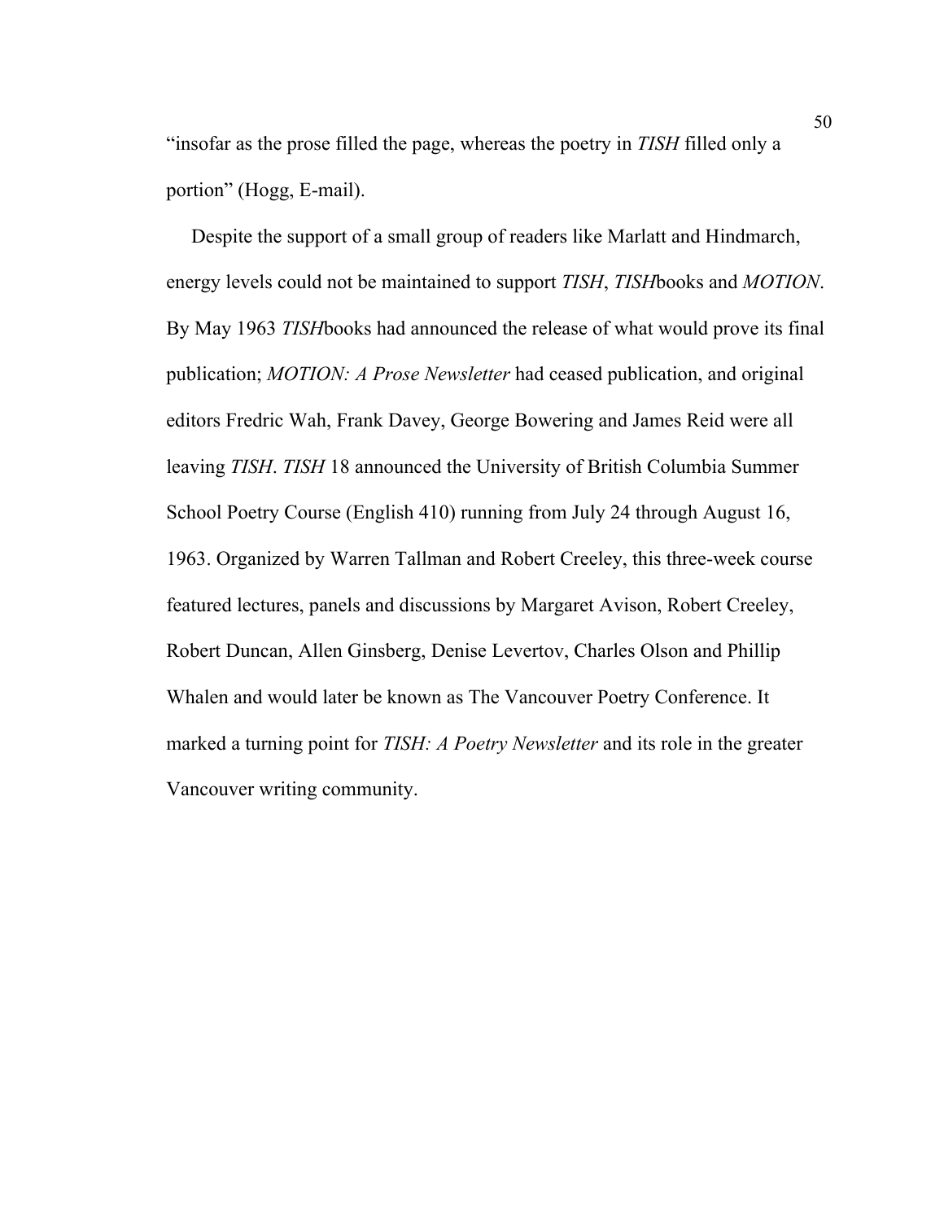"insofar as the prose filled the page, whereas the poetry in *TISH* filled only a portion" (Hogg, E-mail).

Despite the support of a small group of readers like Marlatt and Hindmarch, energy levels could not be maintained to support *TISH*, *TISH*books and *MOTION*. By May 1963 *TISH*books had announced the release of what would prove its final publication; *MOTION: A Prose Newsletter* had ceased publication, and original editors Fredric Wah, Frank Davey, George Bowering and James Reid were all leaving *TISH*. *TISH* 18 announced the University of British Columbia Summer School Poetry Course (English 410) running from July 24 through August 16, 1963. Organized by Warren Tallman and Robert Creeley, this three-week course featured lectures, panels and discussions by Margaret Avison, Robert Creeley, Robert Duncan, Allen Ginsberg, Denise Levertov, Charles Olson and Phillip Whalen and would later be known as The Vancouver Poetry Conference. It marked a turning point for *TISH: A Poetry Newsletter* and its role in the greater Vancouver writing community.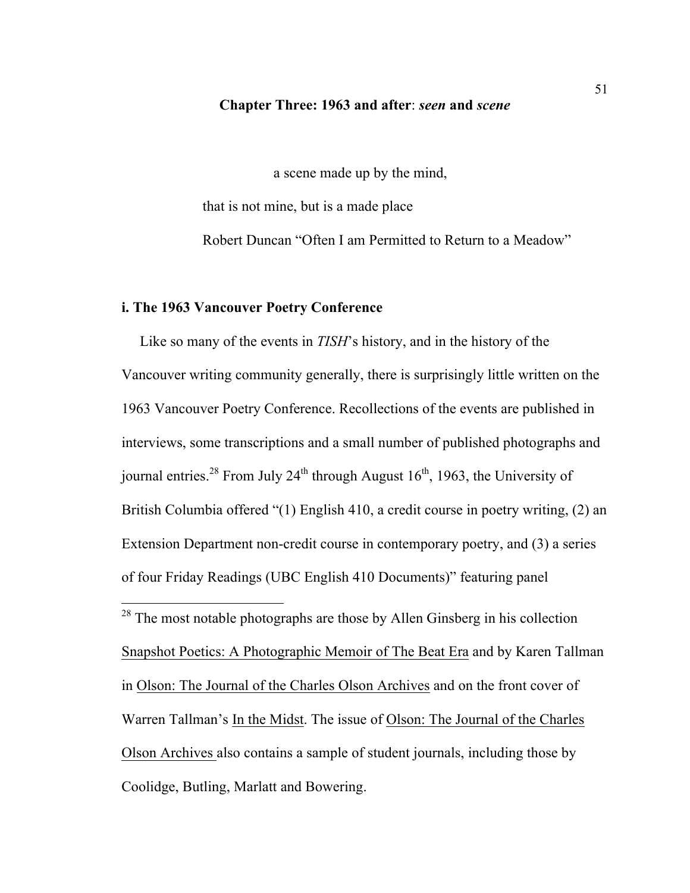## Chapter Three: 1963 and after: *seen* and *scene*

> a scene made up by the mind,
>
> that is not mine, but is a made place
>
> Robert Duncan "Often I am Permitted to Return to a Meadow"

### i. The 1963 Vancouver Poetry Conference

Like so many of the events in *TISH*'s history, and in the history of the Vancouver writing community generally, there is surprisingly little written on the 1963 Vancouver Poetry Conference. Recollections of the events are published in interviews, some transcriptions and a small number of published photographs and journal entries.[28] From July 24th through August 16th, 1963, the University of British Columbia offered "(1) English 410, a credit course in poetry writing, (2) an Extension Department non-credit course in contemporary poetry, and (3) a series of four Friday Readings (UBC English 410 Documents)" featuring panel

---

[28] The most notable photographs are those by Allen Ginsberg in his collection Snapshot Poetics: A Photographic Memoir of The Beat Era and by Karen Tallman in Olson: The Journal of the Charles Olson Archives and on the front cover of Warren Tallman's In the Midst. The issue of Olson: The Journal of the Charles Olson Archives also contains a sample of student journals, including those by Coolidge, Butling, Marlatt and Bowering.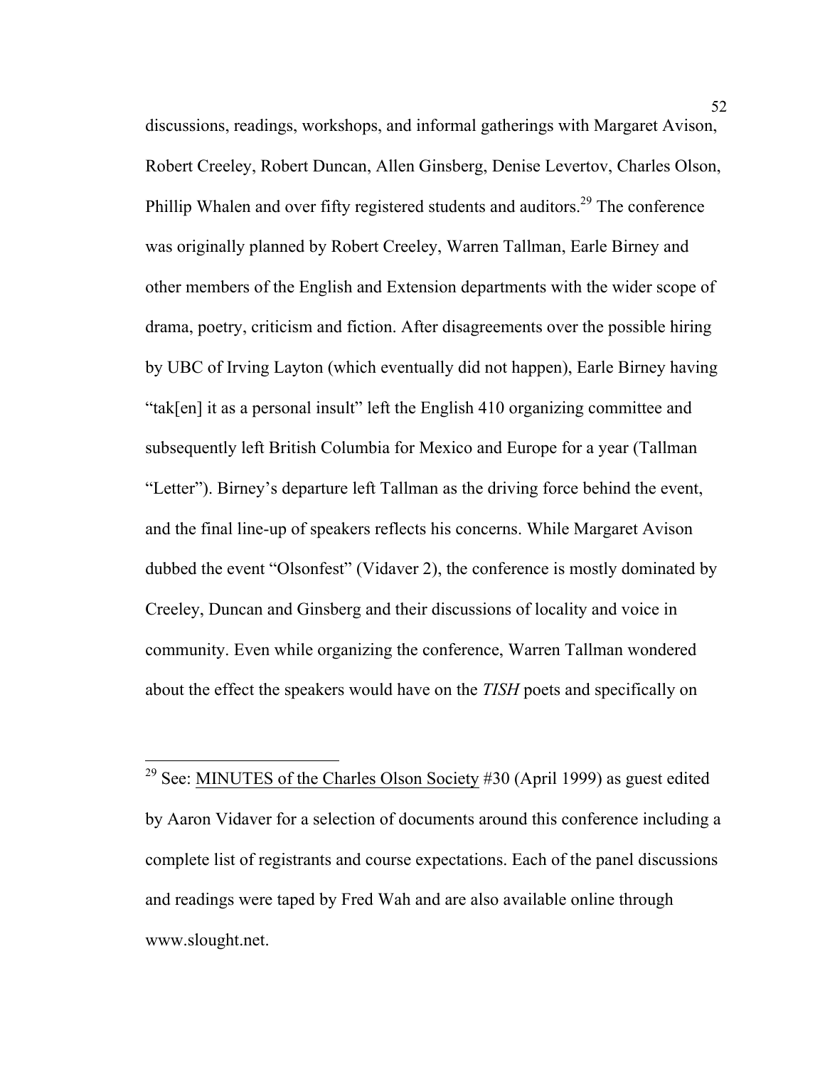discussions, readings, workshops, and informal gatherings with Margaret Avison, Robert Creeley, Robert Duncan, Allen Ginsberg, Denise Levertov, Charles Olson, Phillip Whalen and over fifty registered students and auditors.[29] The conference was originally planned by Robert Creeley, Warren Tallman, Earle Birney and other members of the English and Extension departments with the wider scope of drama, poetry, criticism and fiction. After disagreements over the possible hiring by UBC of Irving Layton (which eventually did not happen), Earle Birney having "tak[en] it as a personal insult" left the English 410 organizing committee and subsequently left British Columbia for Mexico and Europe for a year (Tallman "Letter"). Birney's departure left Tallman as the driving force behind the event, and the final line-up of speakers reflects his concerns. While Margaret Avison dubbed the event "Olsonfest" (Vidaver 2), the conference is mostly dominated by Creeley, Duncan and Ginsberg and their discussions of locality and voice in community. Even while organizing the conference, Warren Tallman wondered about the effect the speakers would have on the *TISH* poets and specifically on

---

[29] See: MINUTES of the Charles Olson Society #30 (April 1999) as guest edited by Aaron Vidaver for a selection of documents around this conference including a complete list of registrants and course expectations. Each of the panel discussions and readings were taped by Fred Wah and are also available online through www.slought.net.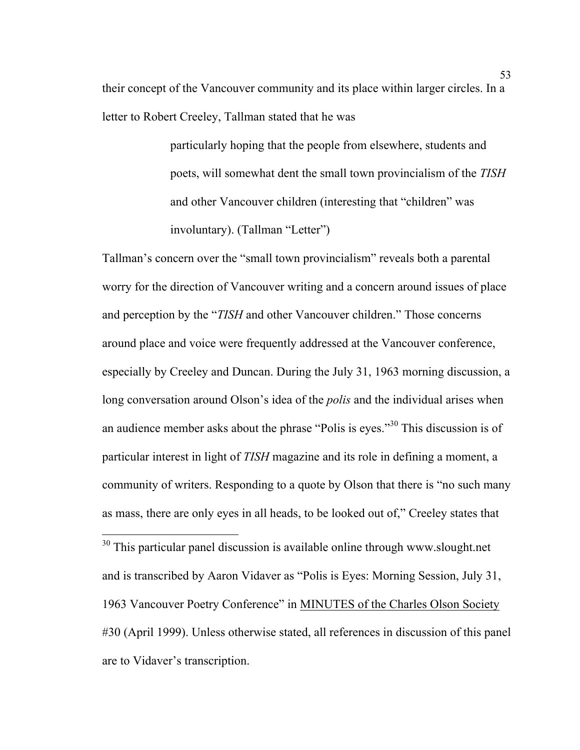their concept of the Vancouver community and its place within larger circles. In a letter to Robert Creeley, Tallman stated that he was

> particularly hoping that the people from elsewhere, students and poets, will somewhat dent the small town provincialism of the *TISH* and other Vancouver children (interesting that "children" was involuntary). (Tallman "Letter")

Tallman's concern over the "small town provincialism" reveals both a parental worry for the direction of Vancouver writing and a concern around issues of place and perception by the "*TISH* and other Vancouver children." Those concerns around place and voice were frequently addressed at the Vancouver conference, especially by Creeley and Duncan. During the July 31, 1963 morning discussion, a long conversation around Olson's idea of the *polis* and the individual arises when an audience member asks about the phrase "Polis is eyes."[30] This discussion is of particular interest in light of *TISH* magazine and its role in defining a moment, a community of writers. Responding to a quote by Olson that there is "no such many as mass, there are only eyes in all heads, to be looked out of," Creeley states that

---

[30] This particular panel discussion is available online through www.slought.net and is transcribed by Aaron Vidaver as "Polis is Eyes: Morning Session, July 31, 1963 Vancouver Poetry Conference" in MINUTES of the Charles Olson Society #30 (April 1999). Unless otherwise stated, all references in discussion of this panel are to Vidaver's transcription.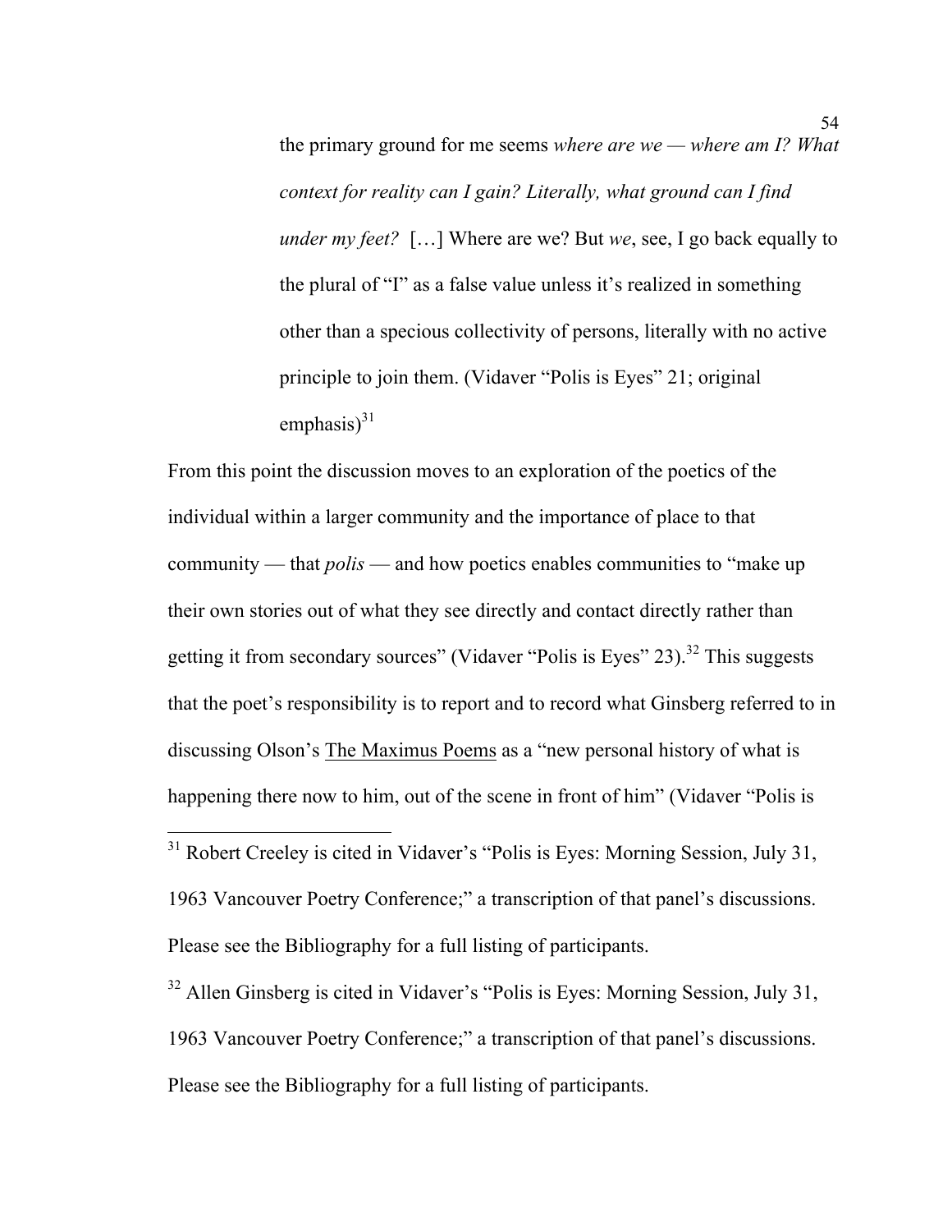> the primary ground for me seems *where are we — where am I? What context for reality can I gain? Literally, what ground can I find under my feet?* […] Where are we? But *we*, see, I go back equally to the plural of "I" as a false value unless it's realized in something other than a specious collectivity of persons, literally with no active principle to join them. (Vidaver "Polis is Eyes" 21; original emphasis)[31]

From this point the discussion moves to an exploration of the poetics of the individual within a larger community and the importance of place to that community — that *polis* — and how poetics enables communities to "make up their own stories out of what they see directly and contact directly rather than getting it from secondary sources" (Vidaver "Polis is Eyes" 23).[32] This suggests that the poet's responsibility is to report and to record what Ginsberg referred to in discussing Olson's <u>The Maximus Poems</u> as a "new personal history of what is happening there now to him, out of the scene in front of him" (Vidaver "Polis is

---

[31] Robert Creeley is cited in Vidaver's "Polis is Eyes: Morning Session, July 31, 1963 Vancouver Poetry Conference;" a transcription of that panel's discussions. Please see the Bibliography for a full listing of participants.

[32] Allen Ginsberg is cited in Vidaver's "Polis is Eyes: Morning Session, July 31, 1963 Vancouver Poetry Conference;" a transcription of that panel's discussions. Please see the Bibliography for a full listing of participants.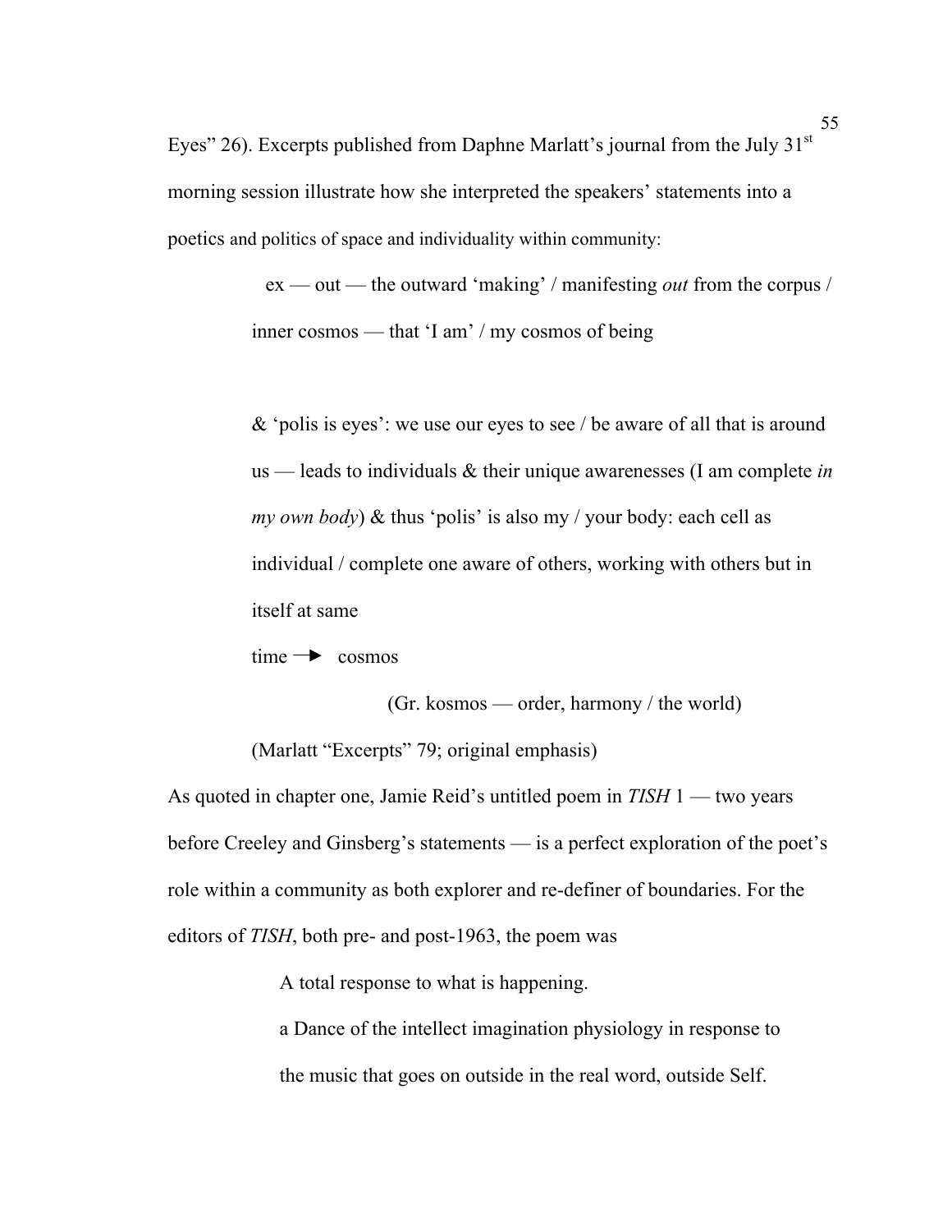Eyes" 26). Excerpts published from Daphne Marlatt's journal from the July 31st morning session illustrate how she interpreted the speakers' statements into a poetics and politics of space and individuality within community:

> ex — out — the outward 'making' / manifesting *out* from the corpus / inner cosmos — that 'I am' / my cosmos of being
>
> & 'polis is eyes': we use our eyes to see / be aware of all that is around us — leads to individuals & their unique awarenesses (I am complete *in my own body*) & thus 'polis' is also my / your body: each cell as individual / complete one aware of others, working with others but in itself at same
> time → cosmos
>
> (Gr. kosmos — order, harmony / the world)
>
> (Marlatt "Excerpts" 79; original emphasis)

As quoted in chapter one, Jamie Reid's untitled poem in *TISH* 1 — two years before Creeley and Ginsberg's statements — is a perfect exploration of the poet's role within a community as both explorer and re-definer of boundaries. For the editors of *TISH*, both pre- and post-1963, the poem was

> A total response to what is happening.
> a Dance of the intellect imagination physiology in response to the music that goes on outside in the real word, outside Self.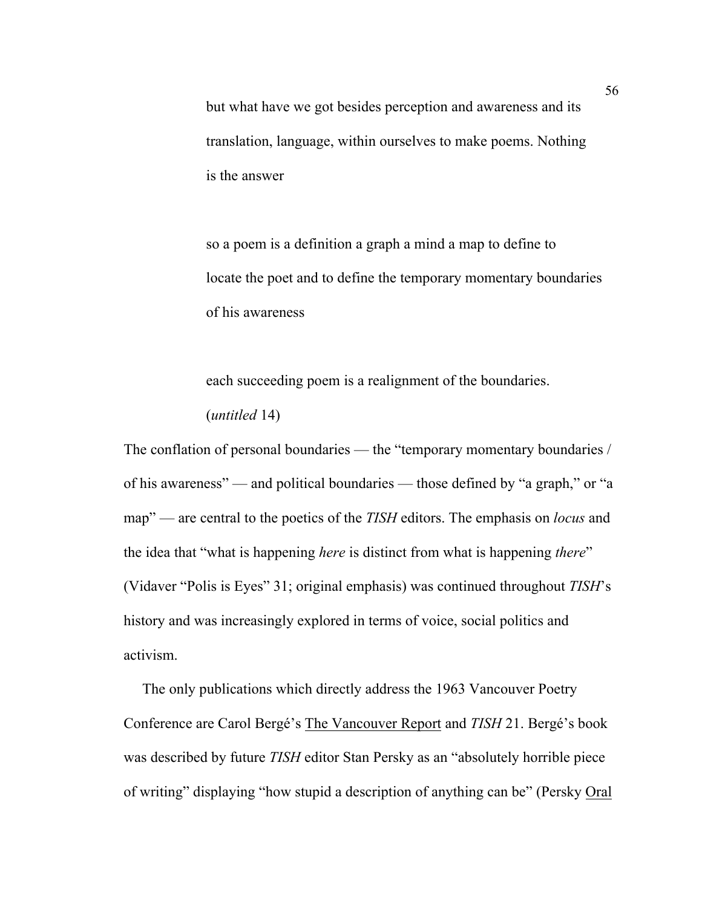> but what have we got besides perception and awareness and its
> translation, language, within ourselves to make poems. Nothing
> is the answer
>
> so a poem is a definition a graph a mind a map to define to
> locate the poet and to define the temporary momentary boundaries
> of his awareness
>
> each succeeding poem is a realignment of the boundaries.
> (*untitled* 14)

The conflation of personal boundaries — the "temporary momentary boundaries / of his awareness" — and political boundaries — those defined by "a graph," or "a map" — are central to the poetics of the *TISH* editors. The emphasis on *locus* and the idea that "what is happening *here* is distinct from what is happening *there*" (Vidaver "Polis is Eyes" 31; original emphasis) was continued throughout *TISH*'s history and was increasingly explored in terms of voice, social politics and activism.

The only publications which directly address the 1963 Vancouver Poetry Conference are Carol Bergé's The Vancouver Report and *TISH* 21. Bergé's book was described by future *TISH* editor Stan Persky as an "absolutely horrible piece of writing" displaying "how stupid a description of anything can be" (Persky Oral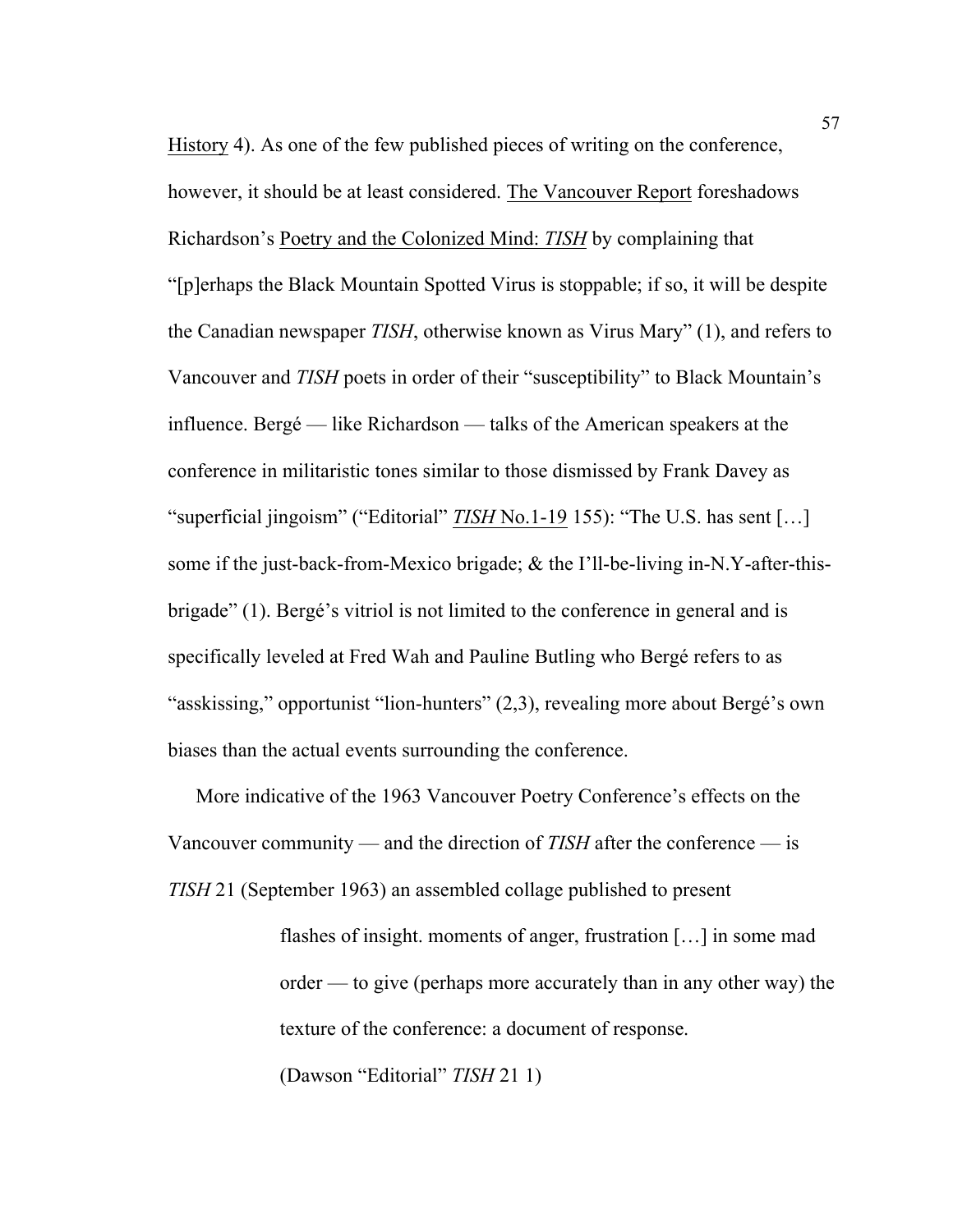History 4). As one of the few published pieces of writing on the conference, however, it should be at least considered. The Vancouver Report foreshadows Richardson's Poetry and the Colonized Mind: *TISH* by complaining that "[p]erhaps the Black Mountain Spotted Virus is stoppable; if so, it will be despite the Canadian newspaper *TISH*, otherwise known as Virus Mary" (1), and refers to Vancouver and *TISH* poets in order of their "susceptibility" to Black Mountain's influence. Bergé — like Richardson — talks of the American speakers at the conference in militaristic tones similar to those dismissed by Frank Davey as "superficial jingoism" ("Editorial" *TISH* No.1-19 155): "The U.S. has sent […] some if the just-back-from-Mexico brigade; & the I'll-be-living in-N.Y-after-this-brigade" (1). Bergé's vitriol is not limited to the conference in general and is specifically leveled at Fred Wah and Pauline Butling who Bergé refers to as "asskissing," opportunist "lion-hunters" (2,3), revealing more about Bergé's own biases than the actual events surrounding the conference.

More indicative of the 1963 Vancouver Poetry Conference's effects on the Vancouver community — and the direction of *TISH* after the conference — is *TISH* 21 (September 1963) an assembled collage published to present

> flashes of insight. moments of anger, frustration […] in some mad order — to give (perhaps more accurately than in any other way) the texture of the conference: a document of response.
>
> (Dawson "Editorial" *TISH* 21 1)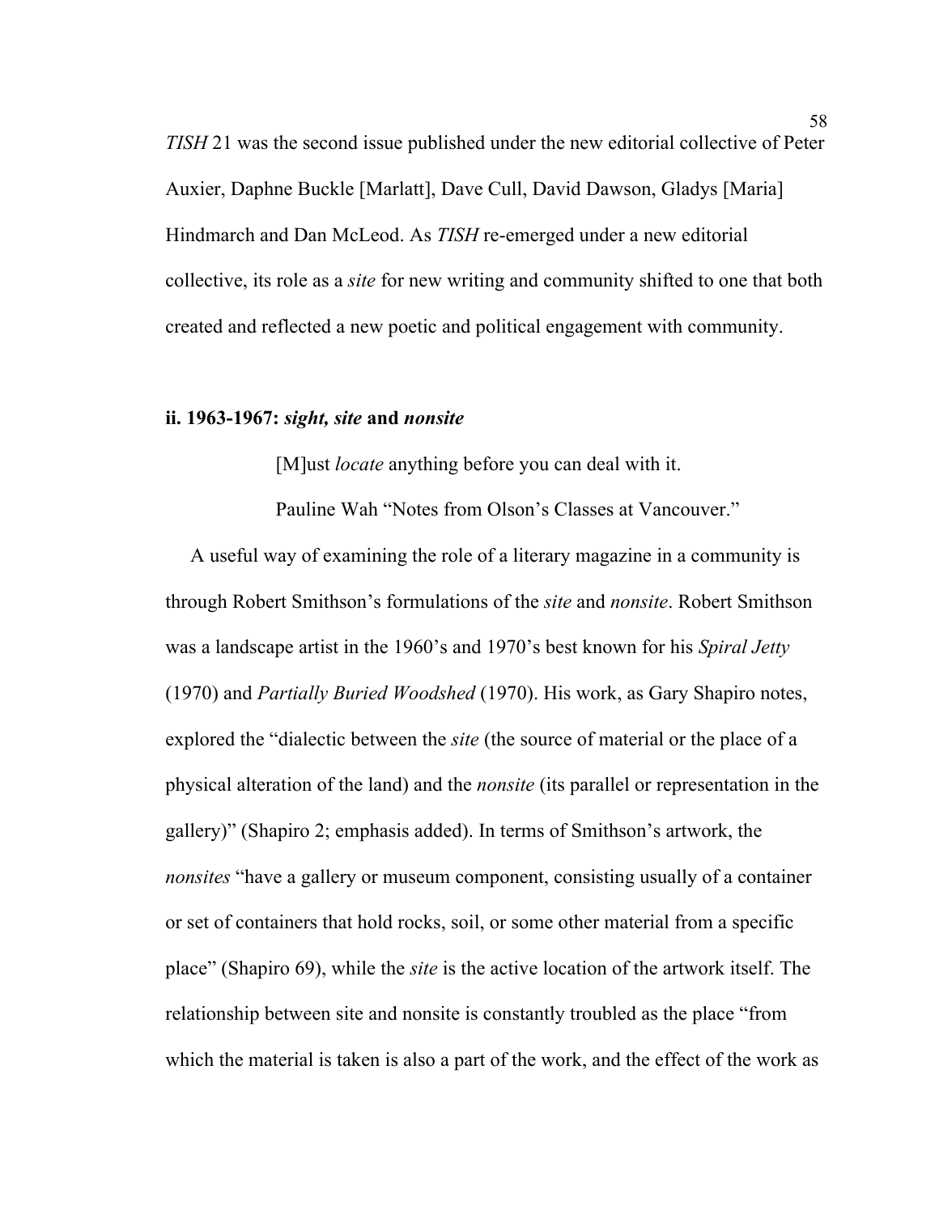*TISH* 21 was the second issue published under the new editorial collective of Peter Auxier, Daphne Buckle [Marlatt], Dave Cull, David Dawson, Gladys [Maria] Hindmarch and Dan McLeod. As *TISH* re-emerged under a new editorial collective, its role as a *site* for new writing and community shifted to one that both created and reflected a new poetic and political engagement with community.

### ii. 1963-1967: *sight, site* and *nonsite*

> [M]ust *locate* anything before you can deal with it.
>
> Pauline Wah "Notes from Olson's Classes at Vancouver."

A useful way of examining the role of a literary magazine in a community is through Robert Smithson's formulations of the *site* and *nonsite*. Robert Smithson was a landscape artist in the 1960's and 1970's best known for his *Spiral Jetty* (1970) and *Partially Buried Woodshed* (1970). His work, as Gary Shapiro notes, explored the "dialectic between the *site* (the source of material or the place of a physical alteration of the land) and the *nonsite* (its parallel or representation in the gallery)" (Shapiro 2; emphasis added). In terms of Smithson's artwork, the *nonsites* "have a gallery or museum component, consisting usually of a container or set of containers that hold rocks, soil, or some other material from a specific place" (Shapiro 69), while the *site* is the active location of the artwork itself. The relationship between site and nonsite is constantly troubled as the place "from which the material is taken is also a part of the work, and the effect of the work as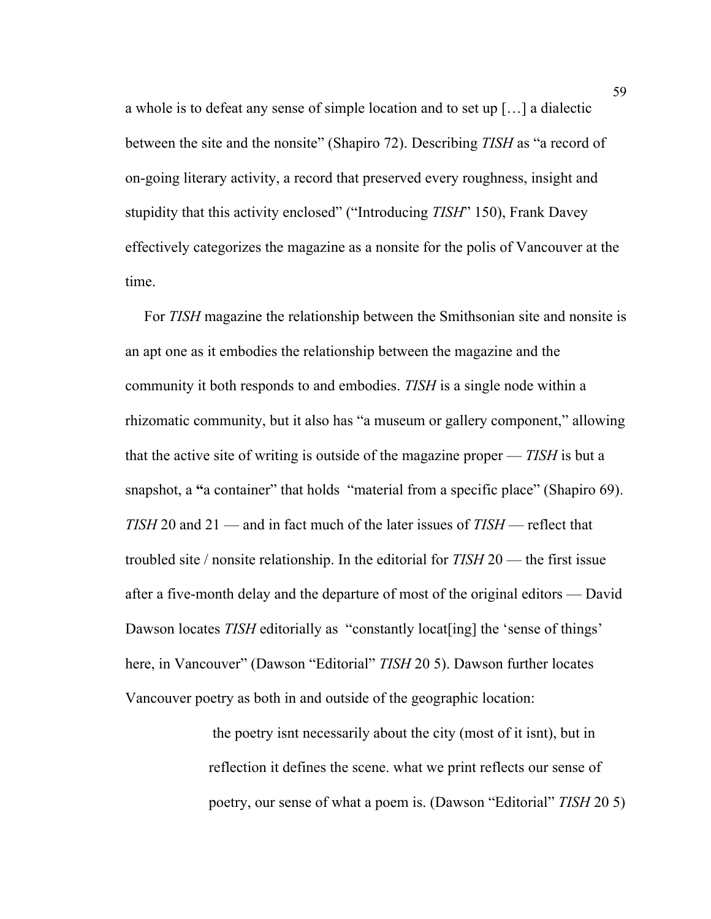a whole is to defeat any sense of simple location and to set up […] a dialectic between the site and the nonsite" (Shapiro 72). Describing *TISH* as "a record of on-going literary activity, a record that preserved every roughness, insight and stupidity that this activity enclosed" ("Introducing *TISH*" 150), Frank Davey effectively categorizes the magazine as a nonsite for the polis of Vancouver at the time.

For *TISH* magazine the relationship between the Smithsonian site and nonsite is an apt one as it embodies the relationship between the magazine and the community it both responds to and embodies. *TISH* is a single node within a rhizomatic community, but it also has "a museum or gallery component," allowing that the active site of writing is outside of the magazine proper — *TISH* is but a snapshot, a **"**a container" that holds "material from a specific place" (Shapiro 69). *TISH* 20 and 21 — and in fact much of the later issues of *TISH* — reflect that troubled site / nonsite relationship. In the editorial for *TISH* 20 — the first issue after a five-month delay and the departure of most of the original editors — David Dawson locates *TISH* editorially as "constantly locat[ing] the 'sense of things' here, in Vancouver" (Dawson "Editorial" *TISH* 20 5). Dawson further locates Vancouver poetry as both in and outside of the geographic location:

> the poetry isnt necessarily about the city (most of it isnt), but in reflection it defines the scene. what we print reflects our sense of poetry, our sense of what a poem is. (Dawson "Editorial" *TISH* 20 5)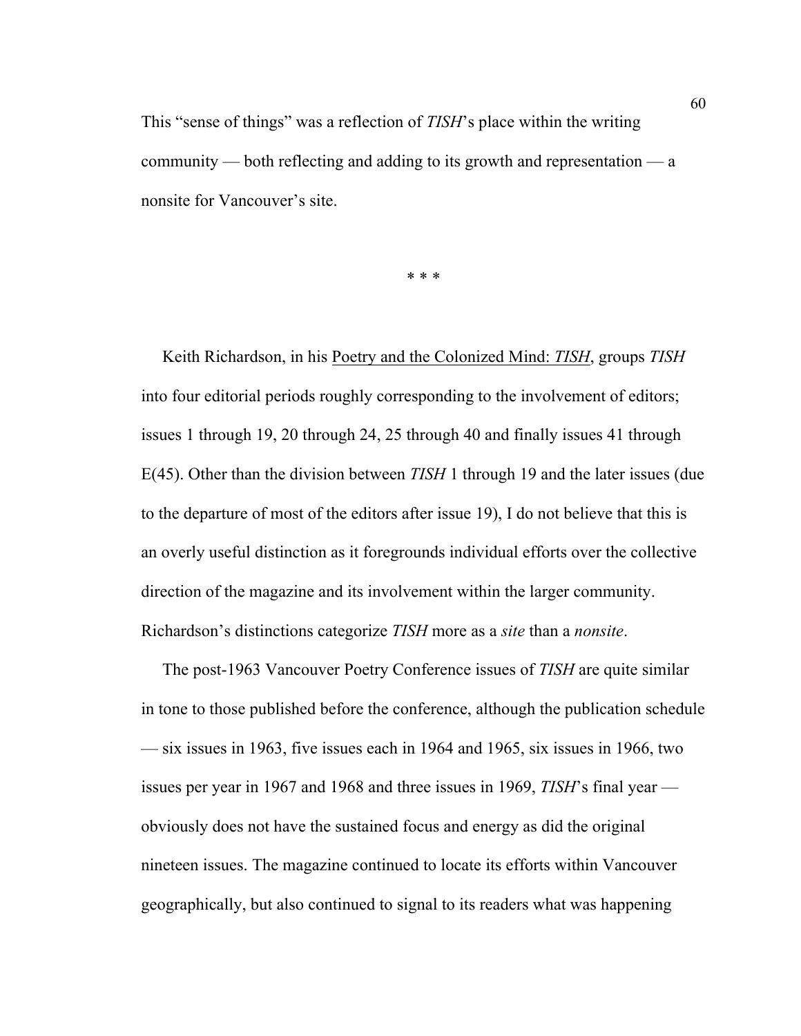This “sense of things” was a reflection of *TISH*’s place within the writing community — both reflecting and adding to its growth and representation — a nonsite for Vancouver’s site.

* * *

Keith Richardson, in his Poetry and the Colonized Mind: *TISH*, groups *TISH* into four editorial periods roughly corresponding to the involvement of editors; issues 1 through 19, 20 through 24, 25 through 40 and finally issues 41 through E(45). Other than the division between *TISH* 1 through 19 and the later issues (due to the departure of most of the editors after issue 19), I do not believe that this is an overly useful distinction as it foregrounds individual efforts over the collective direction of the magazine and its involvement within the larger community. Richardson’s distinctions categorize *TISH* more as a *site* than a *nonsite*.

The post-1963 Vancouver Poetry Conference issues of *TISH* are quite similar in tone to those published before the conference, although the publication schedule — six issues in 1963, five issues each in 1964 and 1965, six issues in 1966, two issues per year in 1967 and 1968 and three issues in 1969, *TISH*’s final year — obviously does not have the sustained focus and energy as did the original nineteen issues. The magazine continued to locate its efforts within Vancouver geographically, but also continued to signal to its readers what was happening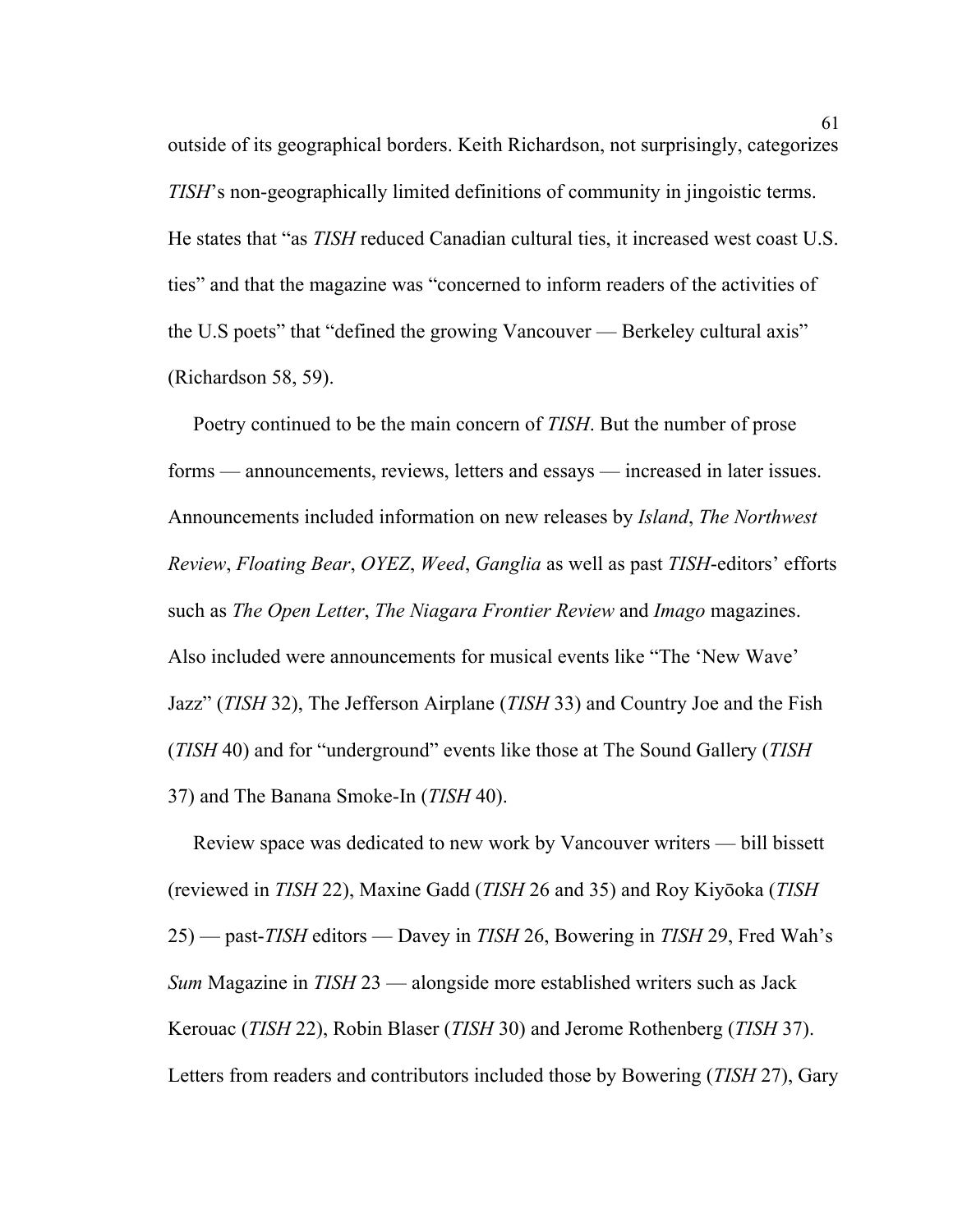outside of its geographical borders. Keith Richardson, not surprisingly, categorizes *TISH*'s non-geographically limited definitions of community in jingoistic terms. He states that "as *TISH* reduced Canadian cultural ties, it increased west coast U.S. ties" and that the magazine was "concerned to inform readers of the activities of the U.S poets" that "defined the growing Vancouver — Berkeley cultural axis" (Richardson 58, 59).

Poetry continued to be the main concern of *TISH*. But the number of prose forms — announcements, reviews, letters and essays — increased in later issues. Announcements included information on new releases by *Island*, *The Northwest Review*, *Floating Bear*, *OYEZ*, *Weed*, *Ganglia* as well as past *TISH*-editors' efforts such as *The Open Letter*, *The Niagara Frontier Review* and *Imago* magazines. Also included were announcements for musical events like "The 'New Wave' Jazz" (*TISH* 32), The Jefferson Airplane (*TISH* 33) and Country Joe and the Fish (*TISH* 40) and for "underground" events like those at The Sound Gallery (*TISH* 37) and The Banana Smoke-In (*TISH* 40).

Review space was dedicated to new work by Vancouver writers — bill bissett (reviewed in *TISH* 22), Maxine Gadd (*TISH* 26 and 35) and Roy Kiyōoka (*TISH* 25) — past-*TISH* editors — Davey in *TISH* 26, Bowering in *TISH* 29, Fred Wah's *Sum* Magazine in *TISH* 23 — alongside more established writers such as Jack Kerouac (*TISH* 22), Robin Blaser (*TISH* 30) and Jerome Rothenberg (*TISH* 37). Letters from readers and contributors included those by Bowering (*TISH* 27), Gary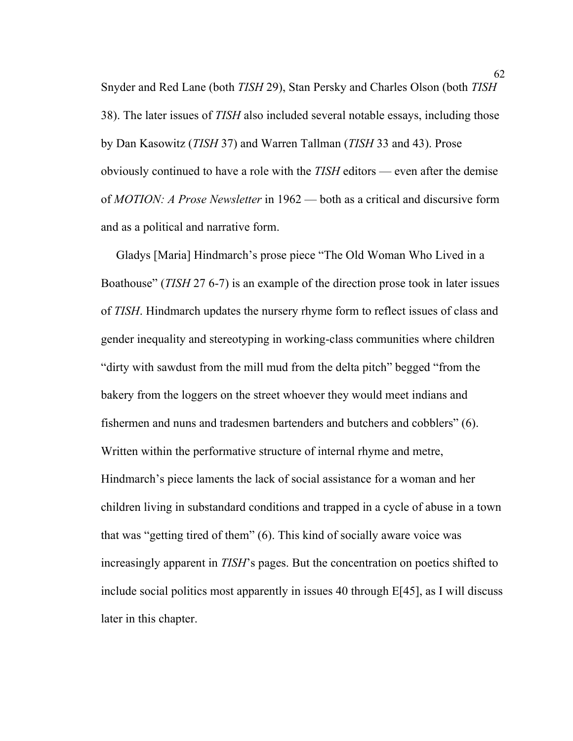Snyder and Red Lane (both *TISH* 29), Stan Persky and Charles Olson (both *TISH* 38). The later issues of *TISH* also included several notable essays, including those by Dan Kasowitz (*TISH* 37) and Warren Tallman (*TISH* 33 and 43). Prose obviously continued to have a role with the *TISH* editors — even after the demise of *MOTION: A Prose Newsletter* in 1962 — both as a critical and discursive form and as a political and narrative form.

Gladys [Maria] Hindmarch's prose piece "The Old Woman Who Lived in a Boathouse" (*TISH* 27 6-7) is an example of the direction prose took in later issues of *TISH*. Hindmarch updates the nursery rhyme form to reflect issues of class and gender inequality and stereotyping in working-class communities where children "dirty with sawdust from the mill mud from the delta pitch" begged "from the bakery from the loggers on the street whoever they would meet indians and fishermen and nuns and tradesmen bartenders and butchers and cobblers" (6). Written within the performative structure of internal rhyme and metre, Hindmarch's piece laments the lack of social assistance for a woman and her children living in substandard conditions and trapped in a cycle of abuse in a town that was "getting tired of them" (6). This kind of socially aware voice was increasingly apparent in *TISH*'s pages. But the concentration on poetics shifted to include social politics most apparently in issues 40 through E[45], as I will discuss later in this chapter.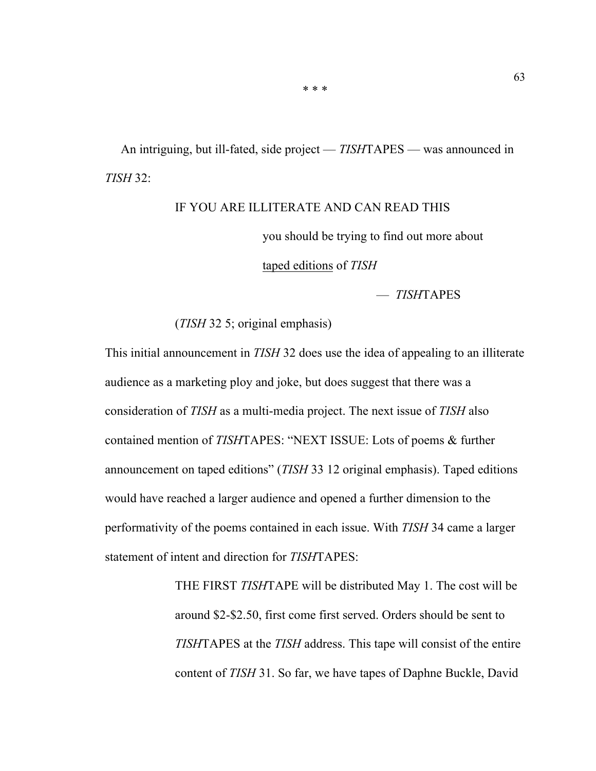\* \* \*

An intriguing, but ill-fated, side project — *TISH*TAPES — was announced in *TISH* 32:

> IF YOU ARE ILLITERATE AND CAN READ THIS
>
> you should be trying to find out more about
>
> taped editions of *TISH*
>
> — *TISH*TAPES
>
> (*TISH* 32 5; original emphasis)

This initial announcement in *TISH* 32 does use the idea of appealing to an illiterate audience as a marketing ploy and joke, but does suggest that there was a consideration of *TISH* as a multi-media project. The next issue of *TISH* also contained mention of *TISH*TAPES: "NEXT ISSUE: Lots of poems & further announcement on taped editions" (*TISH* 33 12 original emphasis). Taped editions would have reached a larger audience and opened a further dimension to the performativity of the poems contained in each issue. With *TISH* 34 came a larger statement of intent and direction for *TISH*TAPES:

> THE FIRST *TISH*TAPE will be distributed May 1. The cost will be around $2-$2.50, first come first served. Orders should be sent to *TISH*TAPES at the *TISH* address. This tape will consist of the entire content of *TISH* 31. So far, we have tapes of Daphne Buckle, David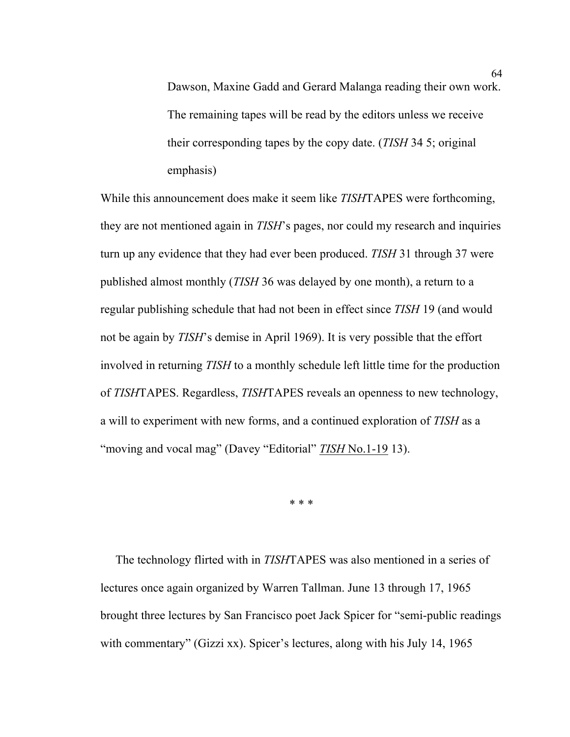> Dawson, Maxine Gadd and Gerard Malanga reading their own work. The remaining tapes will be read by the editors unless we receive their corresponding tapes by the copy date. (*TISH* 34 5; original emphasis)

While this announcement does make it seem like *TISH*TAPES were forthcoming, they are not mentioned again in *TISH*'s pages, nor could my research and inquiries turn up any evidence that they had ever been produced. *TISH* 31 through 37 were published almost monthly (*TISH* 36 was delayed by one month), a return to a regular publishing schedule that had not been in effect since *TISH* 19 (and would not be again by *TISH*'s demise in April 1969). It is very possible that the effort involved in returning *TISH* to a monthly schedule left little time for the production of *TISH*TAPES. Regardless, *TISH*TAPES reveals an openness to new technology, a will to experiment with new forms, and a continued exploration of *TISH* as a "moving and vocal mag" (Davey "Editorial" <u>*TISH* No.1-19</u> 13).

\* \* \*

The technology flirted with in *TISH*TAPES was also mentioned in a series of lectures once again organized by Warren Tallman. June 13 through 17, 1965 brought three lectures by San Francisco poet Jack Spicer for "semi-public readings with commentary" (Gizzi xx). Spicer's lectures, along with his July 14, 1965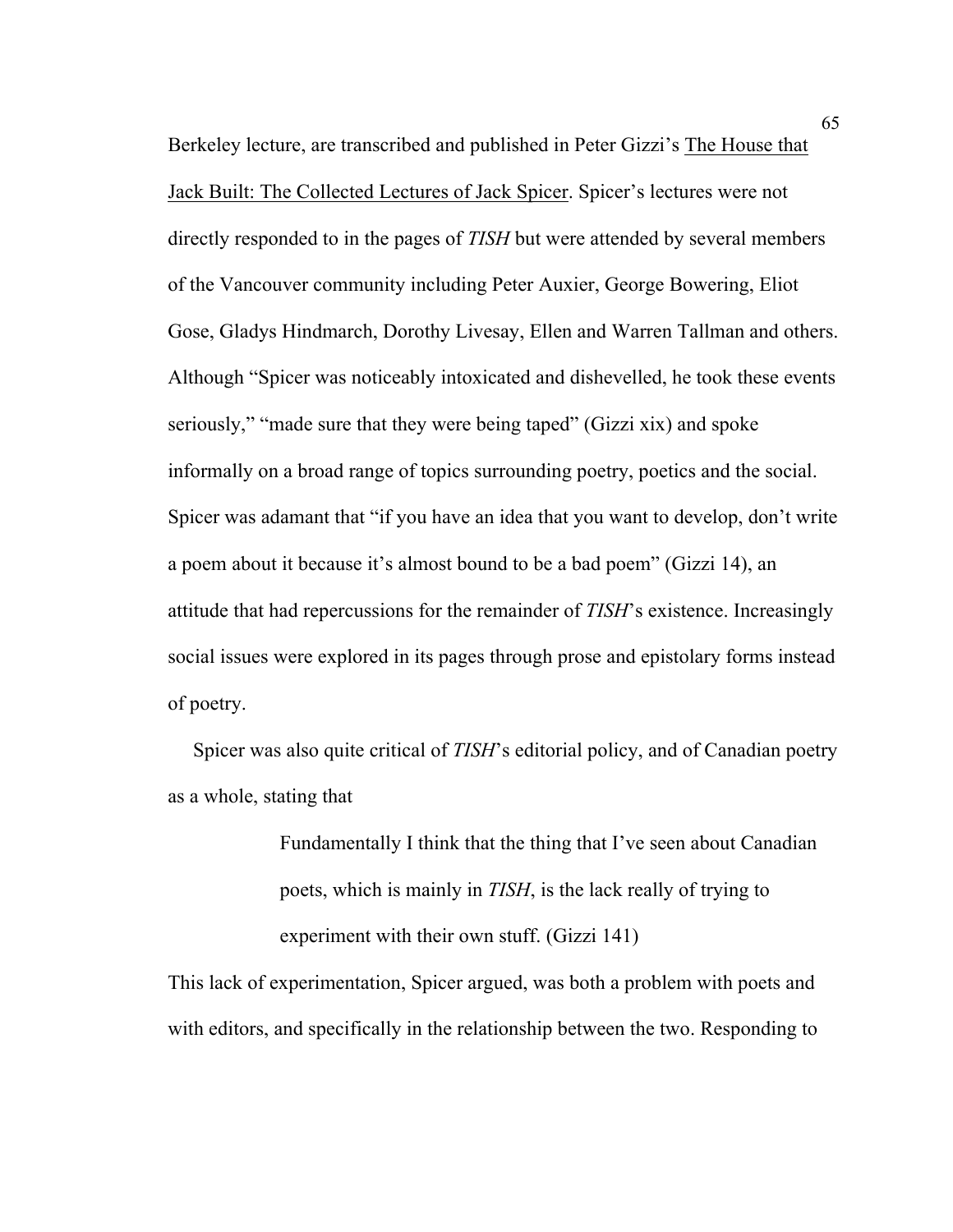Berkeley lecture, are transcribed and published in Peter Gizzi's <u>The House that Jack Built: The Collected Lectures of Jack Spicer</u>. Spicer's lectures were not directly responded to in the pages of *TISH* but were attended by several members of the Vancouver community including Peter Auxier, George Bowering, Eliot Gose, Gladys Hindmarch, Dorothy Livesay, Ellen and Warren Tallman and others. Although "Spicer was noticeably intoxicated and dishevelled, he took these events seriously," "made sure that they were being taped" (Gizzi xix) and spoke informally on a broad range of topics surrounding poetry, poetics and the social. Spicer was adamant that "if you have an idea that you want to develop, don't write a poem about it because it's almost bound to be a bad poem" (Gizzi 14), an attitude that had repercussions for the remainder of *TISH*'s existence. Increasingly social issues were explored in its pages through prose and epistolary forms instead of poetry.

Spicer was also quite critical of *TISH*'s editorial policy, and of Canadian poetry as a whole, stating that

> Fundamentally I think that the thing that I've seen about Canadian poets, which is mainly in *TISH*, is the lack really of trying to experiment with their own stuff. (Gizzi 141)

This lack of experimentation, Spicer argued, was both a problem with poets and with editors, and specifically in the relationship between the two. Responding to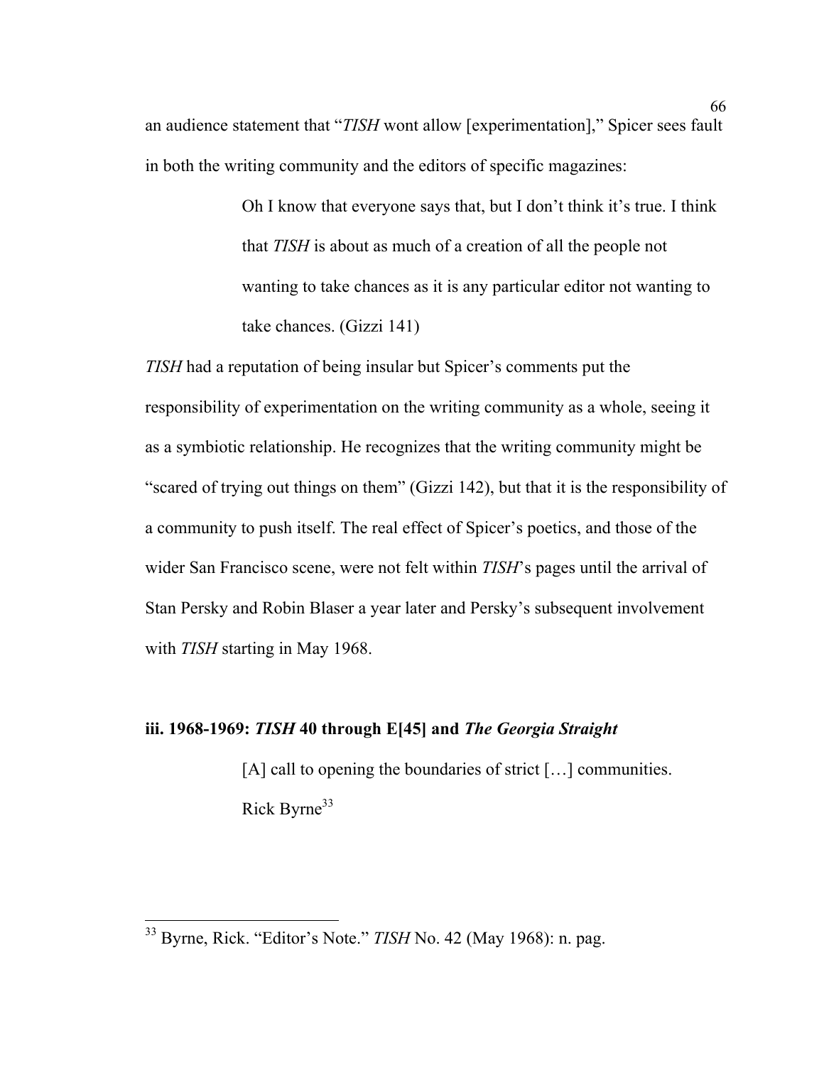an audience statement that “*TISH* wont allow [experimentation],” Spicer sees fault in both the writing community and the editors of specific magazines:

> Oh I know that everyone says that, but I don’t think it’s true. I think that *TISH* is about as much of a creation of all the people not wanting to take chances as it is any particular editor not wanting to take chances. (Gizzi 141)

*TISH* had a reputation of being insular but Spicer’s comments put the responsibility of experimentation on the writing community as a whole, seeing it as a symbiotic relationship. He recognizes that the writing community might be “scared of trying out things on them” (Gizzi 142), but that it is the responsibility of a community to push itself. The real effect of Spicer’s poetics, and those of the wider San Francisco scene, were not felt within *TISH*’s pages until the arrival of Stan Persky and Robin Blaser a year later and Persky’s subsequent involvement with *TISH* starting in May 1968.

### iii. 1968-1969: *TISH* 40 through E[45] and *The Georgia Straight*

> [A] call to opening the boundaries of strict […] communities.
> Rick Byrne[33]

[33] Byrne, Rick. “Editor’s Note.” *TISH* No. 42 (May 1968): n. pag.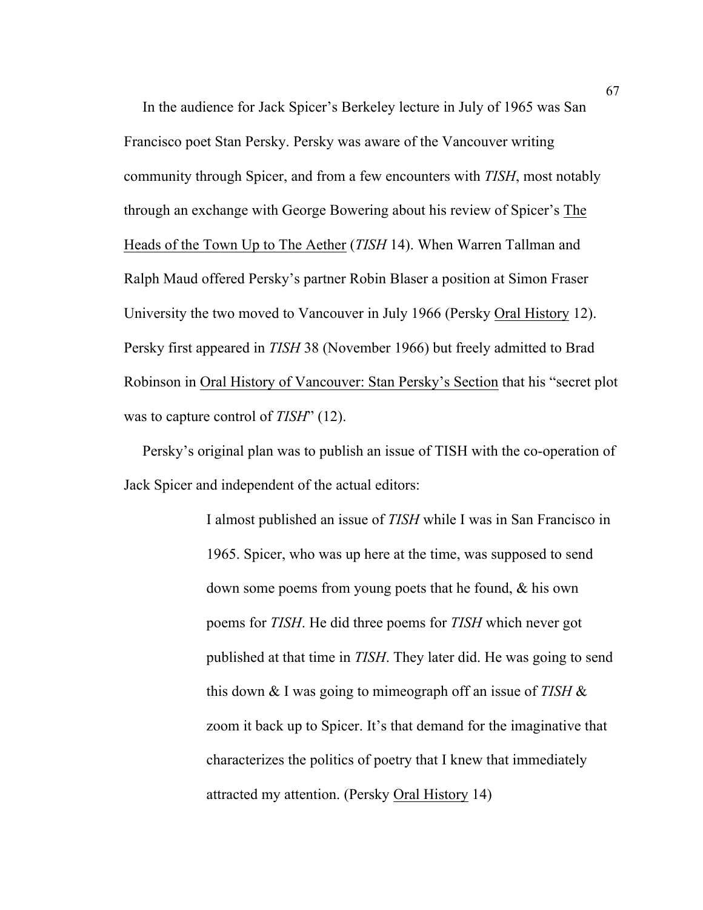In the audience for Jack Spicer's Berkeley lecture in July of 1965 was San Francisco poet Stan Persky. Persky was aware of the Vancouver writing community through Spicer, and from a few encounters with *TISH*, most notably through an exchange with George Bowering about his review of Spicer's The Heads of the Town Up to The Aether (*TISH* 14). When Warren Tallman and Ralph Maud offered Persky's partner Robin Blaser a position at Simon Fraser University the two moved to Vancouver in July 1966 (Persky Oral History 12). Persky first appeared in *TISH* 38 (November 1966) but freely admitted to Brad Robinson in Oral History of Vancouver: Stan Persky's Section that his "secret plot was to capture control of *TISH*" (12).

Persky's original plan was to publish an issue of TISH with the co-operation of Jack Spicer and independent of the actual editors:

> I almost published an issue of *TISH* while I was in San Francisco in 1965. Spicer, who was up here at the time, was supposed to send down some poems from young poets that he found, & his own poems for *TISH*. He did three poems for *TISH* which never got published at that time in *TISH*. They later did. He was going to send this down & I was going to mimeograph off an issue of *TISH* & zoom it back up to Spicer. It's that demand for the imaginative that characterizes the politics of poetry that I knew that immediately attracted my attention. (Persky Oral History 14)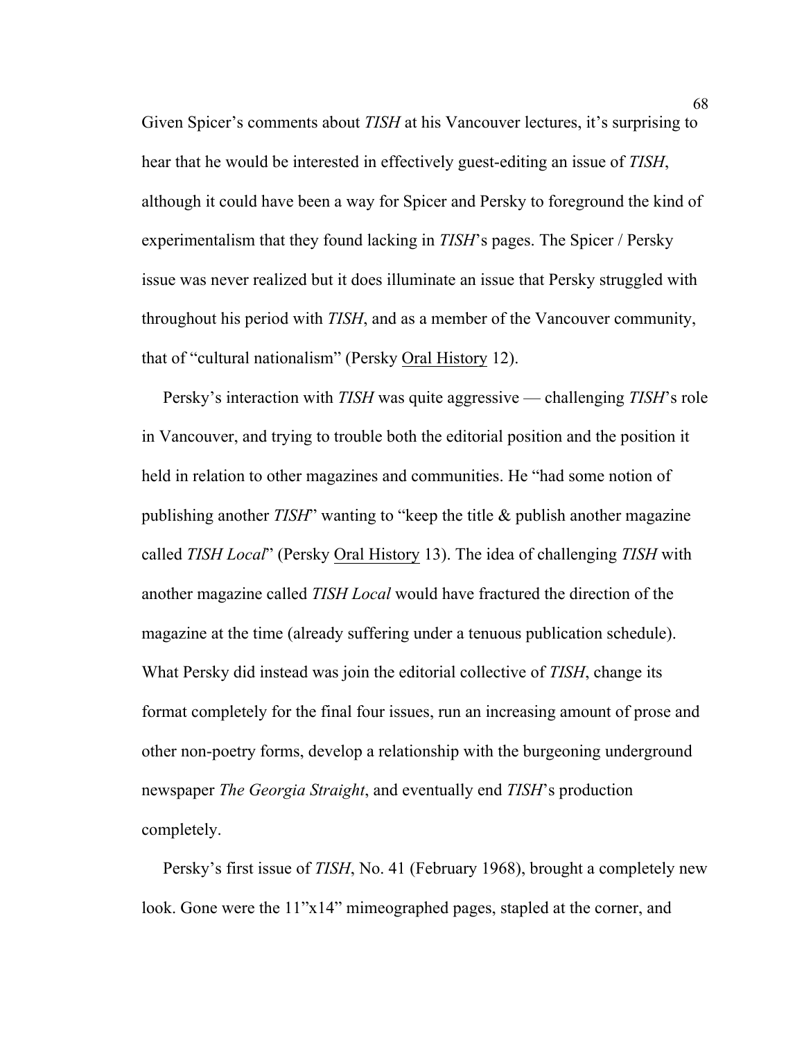Given Spicer's comments about *TISH* at his Vancouver lectures, it's surprising to hear that he would be interested in effectively guest-editing an issue of *TISH*, although it could have been a way for Spicer and Persky to foreground the kind of experimentalism that they found lacking in *TISH*'s pages. The Spicer / Persky issue was never realized but it does illuminate an issue that Persky struggled with throughout his period with *TISH*, and as a member of the Vancouver community, that of "cultural nationalism" (Persky Oral History 12).

Persky's interaction with *TISH* was quite aggressive — challenging *TISH*'s role in Vancouver, and trying to trouble both the editorial position and the position it held in relation to other magazines and communities. He "had some notion of publishing another *TISH*" wanting to "keep the title & publish another magazine called *TISH Local*" (Persky Oral History 13). The idea of challenging *TISH* with another magazine called *TISH Local* would have fractured the direction of the magazine at the time (already suffering under a tenuous publication schedule). What Persky did instead was join the editorial collective of *TISH*, change its format completely for the final four issues, run an increasing amount of prose and other non-poetry forms, develop a relationship with the burgeoning underground newspaper *The Georgia Straight*, and eventually end *TISH*'s production completely.

Persky's first issue of *TISH*, No. 41 (February 1968), brought a completely new look. Gone were the 11"x14" mimeographed pages, stapled at the corner, and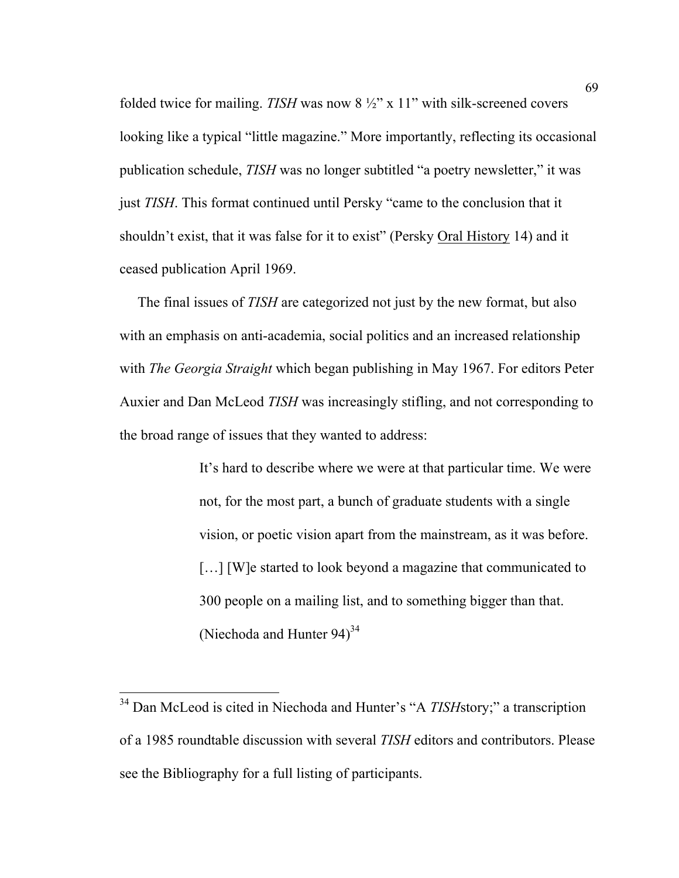folded twice for mailing. *TISH* was now 8 ½" x 11" with silk-screened covers looking like a typical "little magazine." More importantly, reflecting its occasional publication schedule, *TISH* was no longer subtitled "a poetry newsletter," it was just *TISH*. This format continued until Persky "came to the conclusion that it shouldn't exist, that it was false for it to exist" (Persky Oral History 14) and it ceased publication April 1969.

The final issues of *TISH* are categorized not just by the new format, but also with an emphasis on anti-academia, social politics and an increased relationship with *The Georgia Straight* which began publishing in May 1967. For editors Peter Auxier and Dan McLeod *TISH* was increasingly stifling, and not corresponding to the broad range of issues that they wanted to address:

> It's hard to describe where we were at that particular time. We were not, for the most part, a bunch of graduate students with a single vision, or poetic vision apart from the mainstream, as it was before. […] [W]e started to look beyond a magazine that communicated to 300 people on a mailing list, and to something bigger than that. (Niechoda and Hunter 94)[34]

---

[34] Dan McLeod is cited in Niechoda and Hunter's "A *TISH*story;" a transcription of a 1985 roundtable discussion with several *TISH* editors and contributors. Please see the Bibliography for a full listing of participants.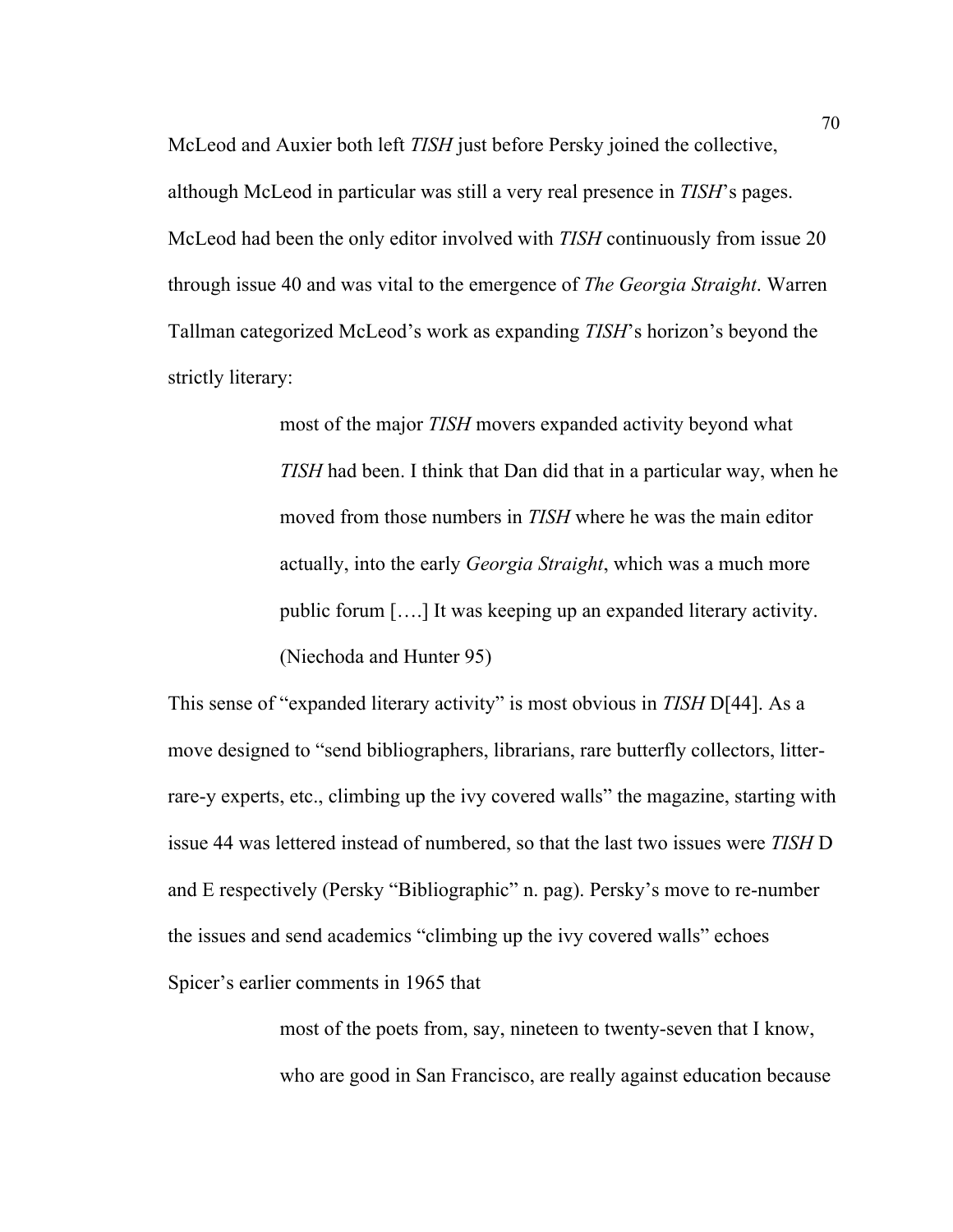McLeod and Auxier both left *TISH* just before Persky joined the collective, although McLeod in particular was still a very real presence in *TISH*'s pages. McLeod had been the only editor involved with *TISH* continuously from issue 20 through issue 40 and was vital to the emergence of *The Georgia Straight*. Warren Tallman categorized McLeod's work as expanding *TISH*'s horizon's beyond the strictly literary:

> most of the major *TISH* movers expanded activity beyond what *TISH* had been. I think that Dan did that in a particular way, when he moved from those numbers in *TISH* where he was the main editor actually, into the early *Georgia Straight*, which was a much more public forum [….] It was keeping up an expanded literary activity. (Niechoda and Hunter 95)

This sense of "expanded literary activity" is most obvious in *TISH* D[44]. As a move designed to "send bibliographers, librarians, rare butterfly collectors, litter-rare-y experts, etc., climbing up the ivy covered walls" the magazine, starting with issue 44 was lettered instead of numbered, so that the last two issues were *TISH* D and E respectively (Persky "Bibliographic" n. pag). Persky's move to re-number the issues and send academics "climbing up the ivy covered walls" echoes Spicer's earlier comments in 1965 that

> most of the poets from, say, nineteen to twenty-seven that I know, who are good in San Francisco, are really against education because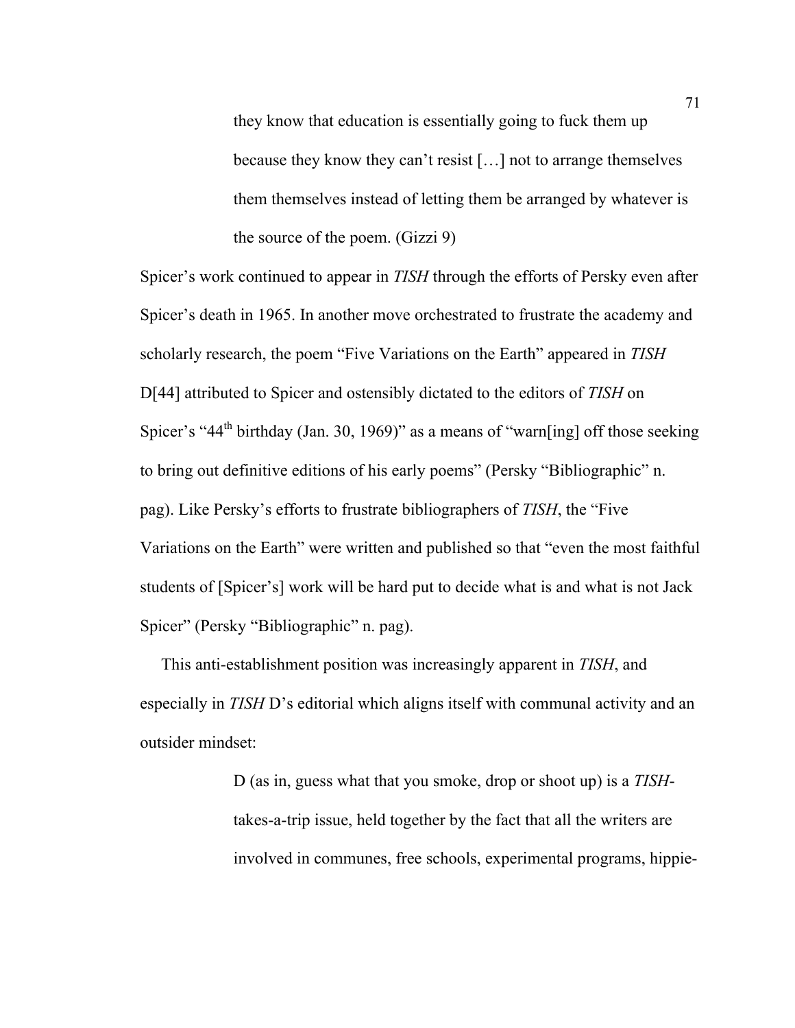> they know that education is essentially going to fuck them up because they know they can't resist […] not to arrange themselves them themselves instead of letting them be arranged by whatever is the source of the poem. (Gizzi 9)

Spicer's work continued to appear in *TISH* through the efforts of Persky even after Spicer's death in 1965. In another move orchestrated to frustrate the academy and scholarly research, the poem "Five Variations on the Earth" appeared in *TISH* D[44] attributed to Spicer and ostensibly dictated to the editors of *TISH* on Spicer's "44th birthday (Jan. 30, 1969)" as a means of "warn[ing] off those seeking to bring out definitive editions of his early poems" (Persky "Bibliographic" n. pag). Like Persky's efforts to frustrate bibliographers of *TISH*, the "Five Variations on the Earth" were written and published so that "even the most faithful students of [Spicer's] work will be hard put to decide what is and what is not Jack Spicer" (Persky "Bibliographic" n. pag).

This anti-establishment position was increasingly apparent in *TISH*, and especially in *TISH* D's editorial which aligns itself with communal activity and an outsider mindset:

> D (as in, guess what that you smoke, drop or shoot up) is a *TISH*-takes-a-trip issue, held together by the fact that all the writers are involved in communes, free schools, experimental programs, hippie-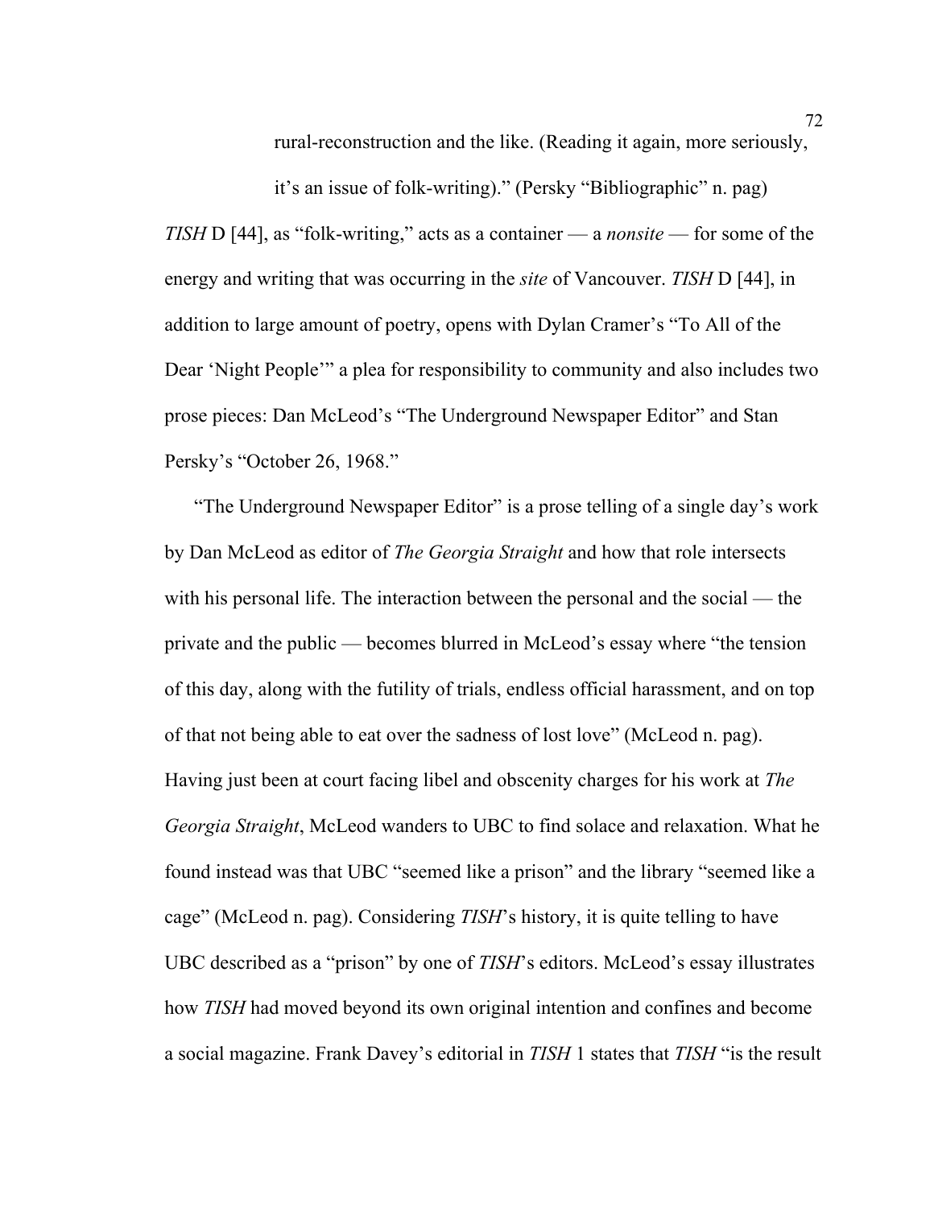> rural-reconstruction and the like. (Reading it again, more seriously, it's an issue of folk-writing)." (Persky "Bibliographic" n. pag)

*TISH* D [44], as "folk-writing," acts as a container — a *nonsite* — for some of the energy and writing that was occurring in the *site* of Vancouver. *TISH* D [44], in addition to large amount of poetry, opens with Dylan Cramer's "To All of the Dear 'Night People'" a plea for responsibility to community and also includes two prose pieces: Dan McLeod's "The Underground Newspaper Editor" and Stan Persky's "October 26, 1968."

"The Underground Newspaper Editor" is a prose telling of a single day's work by Dan McLeod as editor of *The Georgia Straight* and how that role intersects with his personal life. The interaction between the personal and the social — the private and the public — becomes blurred in McLeod's essay where "the tension of this day, along with the futility of trials, endless official harassment, and on top of that not being able to eat over the sadness of lost love" (McLeod n. pag). Having just been at court facing libel and obscenity charges for his work at *The Georgia Straight*, McLeod wanders to UBC to find solace and relaxation. What he found instead was that UBC "seemed like a prison" and the library "seemed like a cage" (McLeod n. pag). Considering *TISH*'s history, it is quite telling to have UBC described as a "prison" by one of *TISH*'s editors. McLeod's essay illustrates how *TISH* had moved beyond its own original intention and confines and become a social magazine. Frank Davey's editorial in *TISH* 1 states that *TISH* "is the result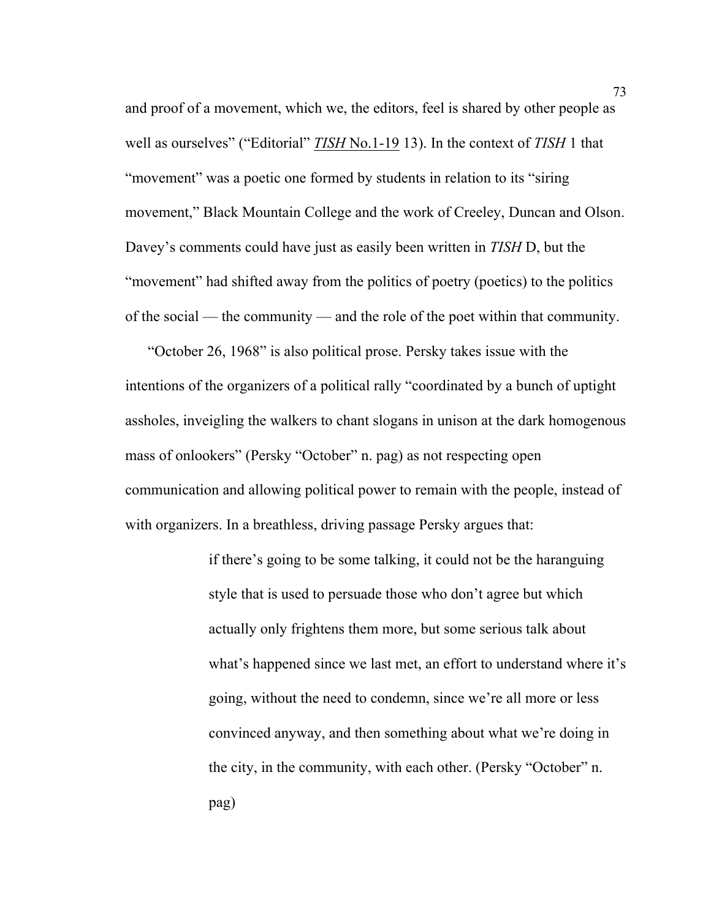and proof of a movement, which we, the editors, feel is shared by other people as well as ourselves" ("Editorial" *TISH* No.1-19 13). In the context of *TISH* 1 that "movement" was a poetic one formed by students in relation to its "siring movement," Black Mountain College and the work of Creeley, Duncan and Olson. Davey's comments could have just as easily been written in *TISH* D, but the "movement" had shifted away from the politics of poetry (poetics) to the politics of the social — the community — and the role of the poet within that community.

"October 26, 1968" is also political prose. Persky takes issue with the intentions of the organizers of a political rally "coordinated by a bunch of uptight assholes, inveigling the walkers to chant slogans in unison at the dark homogenous mass of onlookers" (Persky "October" n. pag) as not respecting open communication and allowing political power to remain with the people, instead of with organizers. In a breathless, driving passage Persky argues that:

> if there's going to be some talking, it could not be the haranguing style that is used to persuade those who don't agree but which actually only frightens them more, but some serious talk about what's happened since we last met, an effort to understand where it's going, without the need to condemn, since we're all more or less convinced anyway, and then something about what we're doing in the city, in the community, with each other. (Persky "October" n. pag)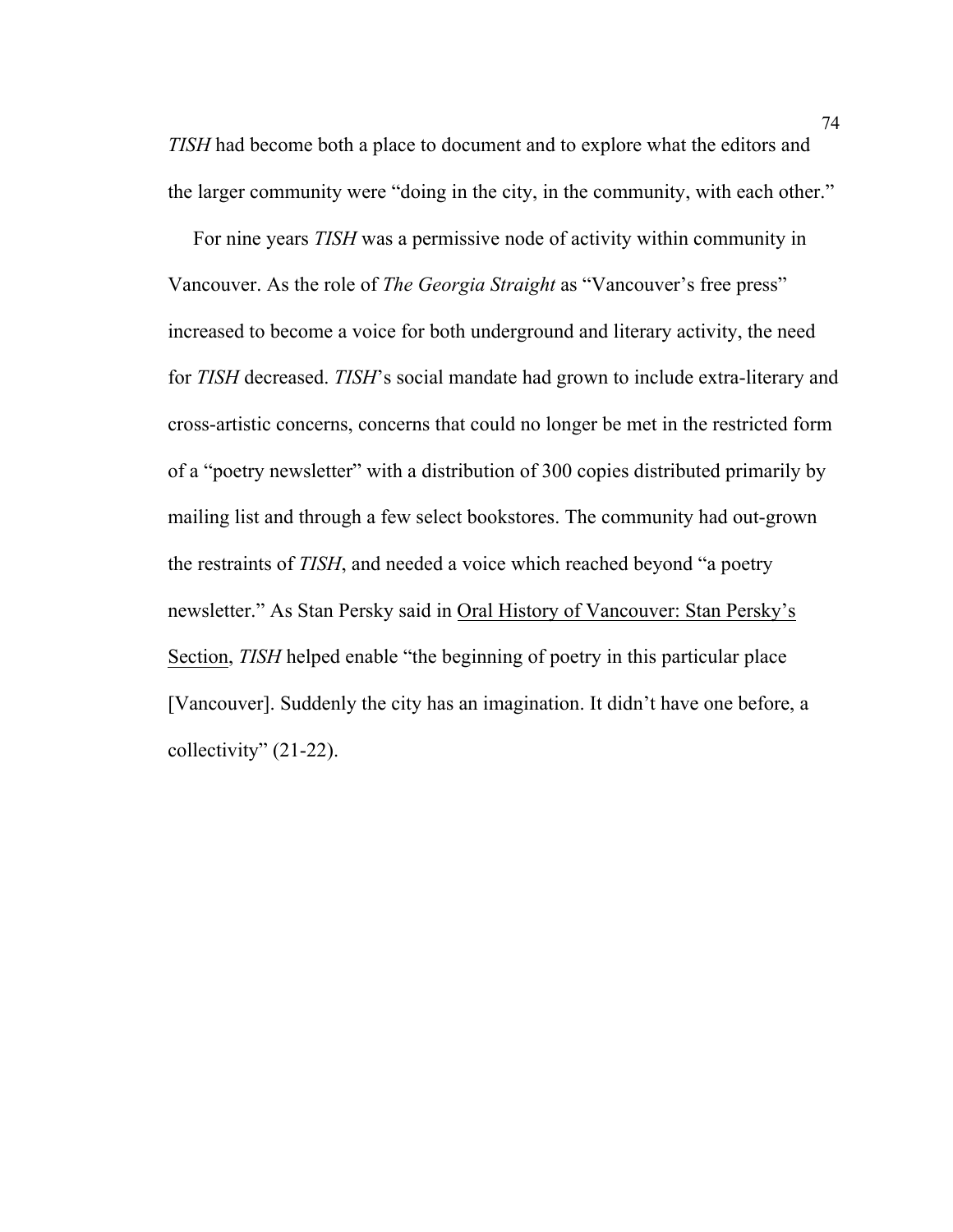*TISH* had become both a place to document and to explore what the editors and the larger community were "doing in the city, in the community, with each other."

For nine years *TISH* was a permissive node of activity within community in Vancouver. As the role of *The Georgia Straight* as "Vancouver's free press" increased to become a voice for both underground and literary activity, the need for *TISH* decreased. *TISH*'s social mandate had grown to include extra-literary and cross-artistic concerns, concerns that could no longer be met in the restricted form of a "poetry newsletter" with a distribution of 300 copies distributed primarily by mailing list and through a few select bookstores. The community had out-grown the restraints of *TISH*, and needed a voice which reached beyond "a poetry newsletter." As Stan Persky said in <u>Oral History of Vancouver: Stan Persky's Section</u>, *TISH* helped enable "the beginning of poetry in this particular place [Vancouver]. Suddenly the city has an imagination. It didn't have one before, a collectivity" (21-22).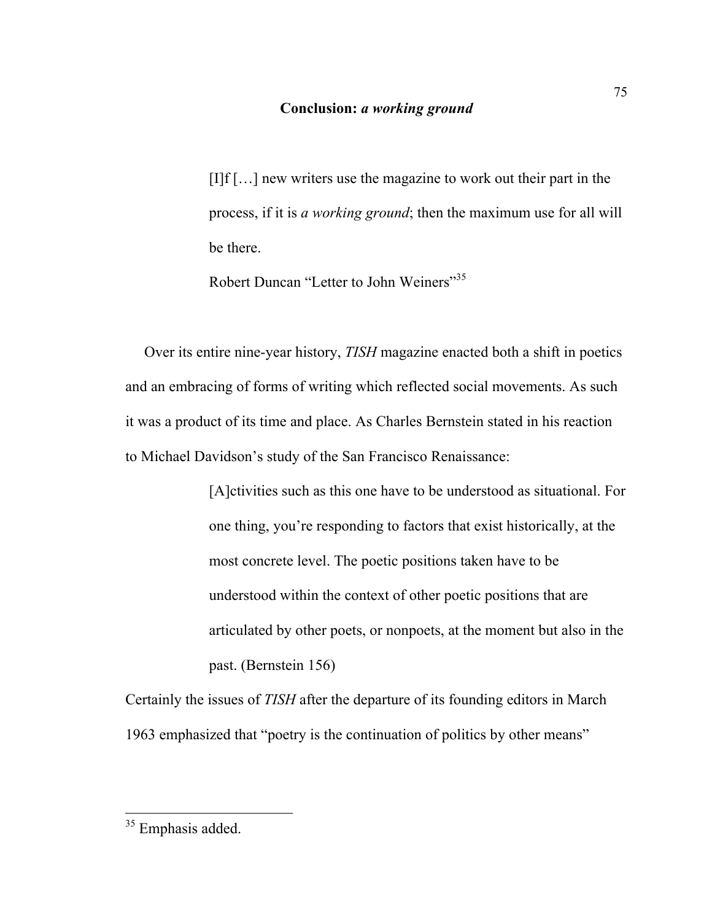# Conclusion: *a working ground*

> [I]f […] new writers use the magazine to work out their part in the process, if it is *a working ground*; then the maximum use for all will be there.
>
> Robert Duncan "Letter to John Weiners"[35]

Over its entire nine-year history, *TISH* magazine enacted both a shift in poetics and an embracing of forms of writing which reflected social movements. As such it was a product of its time and place. As Charles Bernstein stated in his reaction to Michael Davidson's study of the San Francisco Renaissance:

> [A]ctivities such as this one have to be understood as situational. For one thing, you're responding to factors that exist historically, at the most concrete level. The poetic positions taken have to be understood within the context of other poetic positions that are articulated by other poets, or nonpoets, at the moment but also in the past. (Bernstein 156)

Certainly the issues of *TISH* after the departure of its founding editors in March 1963 emphasized that "poetry is the continuation of politics by other means"

---

[35] Emphasis added.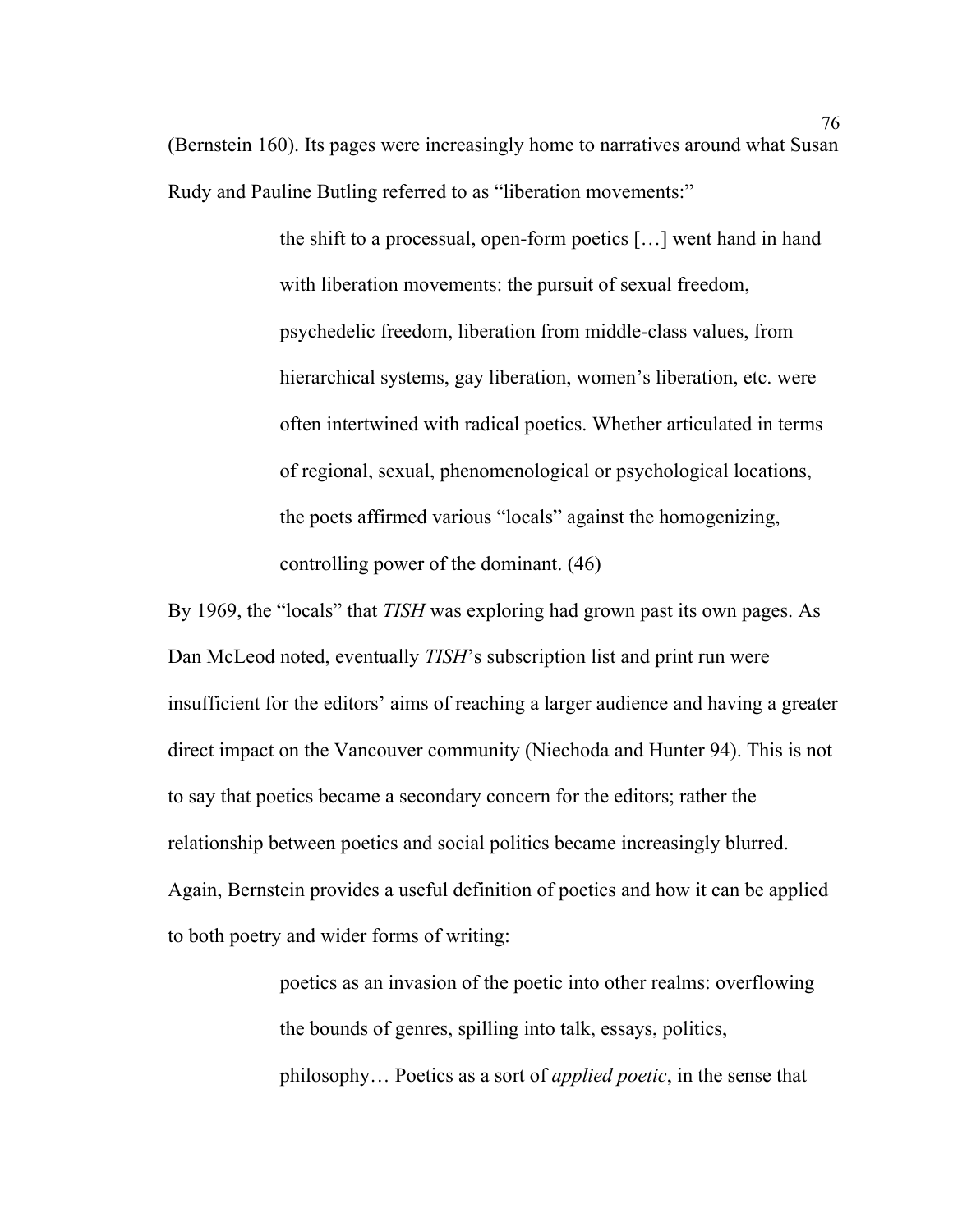(Bernstein 160). Its pages were increasingly home to narratives around what Susan Rudy and Pauline Butling referred to as "liberation movements:"

> the shift to a processual, open-form poetics […] went hand in hand with liberation movements: the pursuit of sexual freedom, psychedelic freedom, liberation from middle-class values, from hierarchical systems, gay liberation, women's liberation, etc. were often intertwined with radical poetics. Whether articulated in terms of regional, sexual, phenomenological or psychological locations, the poets affirmed various "locals" against the homogenizing, controlling power of the dominant. (46)

By 1969, the "locals" that *TISH* was exploring had grown past its own pages. As Dan McLeod noted, eventually *TISH*'s subscription list and print run were insufficient for the editors' aims of reaching a larger audience and having a greater direct impact on the Vancouver community (Niechoda and Hunter 94). This is not to say that poetics became a secondary concern for the editors; rather the relationship between poetics and social politics became increasingly blurred. Again, Bernstein provides a useful definition of poetics and how it can be applied to both poetry and wider forms of writing:

> poetics as an invasion of the poetic into other realms: overflowing the bounds of genres, spilling into talk, essays, politics, philosophy… Poetics as a sort of *applied poetic*, in the sense that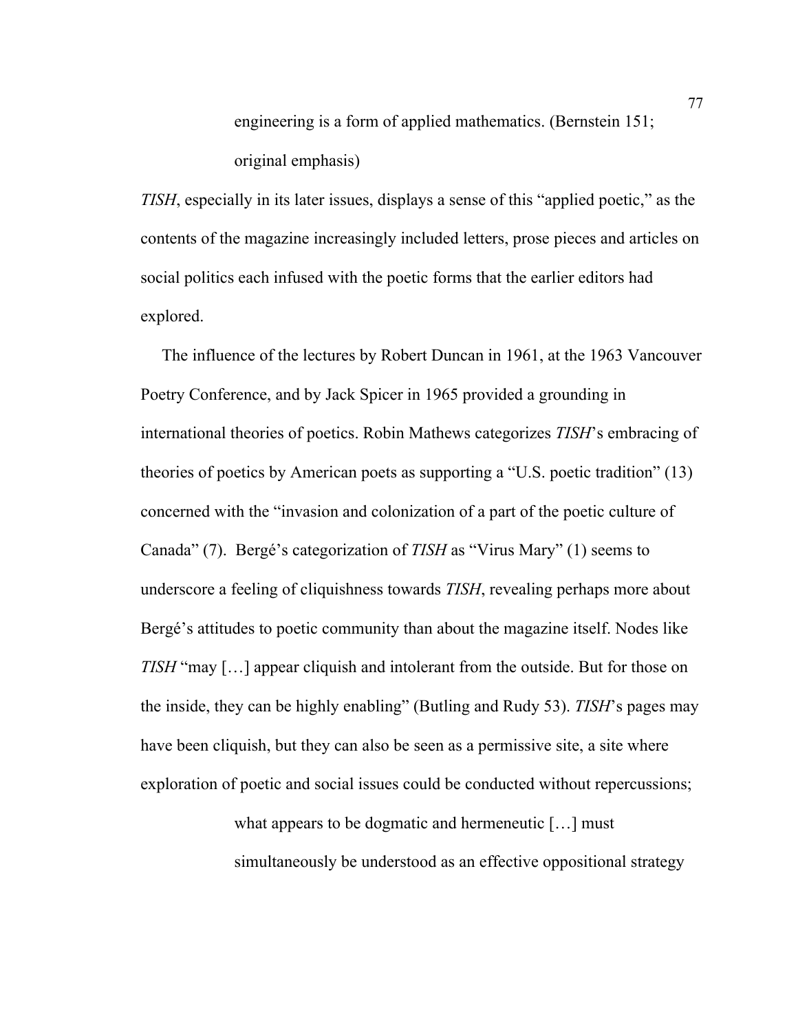> engineering is a form of applied mathematics. (Bernstein 151; original emphasis)

*TISH*, especially in its later issues, displays a sense of this "applied poetic," as the contents of the magazine increasingly included letters, prose pieces and articles on social politics each infused with the poetic forms that the earlier editors had explored.

The influence of the lectures by Robert Duncan in 1961, at the 1963 Vancouver Poetry Conference, and by Jack Spicer in 1965 provided a grounding in international theories of poetics. Robin Mathews categorizes *TISH*'s embracing of theories of poetics by American poets as supporting a "U.S. poetic tradition" (13) concerned with the "invasion and colonization of a part of the poetic culture of Canada" (7). Bergé's categorization of *TISH* as "Virus Mary" (1) seems to underscore a feeling of cliquishness towards *TISH*, revealing perhaps more about Bergé's attitudes to poetic community than about the magazine itself. Nodes like *TISH* "may […] appear cliquish and intolerant from the outside. But for those on the inside, they can be highly enabling" (Butling and Rudy 53). *TISH*'s pages may have been cliquish, but they can also be seen as a permissive site, a site where exploration of poetic and social issues could be conducted without repercussions;

> what appears to be dogmatic and hermeneutic […] must simultaneously be understood as an effective oppositional strategy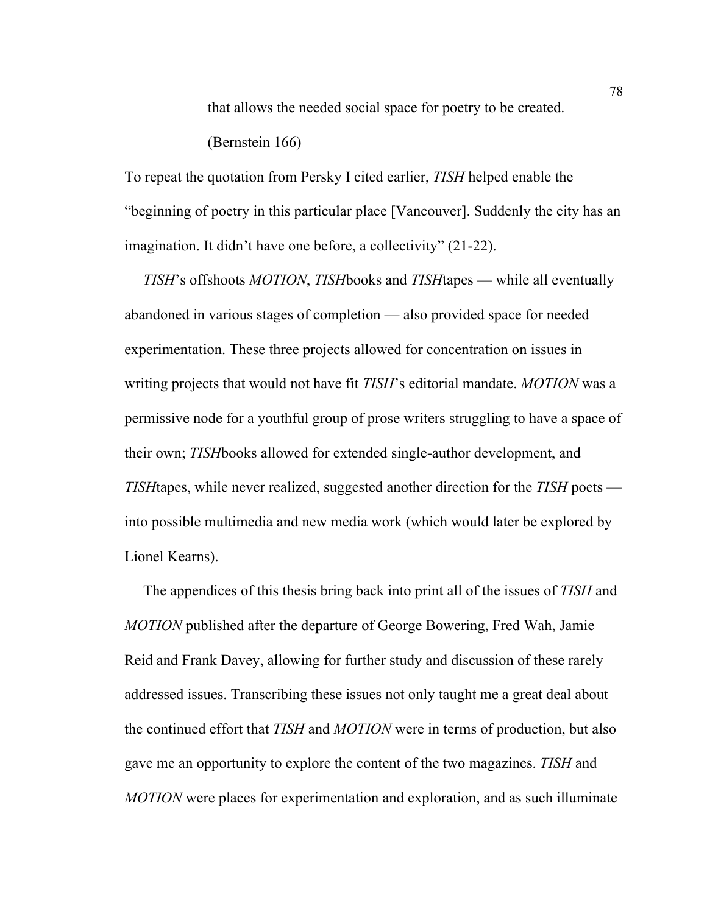> that allows the needed social space for poetry to be created.
>
> (Bernstein 166)

To repeat the quotation from Persky I cited earlier, *TISH* helped enable the "beginning of poetry in this particular place [Vancouver]. Suddenly the city has an imagination. It didn't have one before, a collectivity" (21-22).

*TISH*'s offshoots *MOTION*, *TISH*books and *TISH*tapes — while all eventually abandoned in various stages of completion — also provided space for needed experimentation. These three projects allowed for concentration on issues in writing projects that would not have fit *TISH*'s editorial mandate. *MOTION* was a permissive node for a youthful group of prose writers struggling to have a space of their own; *TISH*books allowed for extended single-author development, and *TISH*tapes, while never realized, suggested another direction for the *TISH* poets — into possible multimedia and new media work (which would later be explored by Lionel Kearns).

The appendices of this thesis bring back into print all of the issues of *TISH* and *MOTION* published after the departure of George Bowering, Fred Wah, Jamie Reid and Frank Davey, allowing for further study and discussion of these rarely addressed issues. Transcribing these issues not only taught me a great deal about the continued effort that *TISH* and *MOTION* were in terms of production, but also gave me an opportunity to explore the content of the two magazines. *TISH* and *MOTION* were places for experimentation and exploration, and as such illuminate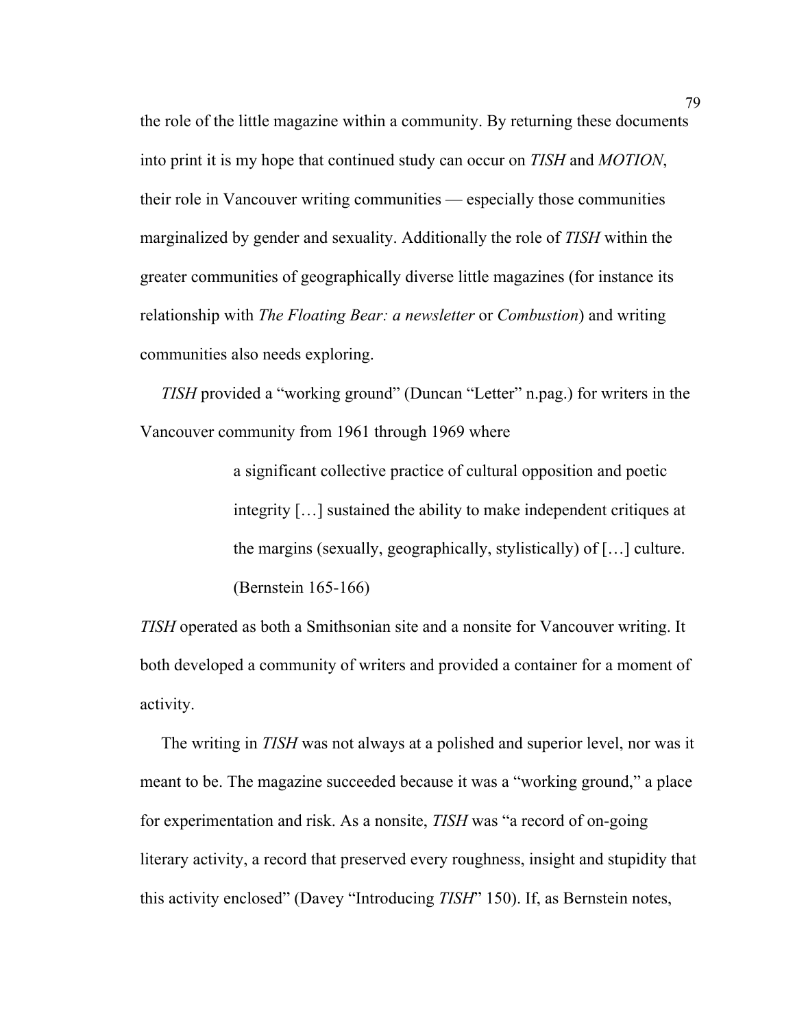the role of the little magazine within a community. By returning these documents into print it is my hope that continued study can occur on *TISH* and *MOTION*, their role in Vancouver writing communities — especially those communities marginalized by gender and sexuality. Additionally the role of *TISH* within the greater communities of geographically diverse little magazines (for instance its relationship with *The Floating Bear: a newsletter* or *Combustion*) and writing communities also needs exploring.

*TISH* provided a "working ground" (Duncan "Letter" n.pag.) for writers in the Vancouver community from 1961 through 1969 where

> a significant collective practice of cultural opposition and poetic integrity […] sustained the ability to make independent critiques at the margins (sexually, geographically, stylistically) of […] culture. (Bernstein 165-166)

*TISH* operated as both a Smithsonian site and a nonsite for Vancouver writing. It both developed a community of writers and provided a container for a moment of activity.

The writing in *TISH* was not always at a polished and superior level, nor was it meant to be. The magazine succeeded because it was a "working ground," a place for experimentation and risk. As a nonsite, *TISH* was "a record of on-going literary activity, a record that preserved every roughness, insight and stupidity that this activity enclosed" (Davey "Introducing *TISH*" 150). If, as Bernstein notes,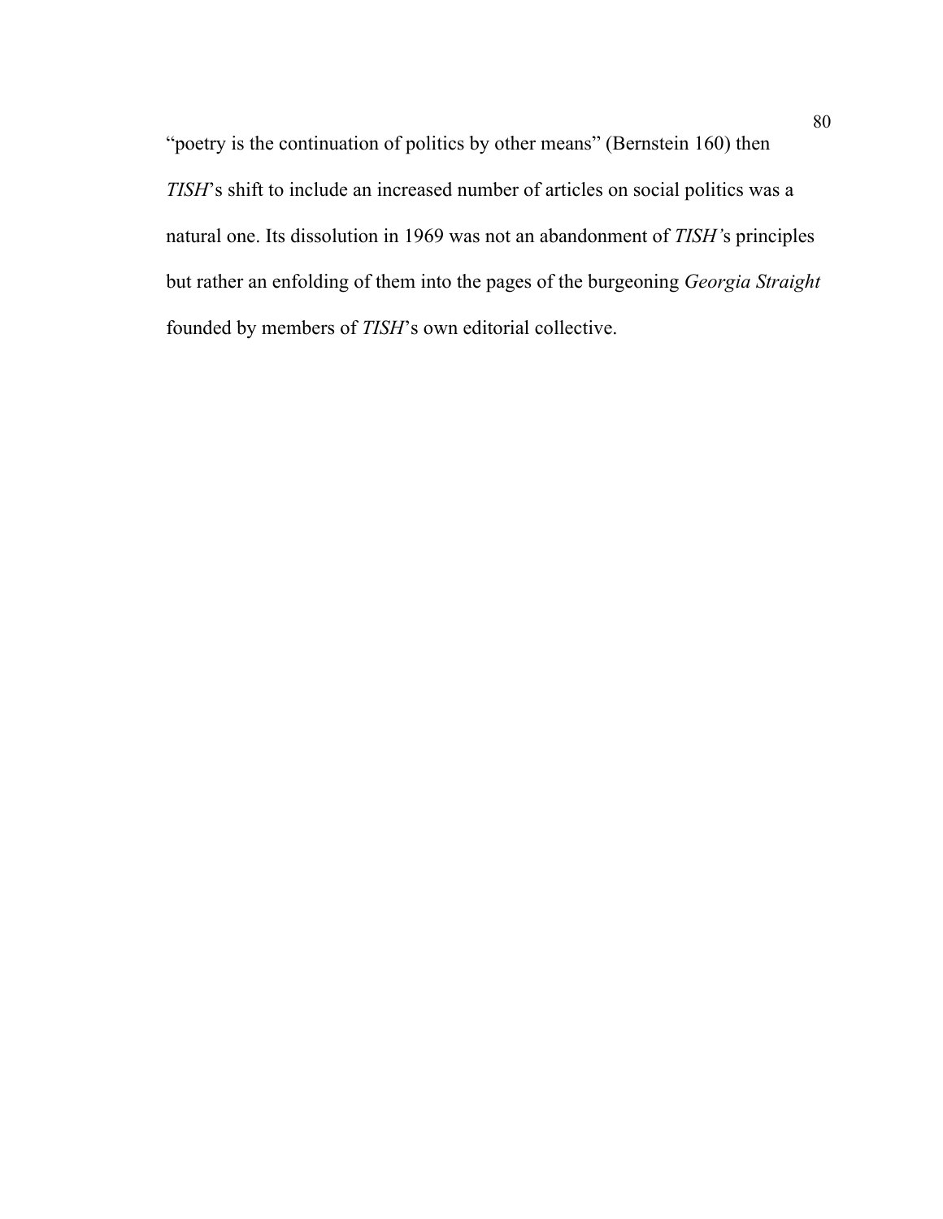"poetry is the continuation of politics by other means" (Bernstein 160) then *TISH*'s shift to include an increased number of articles on social politics was a natural one. Its dissolution in 1969 was not an abandonment of *TISH'*s principles but rather an enfolding of them into the pages of the burgeoning *Georgia Straight* founded by members of *TISH*'s own editorial collective.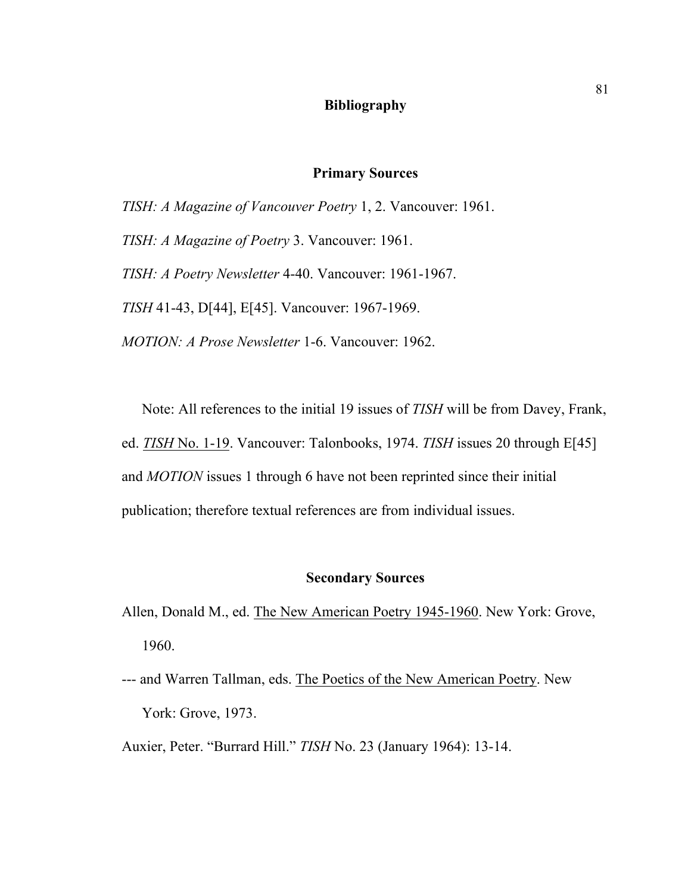# Bibliography

## Primary Sources

*TISH: A Magazine of Vancouver Poetry* 1, 2. Vancouver: 1961.

*TISH: A Magazine of Poetry* 3. Vancouver: 1961.

*TISH: A Poetry Newsletter* 4-40. Vancouver: 1961-1967.

*TISH* 41-43, D[44], E[45]. Vancouver: 1967-1969.

*MOTION: A Prose Newsletter* 1-6. Vancouver: 1962.

Note: All references to the initial 19 issues of *TISH* will be from Davey, Frank, ed. <u>*TISH* No. 1-19</u>. Vancouver: Talonbooks, 1974. *TISH* issues 20 through E[45] and *MOTION* issues 1 through 6 have not been reprinted since their initial publication; therefore textual references are from individual issues.

## Secondary Sources

Allen, Donald M., ed. <u>The New American Poetry 1945-1960</u>. New York: Grove, 1960.

--- and Warren Tallman, eds. <u>The Poetics of the New American Poetry</u>. New York: Grove, 1973.

Auxier, Peter. "Burrard Hill." *TISH* No. 23 (January 1964): 13-14.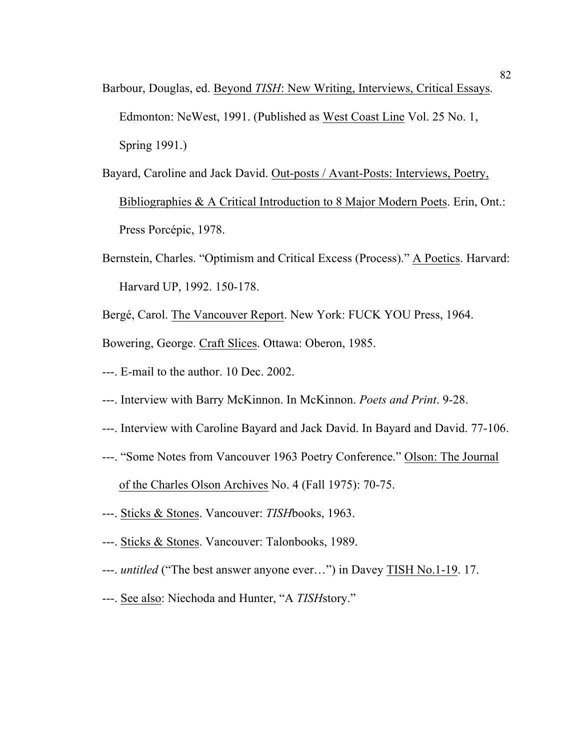Barbour, Douglas, ed. <u>Beyond *TISH*: New Writing, Interviews, Critical Essays</u>. Edmonton: NeWest, 1991. (Published as <u>West Coast Line</u> Vol. 25 No. 1, Spring 1991.)

Bayard, Caroline and Jack David. <u>Out-posts / Avant-Posts: Interviews, Poetry, Bibliographies & A Critical Introduction to 8 Major Modern Poets</u>. Erin, Ont.: Press Porcépic, 1978.

Bernstein, Charles. "Optimism and Critical Excess (Process)." <u>A Poetics</u>. Harvard: Harvard UP, 1992. 150-178.

Bergé, Carol. <u>The Vancouver Report</u>. New York: FUCK YOU Press, 1964.

Bowering, George. <u>Craft Slices</u>. Ottawa: Oberon, 1985.

---. E-mail to the author. 10 Dec. 2002.

---. Interview with Barry McKinnon. In McKinnon. *Poets and Print*. 9-28.

---. Interview with Caroline Bayard and Jack David. In Bayard and David. 77-106.

---. "Some Notes from Vancouver 1963 Poetry Conference." <u>Olson: The Journal of the Charles Olson Archives</u> No. 4 (Fall 1975): 70-75.

---. <u>Sticks & Stones</u>. Vancouver: *TISH*books, 1963.

---. <u>Sticks & Stones</u>. Vancouver: Talonbooks, 1989.

---. *untitled* ("The best answer anyone ever…") in Davey <u>TISH No.1-19</u>. 17.

---. <u>See also</u>: Niechoda and Hunter, "A *TISH*story."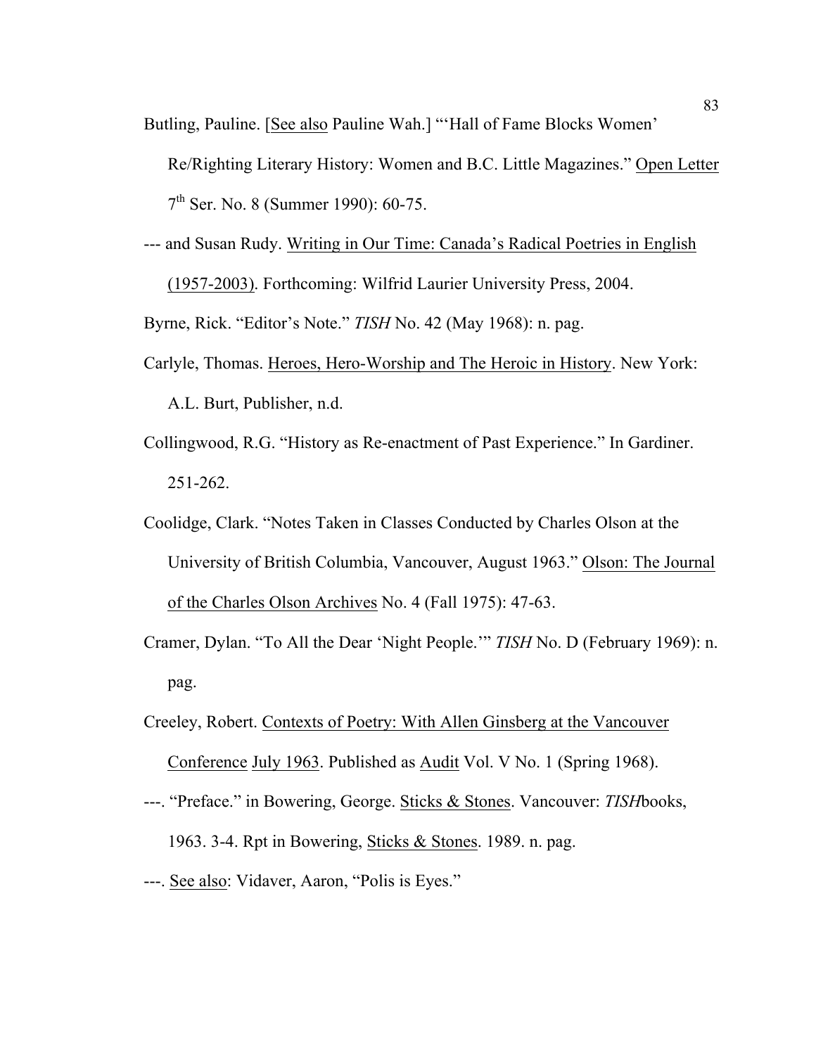Butling, Pauline. [See also Pauline Wah.] "'Hall of Fame Blocks Women' Re/Righting Literary History: Women and B.C. Little Magazines." Open Letter 7th Ser. No. 8 (Summer 1990): 60-75.

--- and Susan Rudy. Writing in Our Time: Canada's Radical Poetries in English (1957-2003). Forthcoming: Wilfrid Laurier University Press, 2004.

Byrne, Rick. "Editor's Note." *TISH* No. 42 (May 1968): n. pag.

Carlyle, Thomas. Heroes, Hero-Worship and The Heroic in History. New York: A.L. Burt, Publisher, n.d.

Collingwood, R.G. "History as Re-enactment of Past Experience." In Gardiner. 251-262.

Coolidge, Clark. "Notes Taken in Classes Conducted by Charles Olson at the University of British Columbia, Vancouver, August 1963." Olson: The Journal of the Charles Olson Archives No. 4 (Fall 1975): 47-63.

Cramer, Dylan. "To All the Dear 'Night People.'" *TISH* No. D (February 1969): n. pag.

Creeley, Robert. Contexts of Poetry: With Allen Ginsberg at the Vancouver Conference July 1963. Published as Audit Vol. V No. 1 (Spring 1968).

---. "Preface." in Bowering, George. Sticks & Stones. Vancouver: *TISH*books, 1963. 3-4. Rpt in Bowering, Sticks & Stones. 1989. n. pag.

---. See also: Vidaver, Aaron, "Polis is Eyes."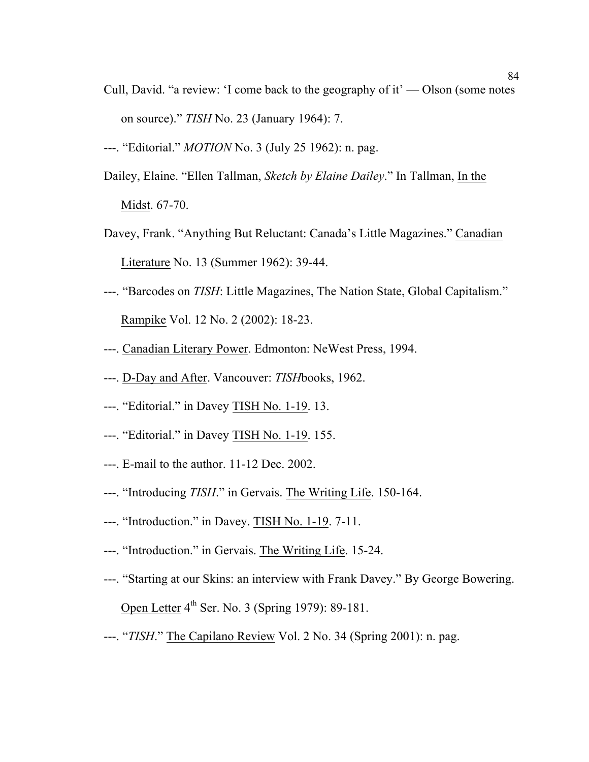Cull, David. "a review: 'I come back to the geography of it' — Olson (some notes on source)." *TISH* No. 23 (January 1964): 7.

---. "Editorial." *MOTION* No. 3 (July 25 1962): n. pag.

Dailey, Elaine. "Ellen Tallman, *Sketch by Elaine Dailey*." In Tallman, In the Midst. 67-70.

Davey, Frank. "Anything But Reluctant: Canada's Little Magazines." Canadian Literature No. 13 (Summer 1962): 39-44.

---. "Barcodes on *TISH*: Little Magazines, The Nation State, Global Capitalism." Rampike Vol. 12 No. 2 (2002): 18-23.

---. Canadian Literary Power. Edmonton: NeWest Press, 1994.

---. D-Day and After. Vancouver: *TISH*books, 1962.

---. "Editorial." in Davey TISH No. 1-19. 13.

---. "Editorial." in Davey TISH No. 1-19. 155.

---. E-mail to the author. 11-12 Dec. 2002.

---. "Introducing *TISH*." in Gervais. The Writing Life. 150-164.

---. "Introduction." in Davey. TISH No. 1-19. 7-11.

---. "Introduction." in Gervais. The Writing Life. 15-24.

---. "Starting at our Skins: an interview with Frank Davey." By George Bowering. Open Letter 4th Ser. No. 3 (Spring 1979): 89-181.

---. "*TISH*." The Capilano Review Vol. 2 No. 34 (Spring 2001): n. pag.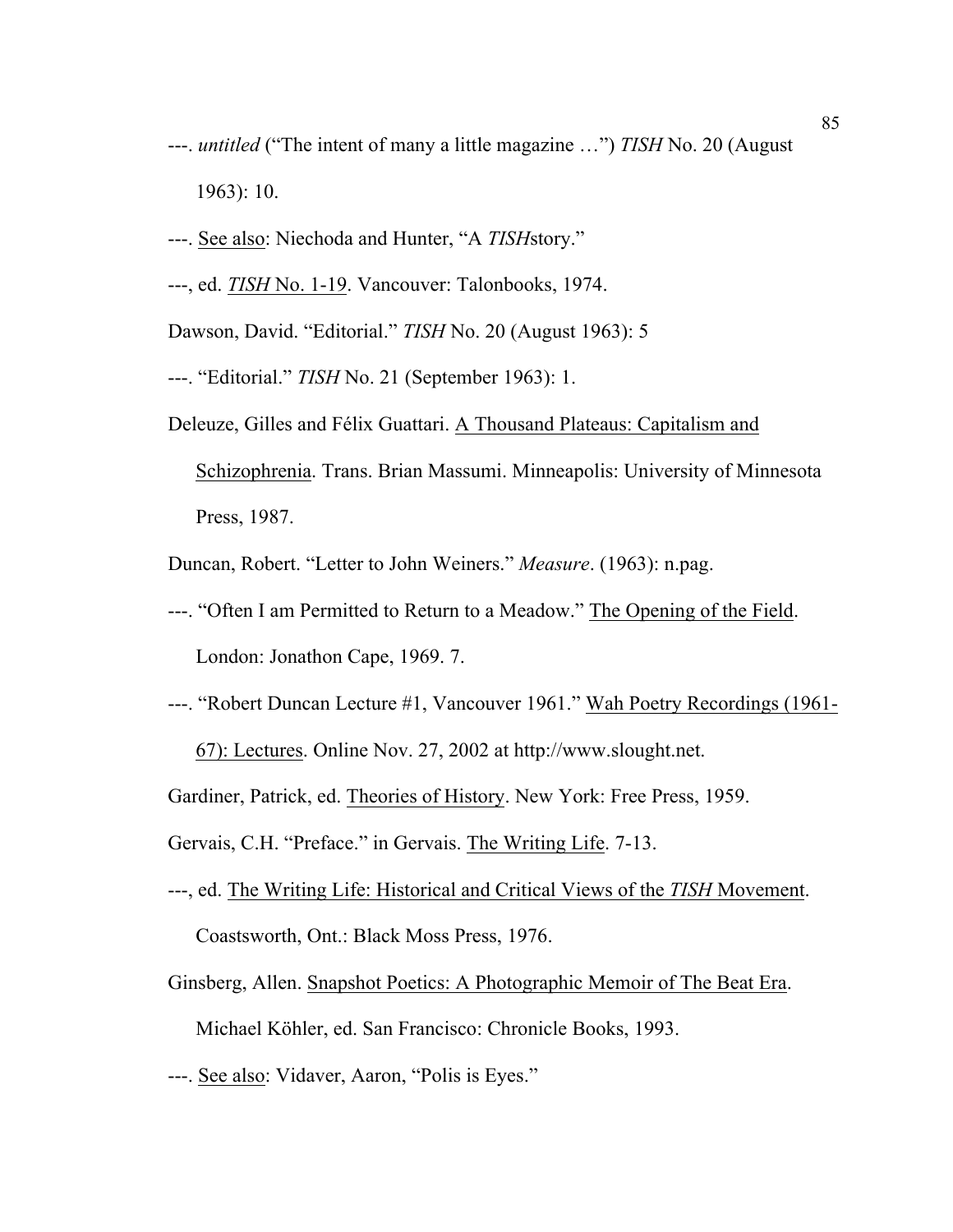---. *untitled* ("The intent of many a little magazine …") *TISH* No. 20 (August 1963): 10.

---. See also: Niechoda and Hunter, "A *TISH*story."

---, ed. *TISH* No. 1-19. Vancouver: Talonbooks, 1974.

Dawson, David. "Editorial." *TISH* No. 20 (August 1963): 5

---. "Editorial." *TISH* No. 21 (September 1963): 1.

Deleuze, Gilles and Félix Guattari. A Thousand Plateaus: Capitalism and Schizophrenia. Trans. Brian Massumi. Minneapolis: University of Minnesota Press, 1987.

Duncan, Robert. "Letter to John Weiners." *Measure*. (1963): n.pag.

---. "Often I am Permitted to Return to a Meadow." The Opening of the Field. London: Jonathon Cape, 1969. 7.

---. "Robert Duncan Lecture #1, Vancouver 1961." Wah Poetry Recordings (1961-67): Lectures. Online Nov. 27, 2002 at http://www.slought.net.

Gardiner, Patrick, ed. Theories of History. New York: Free Press, 1959.

Gervais, C.H. "Preface." in Gervais. The Writing Life. 7-13.

---, ed. The Writing Life: Historical and Critical Views of the *TISH* Movement. Coastsworth, Ont.: Black Moss Press, 1976.

Ginsberg, Allen. Snapshot Poetics: A Photographic Memoir of The Beat Era. Michael Köhler, ed. San Francisco: Chronicle Books, 1993.

---. See also: Vidaver, Aaron, "Polis is Eyes."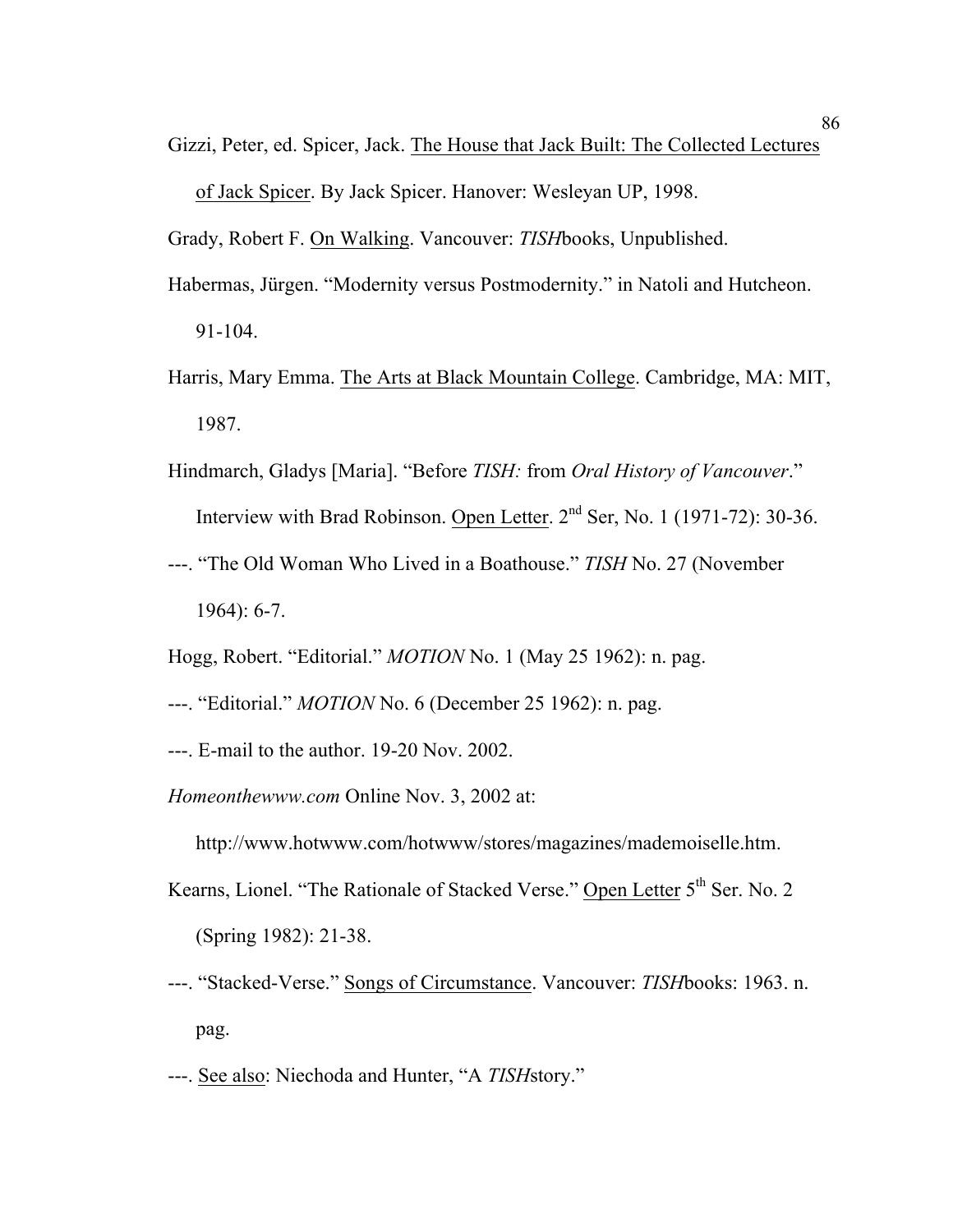Gizzi, Peter, ed. Spicer, Jack. The House that Jack Built: The Collected Lectures of Jack Spicer. By Jack Spicer. Hanover: Wesleyan UP, 1998.

Grady, Robert F. On Walking. Vancouver: *TISH*books, Unpublished.

Habermas, Jürgen. "Modernity versus Postmodernity." in Natoli and Hutcheon. 91-104.

Harris, Mary Emma. The Arts at Black Mountain College. Cambridge, MA: MIT, 1987.

Hindmarch, Gladys [Maria]. "Before *TISH:* from *Oral History of Vancouver*." Interview with Brad Robinson. Open Letter. 2nd Ser, No. 1 (1971-72): 30-36.

---. "The Old Woman Who Lived in a Boathouse." *TISH* No. 27 (November 1964): 6-7.

Hogg, Robert. "Editorial." *MOTION* No. 1 (May 25 1962): n. pag.

---. "Editorial." *MOTION* No. 6 (December 25 1962): n. pag.

---. E-mail to the author. 19-20 Nov. 2002.

*Homeonthewww.com* Online Nov. 3, 2002 at: http://www.hotwww.com/hotwww/stores/magazines/mademoiselle.htm.

Kearns, Lionel. "The Rationale of Stacked Verse." Open Letter 5th Ser. No. 2 (Spring 1982): 21-38.

---. "Stacked-Verse." Songs of Circumstance. Vancouver: *TISH*books: 1963. n. pag.

---. See also: Niechoda and Hunter, "A *TISH*story."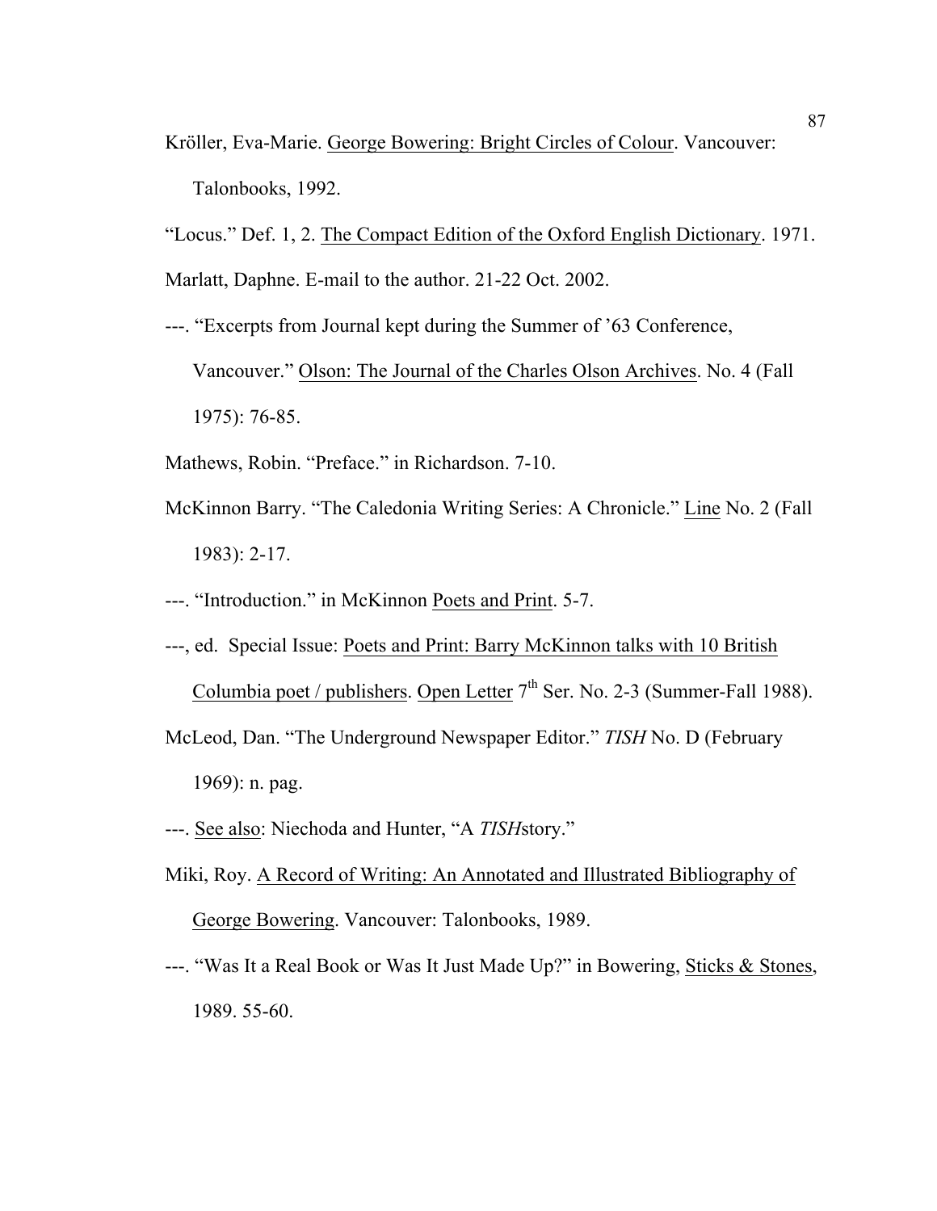Kröller, Eva-Marie. <u>George Bowering: Bright Circles of Colour</u>. Vancouver: Talonbooks, 1992.

"Locus." Def. 1, 2. <u>The Compact Edition of the Oxford English Dictionary</u>. 1971.

Marlatt, Daphne. E-mail to the author. 21-22 Oct. 2002.

---. "Excerpts from Journal kept during the Summer of '63 Conference, Vancouver." <u>Olson: The Journal of the Charles Olson Archives</u>. No. 4 (Fall 1975): 76-85.

Mathews, Robin. "Preface." in Richardson. 7-10.

McKinnon Barry. "The Caledonia Writing Series: A Chronicle." <u>Line</u> No. 2 (Fall 1983): 2-17.

---. "Introduction." in McKinnon <u>Poets and Print</u>. 5-7.

---, ed. Special Issue: <u>Poets and Print: Barry McKinnon talks with 10 British Columbia poet / publishers</u>. <u>Open Letter</u> 7th Ser. No. 2-3 (Summer-Fall 1988).

McLeod, Dan. "The Underground Newspaper Editor." *TISH* No. D (February 1969): n. pag.

---. <u>See also</u>: Niechoda and Hunter, "A *TISH*story."

Miki, Roy. <u>A Record of Writing: An Annotated and Illustrated Bibliography of George Bowering</u>. Vancouver: Talonbooks, 1989.

---. "Was It a Real Book or Was It Just Made Up?" in Bowering, <u>Sticks & Stones</u>, 1989. 55-60.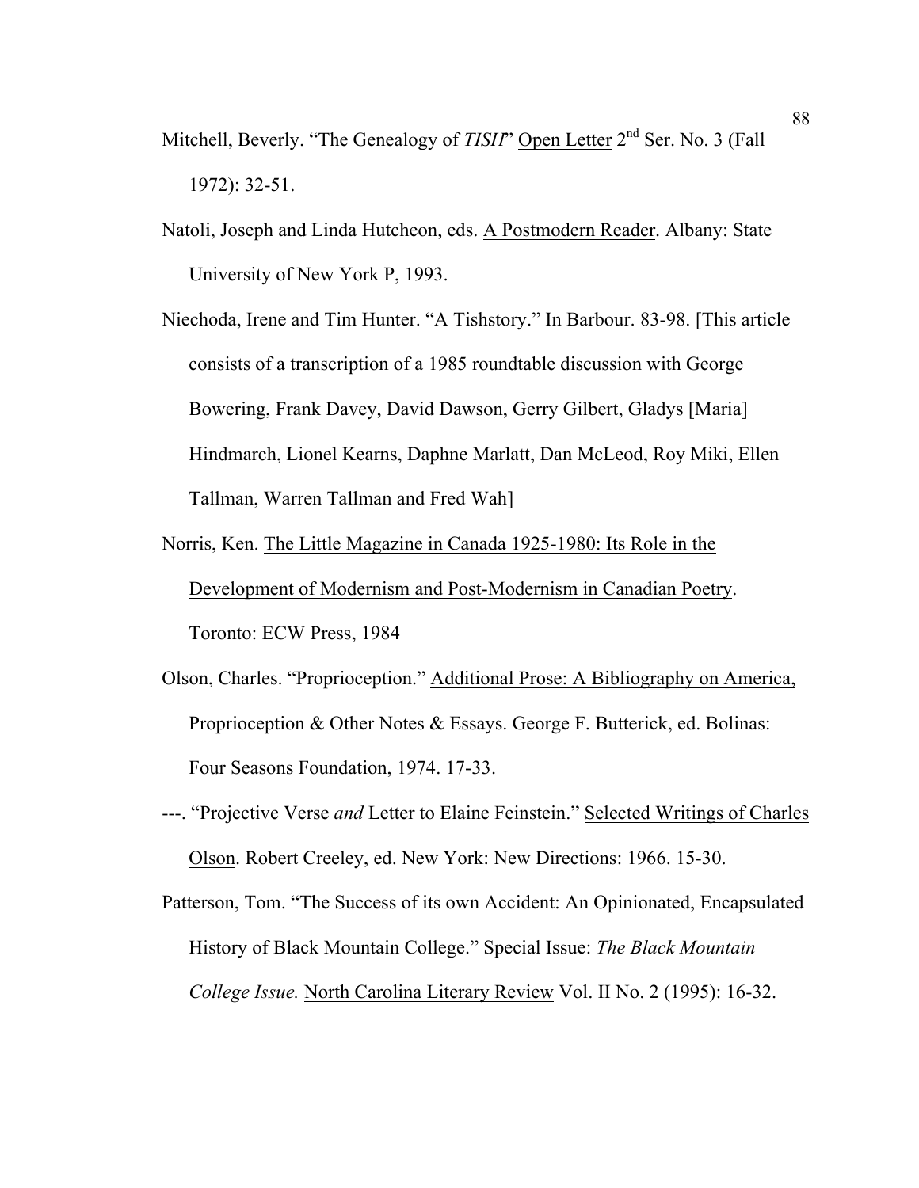Mitchell, Beverly. "The Genealogy of *TISH*" Open Letter 2nd Ser. No. 3 (Fall 1972): 32-51.

Natoli, Joseph and Linda Hutcheon, eds. A Postmodern Reader. Albany: State University of New York P, 1993.

Niechoda, Irene and Tim Hunter. "A Tishstory." In Barbour. 83-98. [This article consists of a transcription of a 1985 roundtable discussion with George Bowering, Frank Davey, David Dawson, Gerry Gilbert, Gladys [Maria] Hindmarch, Lionel Kearns, Daphne Marlatt, Dan McLeod, Roy Miki, Ellen Tallman, Warren Tallman and Fred Wah]

Norris, Ken. The Little Magazine in Canada 1925-1980: Its Role in the Development of Modernism and Post-Modernism in Canadian Poetry. Toronto: ECW Press, 1984

Olson, Charles. "Proprioception." Additional Prose: A Bibliography on America, Proprioception & Other Notes & Essays. George F. Butterick, ed. Bolinas: Four Seasons Foundation, 1974. 17-33.

---. "Projective Verse *and* Letter to Elaine Feinstein." Selected Writings of Charles Olson. Robert Creeley, ed. New York: New Directions: 1966. 15-30.

Patterson, Tom. "The Success of its own Accident: An Opinionated, Encapsulated History of Black Mountain College." Special Issue: *The Black Mountain College Issue.* North Carolina Literary Review Vol. II No. 2 (1995): 16-32.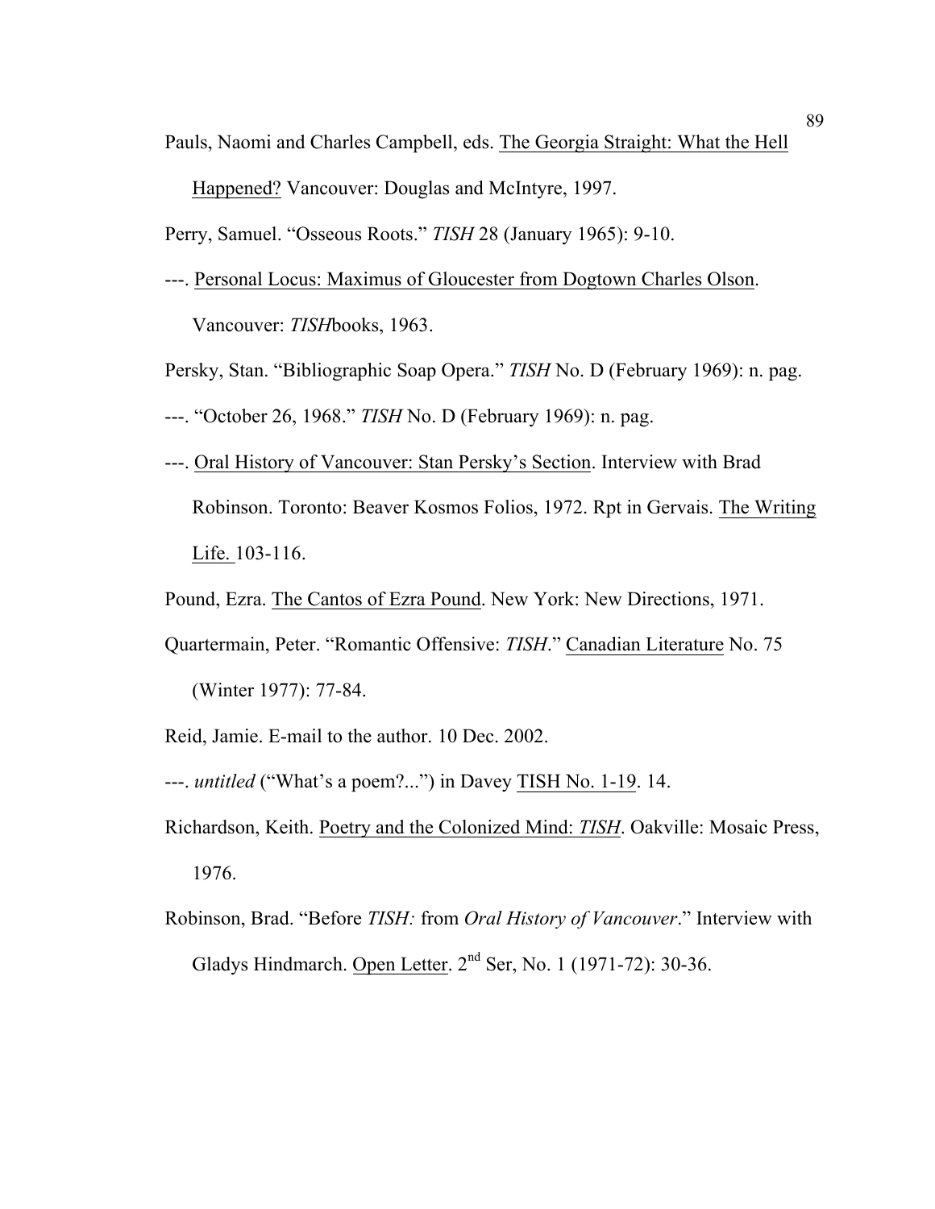Pauls, Naomi and Charles Campbell, eds. The Georgia Straight: What the Hell Happened? Vancouver: Douglas and McIntyre, 1997.

Perry, Samuel. "Osseous Roots." *TISH* 28 (January 1965): 9-10.

---. Personal Locus: Maximus of Gloucester from Dogtown Charles Olson. Vancouver: *TISH*books, 1963.

Persky, Stan. "Bibliographic Soap Opera." *TISH* No. D (February 1969): n. pag.

---. "October 26, 1968." *TISH* No. D (February 1969): n. pag.

---. Oral History of Vancouver: Stan Persky's Section. Interview with Brad Robinson. Toronto: Beaver Kosmos Folios, 1972. Rpt in Gervais. The Writing Life. 103-116.

Pound, Ezra. The Cantos of Ezra Pound. New York: New Directions, 1971.

Quartermain, Peter. "Romantic Offensive: *TISH*." Canadian Literature No. 75 (Winter 1977): 77-84.

Reid, Jamie. E-mail to the author. 10 Dec. 2002.

---. *untitled* ("What's a poem?...") in Davey TISH No. 1-19. 14.

Richardson, Keith. Poetry and the Colonized Mind: *TISH*. Oakville: Mosaic Press, 1976.

Robinson, Brad. "Before *TISH:* from *Oral History of Vancouver*." Interview with Gladys Hindmarch. Open Letter. 2nd Ser, No. 1 (1971-72): 30-36.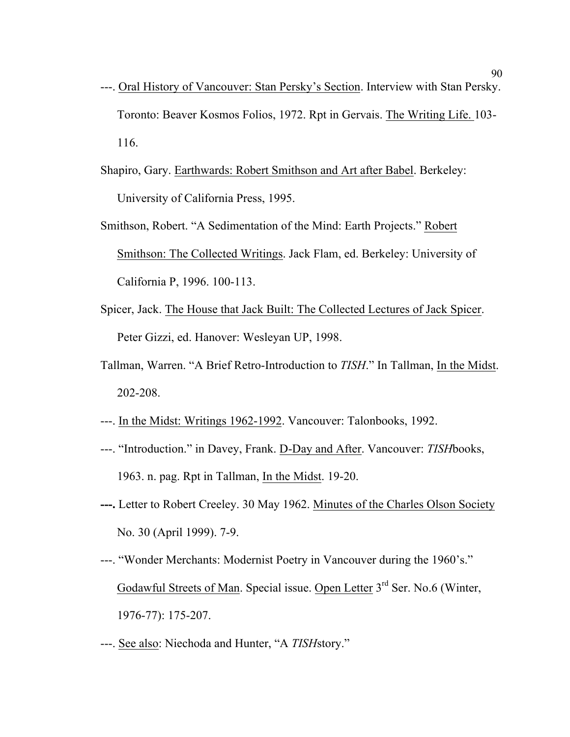---. Oral History of Vancouver: Stan Persky's Section. Interview with Stan Persky. Toronto: Beaver Kosmos Folios, 1972. Rpt in Gervais. The Writing Life. 103-116.

Shapiro, Gary. Earthwards: Robert Smithson and Art after Babel. Berkeley: University of California Press, 1995.

Smithson, Robert. "A Sedimentation of the Mind: Earth Projects." Robert Smithson: The Collected Writings. Jack Flam, ed. Berkeley: University of California P, 1996. 100-113.

Spicer, Jack. The House that Jack Built: The Collected Lectures of Jack Spicer. Peter Gizzi, ed. Hanover: Wesleyan UP, 1998.

Tallman, Warren. "A Brief Retro-Introduction to *TISH*." In Tallman, In the Midst. 202-208.

---. In the Midst: Writings 1962-1992. Vancouver: Talonbooks, 1992.

---. "Introduction." in Davey, Frank. D-Day and After. Vancouver: *TISH*books, 1963. n. pag. Rpt in Tallman, In the Midst. 19-20.

**---.** Letter to Robert Creeley. 30 May 1962. Minutes of the Charles Olson Society No. 30 (April 1999). 7-9.

---. "Wonder Merchants: Modernist Poetry in Vancouver during the 1960's." Godawful Streets of Man. Special issue. Open Letter 3rd Ser. No.6 (Winter, 1976-77): 175-207.

---. See also: Niechoda and Hunter, "A *TISH*story."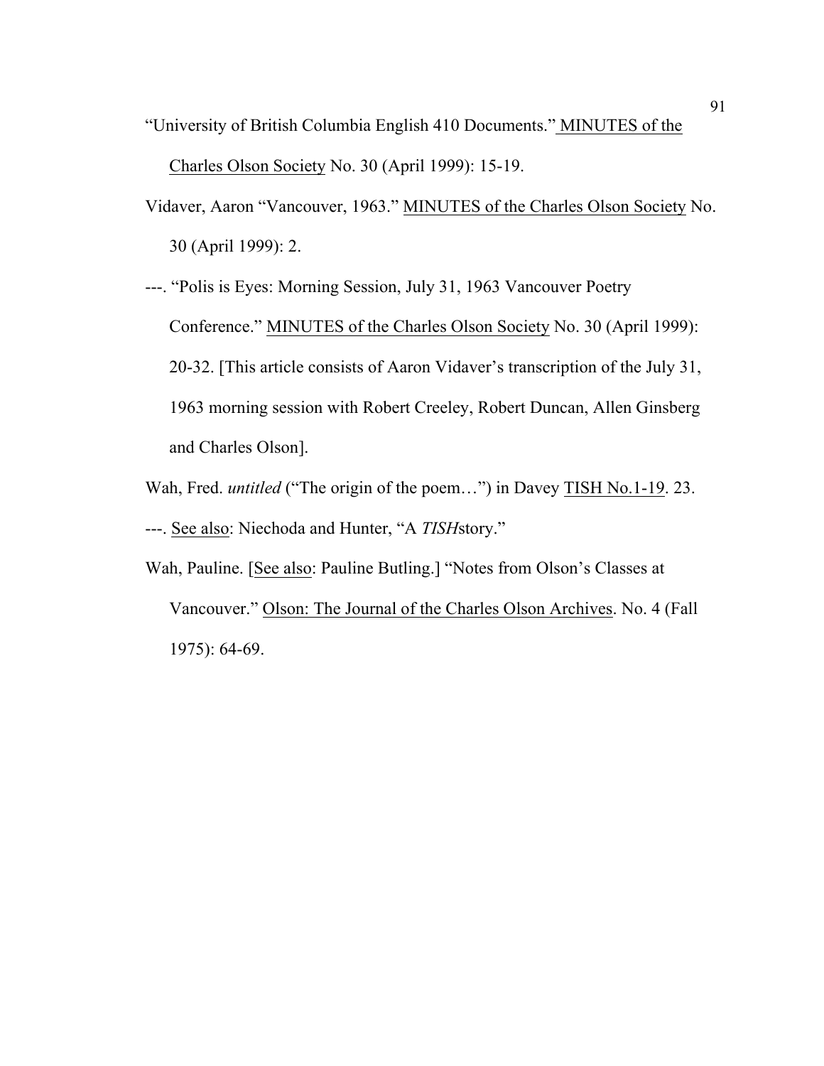"University of British Columbia English 410 Documents." <u>MINUTES of the Charles Olson Society</u> No. 30 (April 1999): 15-19.

Vidaver, Aaron "Vancouver, 1963." <u>MINUTES of the Charles Olson Society</u> No. 30 (April 1999): 2.

---. "Polis is Eyes: Morning Session, July 31, 1963 Vancouver Poetry Conference." <u>MINUTES of the Charles Olson Society</u> No. 30 (April 1999): 20-32. [This article consists of Aaron Vidaver's transcription of the July 31, 1963 morning session with Robert Creeley, Robert Duncan, Allen Ginsberg and Charles Olson].

Wah, Fred. *untitled* ("The origin of the poem…") in Davey <u>TISH No.1-19</u>. 23.

---. <u>See also</u>: Niechoda and Hunter, "A *TISH*story."

Wah, Pauline. [<u>See also</u>: Pauline Butling.] "Notes from Olson's Classes at Vancouver." <u>Olson: The Journal of the Charles Olson Archives</u>. No. 4 (Fall 1975): 64-69.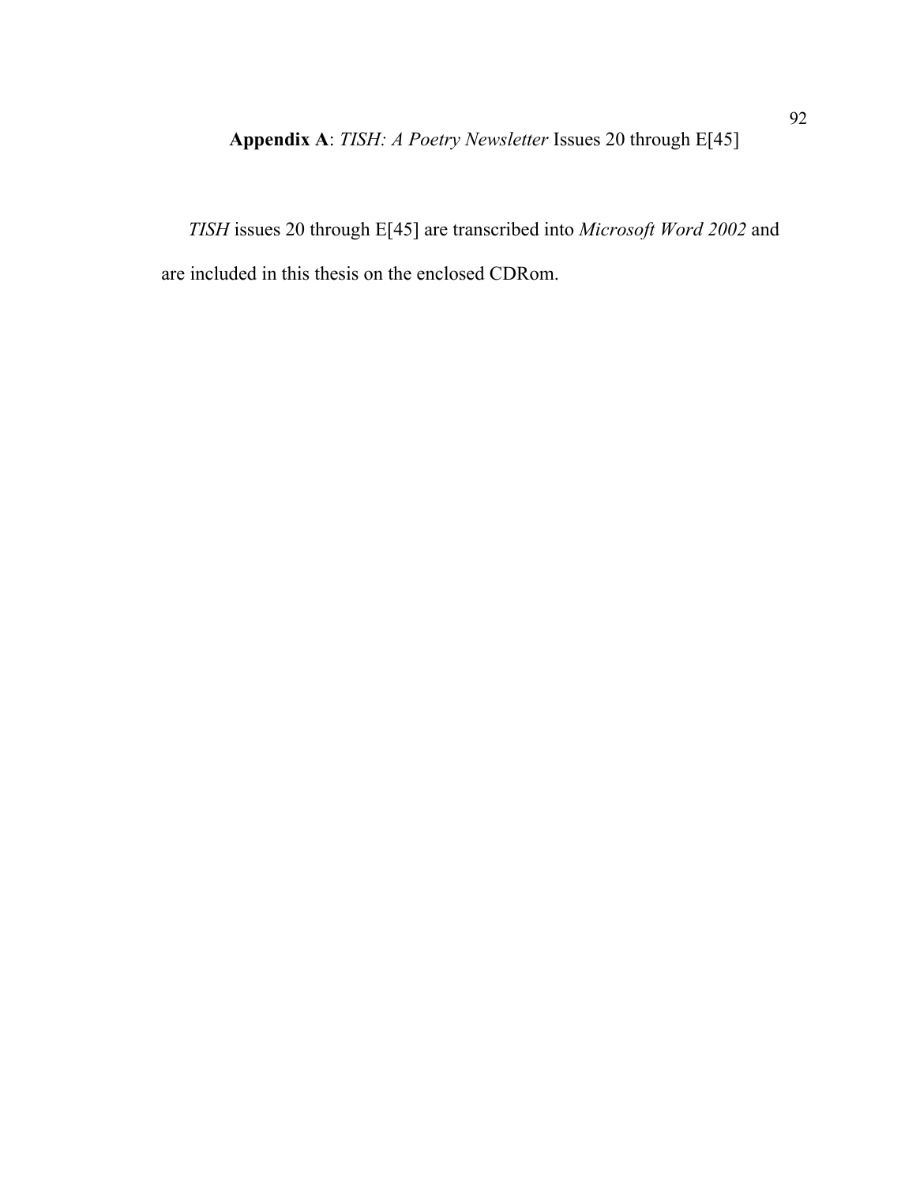## **Appendix A**: *TISH: A Poetry Newsletter* Issues 20 through E[45]

*TISH* issues 20 through E[45] are transcribed into *Microsoft Word 2002* and are included in this thesis on the enclosed CDRom.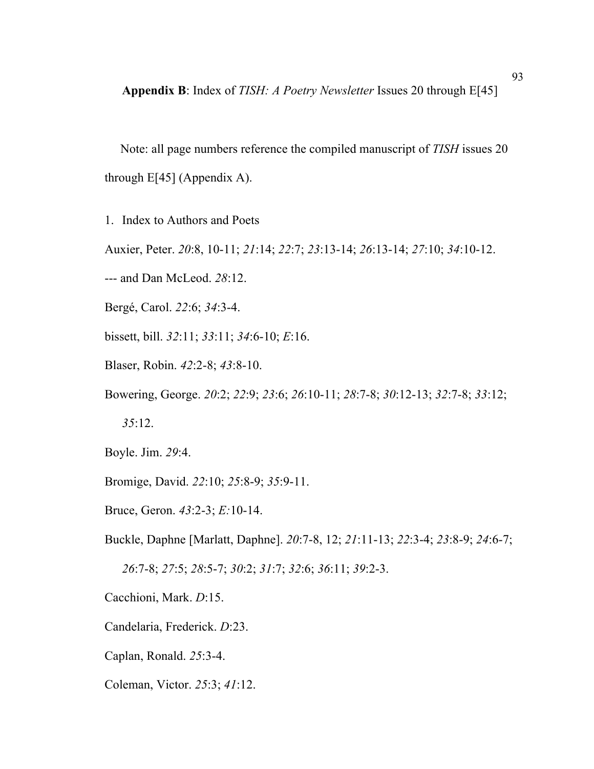**Appendix B**: Index of *TISH: A Poetry Newsletter* Issues 20 through E[45]

Note: all page numbers reference the compiled manuscript of *TISH* issues 20 through E[45] (Appendix A).

1. Index to Authors and Poets

Auxier, Peter. *20*:8, 10-11; *21*:14; *22*:7; *23*:13-14; *26*:13-14; *27*:10; *34*:10-12.

--- and Dan McLeod. *28*:12.

Bergé, Carol. *22*:6; *34*:3-4.

bissett, bill. *32*:11; *33*:11; *34*:6-10; *E*:16.

Blaser, Robin. *42*:2-8; *43*:8-10.

Bowering, George. *20*:2; *22*:9; *23*:6; *26*:10-11; *28*:7-8; *30*:12-13; *32*:7-8; *33*:12; *35*:12.

Boyle. Jim. *29*:4.

Bromige, David. *22*:10; *25*:8-9; *35*:9-11.

Bruce, Geron. *43*:2-3; *E:*10-14.

Buckle, Daphne [Marlatt, Daphne]. *20*:7-8, 12; *21*:11-13; *22*:3-4; *23*:8-9; *24*:6-7; *26*:7-8; *27*:5; *28*:5-7; *30*:2; *31*:7; *32*:6; *36*:11; *39*:2-3.

Cacchioni, Mark. *D*:15.

Candelaria, Frederick. *D*:23.

Caplan, Ronald. *25*:3-4.

Coleman, Victor. *25*:3; *41*:12.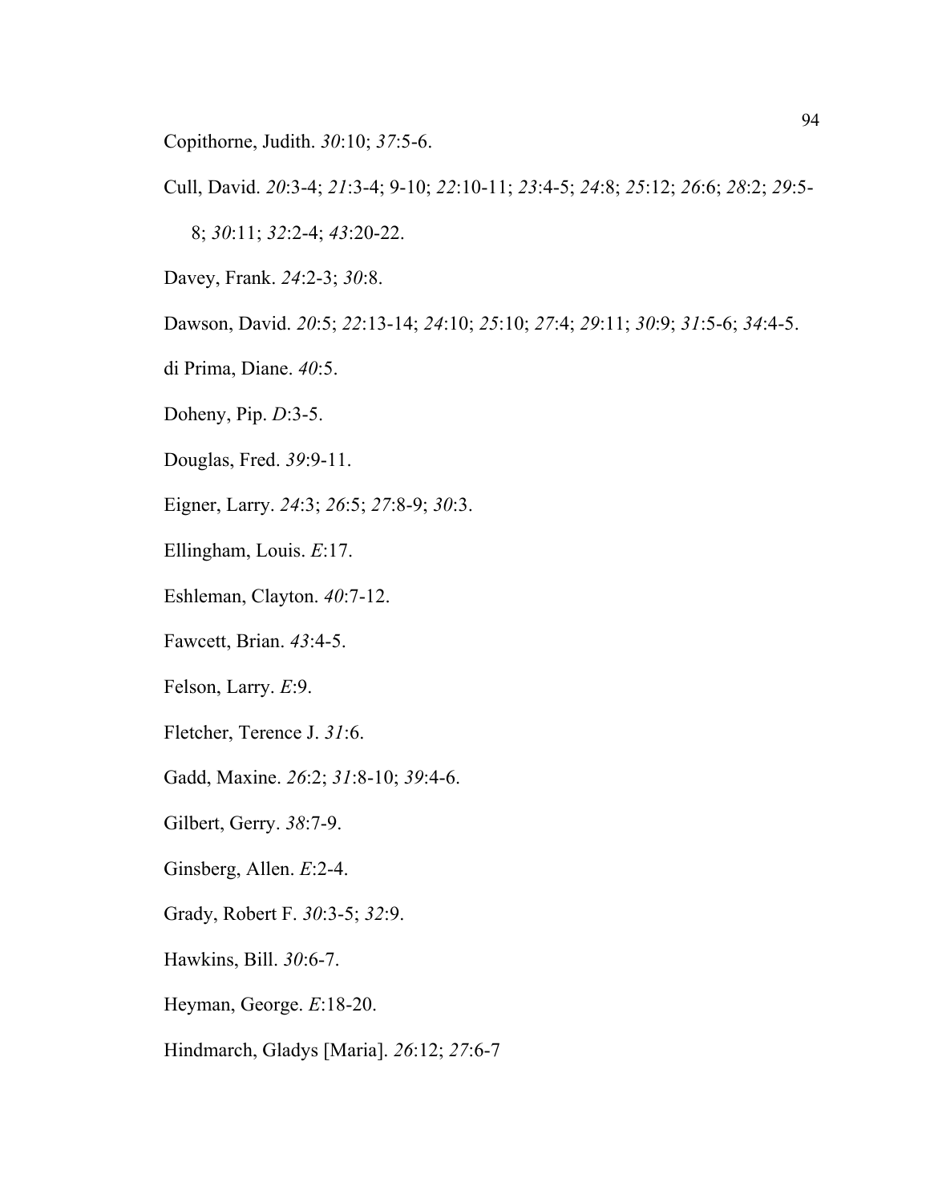Copithorne, Judith. *30*:10; *37*:5-6.

Cull, David. *20*:3-4; *21*:3-4; 9-10; *22*:10-11; *23*:4-5; *24*:8; *25*:12; *26*:6; *28*:2; *29*:5-8; *30*:11; *32*:2-4; *43*:20-22.

Davey, Frank. *24*:2-3; *30*:8.

Dawson, David. *20*:5; *22*:13-14; *24*:10; *25*:10; *27*:4; *29*:11; *30*:9; *31*:5-6; *34*:4-5.

di Prima, Diane. *40*:5.

Doheny, Pip. *D*:3-5.

Douglas, Fred. *39*:9-11.

Eigner, Larry. *24*:3; *26*:5; *27*:8-9; *30*:3.

Ellingham, Louis. *E*:17.

Eshleman, Clayton. *40*:7-12.

Fawcett, Brian. *43*:4-5.

Felson, Larry. *E*:9.

Fletcher, Terence J. *31*:6.

Gadd, Maxine. *26*:2; *31*:8-10; *39*:4-6.

Gilbert, Gerry. *38*:7-9.

Ginsberg, Allen. *E*:2-4.

Grady, Robert F. *30*:3-5; *32*:9.

Hawkins, Bill. *30*:6-7.

Heyman, George. *E*:18-20.

Hindmarch, Gladys [Maria]. *26*:12; *27*:6-7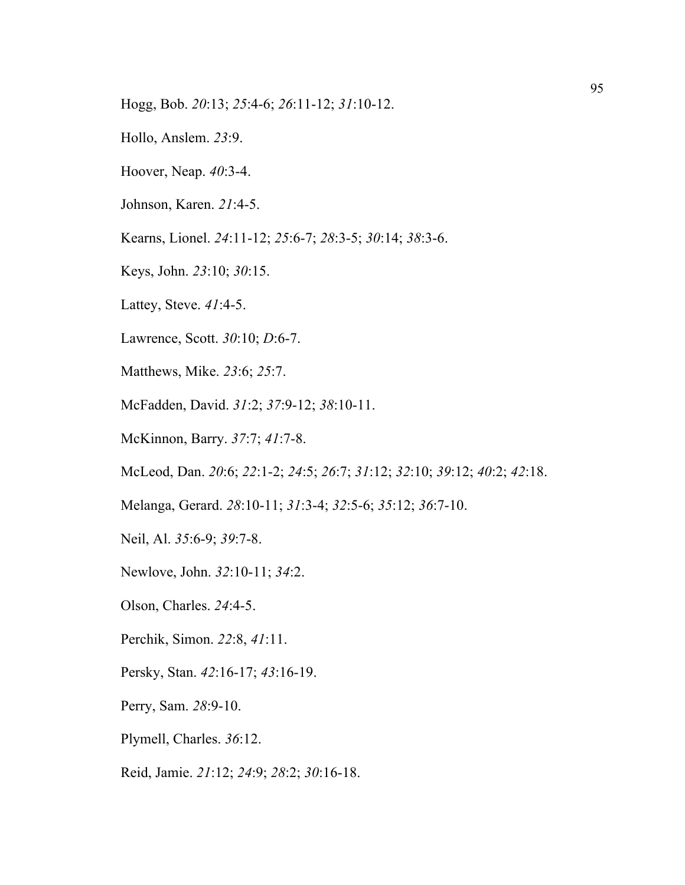Hogg, Bob. *20*:13; *25*:4-6; *26*:11-12; *31*:10-12.

Hollo, Anslem. *23*:9.

Hoover, Neap. *40*:3-4.

Johnson, Karen. *21*:4-5.

Kearns, Lionel. *24*:11-12; *25*:6-7; *28*:3-5; *30*:14; *38*:3-6.

Keys, John. *23*:10; *30*:15.

Lattey, Steve. *41*:4-5.

Lawrence, Scott. *30*:10; *D*:6-7.

Matthews, Mike. *23*:6; *25*:7.

McFadden, David. *31*:2; *37*:9-12; *38*:10-11.

McKinnon, Barry. *37*:7; *41*:7-8.

McLeod, Dan. *20*:6; *22*:1-2; *24*:5; *26*:7; *31*:12; *32*:10; *39*:12; *40*:2; *42*:18.

Melanga, Gerard. *28*:10-11; *31*:3-4; *32*:5-6; *35*:12; *36*:7-10.

Neil, Al. *35*:6-9; *39*:7-8.

Newlove, John. *32*:10-11; *34*:2.

Olson, Charles. *24*:4-5.

Perchik, Simon. *22*:8, *41*:11.

Persky, Stan. *42*:16-17; *43*:16-19.

Perry, Sam. *28*:9-10.

Plymell, Charles. *36*:12.

Reid, Jamie. *21*:12; *24*:9; *28*:2; *30*:16-18.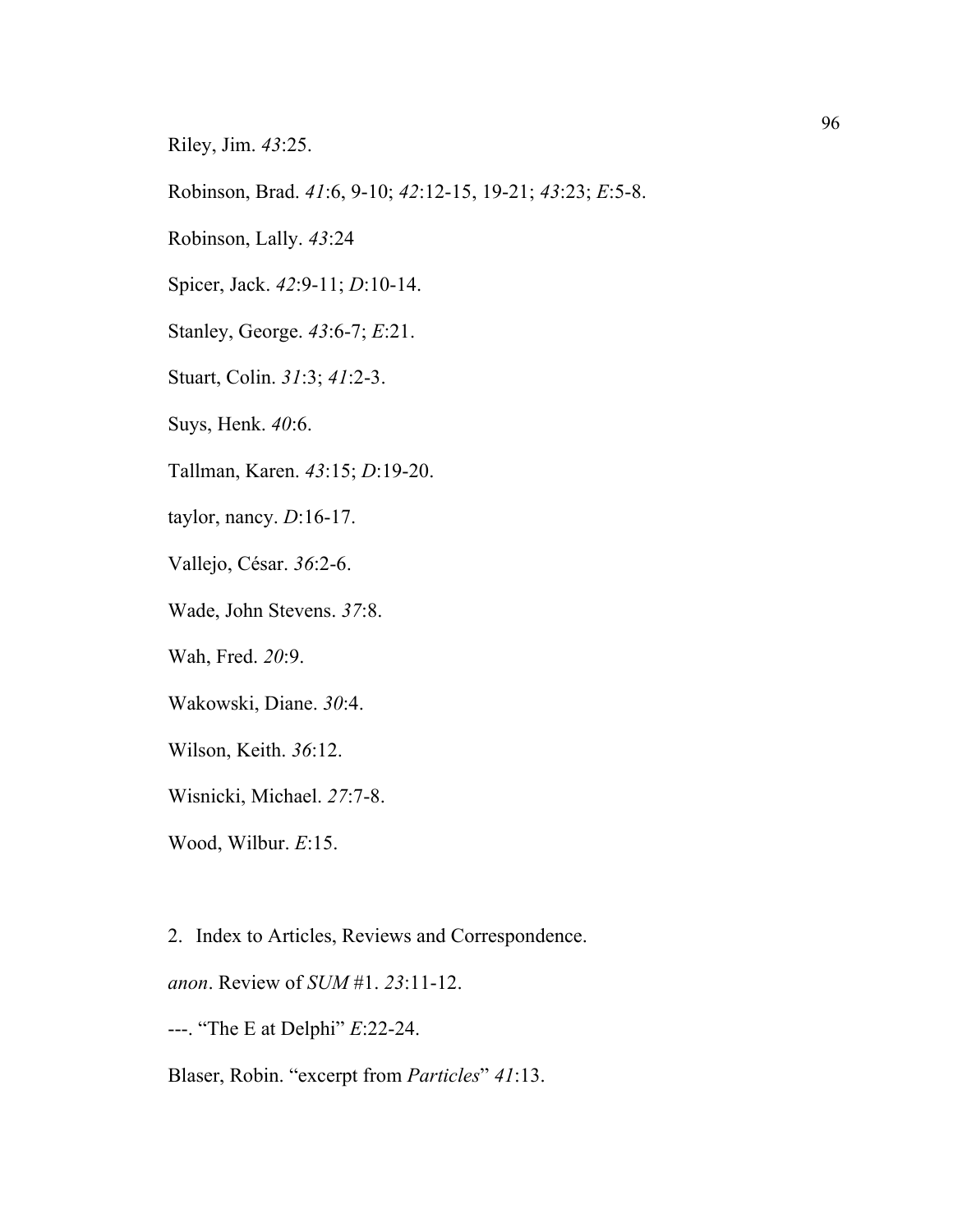Riley, Jim. *43*:25.

Robinson, Brad. *41*:6, 9-10; *42*:12-15, 19-21; *43*:23; *E*:5-8.

Robinson, Lally. *43*:24

Spicer, Jack. *42*:9-11; *D*:10-14.

Stanley, George. *43*:6-7; *E*:21.

Stuart, Colin. *31*:3; *41*:2-3.

Suys, Henk. *40*:6.

Tallman, Karen. *43*:15; *D*:19-20.

taylor, nancy. *D*:16-17.

Vallejo, César. *36*:2-6.

Wade, John Stevens. *37*:8.

Wah, Fred. *20*:9.

Wakowski, Diane. *30*:4.

Wilson, Keith. *36*:12.

Wisnicki, Michael. *27*:7-8.

Wood, Wilbur. *E*:15.

2. Index to Articles, Reviews and Correspondence.

*anon*. Review of *SUM* #1. *23*:11-12.

---. "The E at Delphi" *E*:22-24.

Blaser, Robin. "excerpt from *Particles*" *41*:13.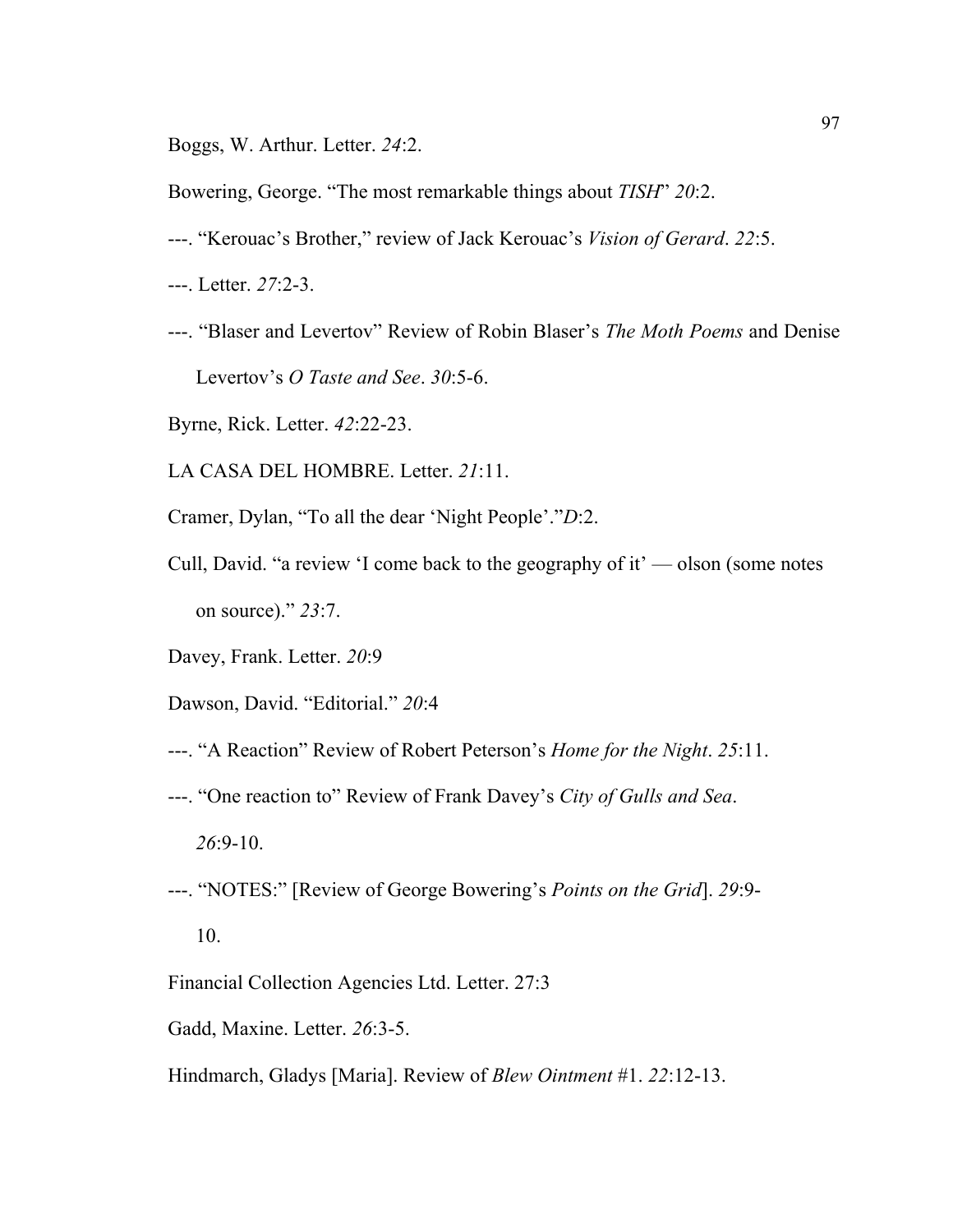Boggs, W. Arthur. Letter. *24*:2.

Bowering, George. “The most remarkable things about *TISH*” *20*:2.

---. “Kerouac’s Brother,” review of Jack Kerouac’s *Vision of Gerard*. *22*:5.

---. Letter. *27*:2-3.

---. “Blaser and Levertov” Review of Robin Blaser’s *The Moth Poems* and Denise Levertov’s *O Taste and See*. *30*:5-6.

Byrne, Rick. Letter. *42*:22-23.

LA CASA DEL HOMBRE. Letter. *21*:11.

Cramer, Dylan, “To all the dear ‘Night People’.”*D*:2.

Cull, David. “a review ‘I come back to the geography of it’ — olson (some notes on source).” *23*:7.

Davey, Frank. Letter. *20*:9

Dawson, David. “Editorial.” *20*:4

---. “A Reaction” Review of Robert Peterson’s *Home for the Night*. *25*:11.

---. “One reaction to” Review of Frank Davey’s *City of Gulls and Sea*. *26*:9-10.

---. “NOTES:” [Review of George Bowering’s *Points on the Grid*]. *29*:9-10.

Financial Collection Agencies Ltd. Letter. 27:3

Gadd, Maxine. Letter. *26*:3-5.

Hindmarch, Gladys [Maria]. Review of *Blew Ointment* #1. *22*:12-13.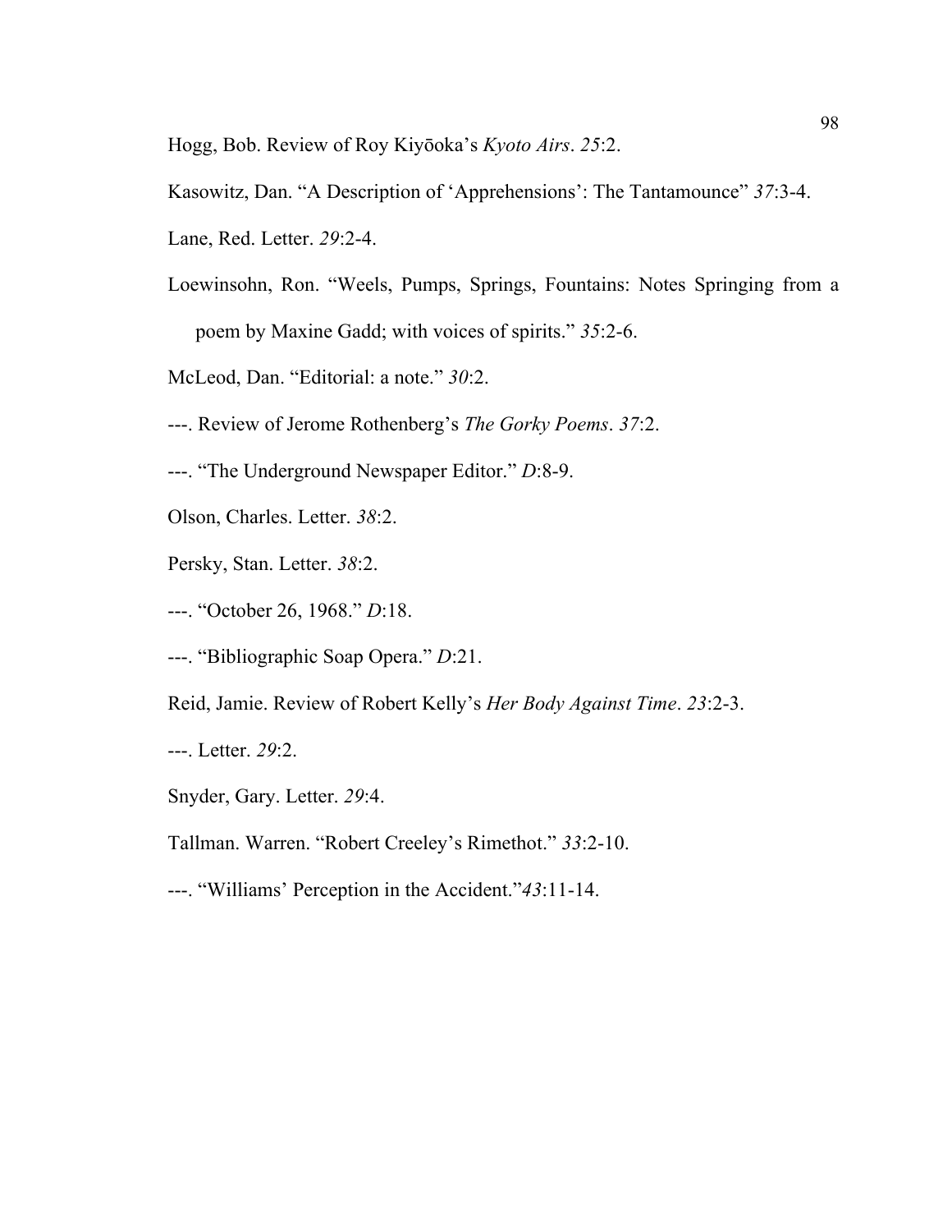Hogg, Bob. Review of Roy Kiyōoka's *Kyoto Airs*. *25*:2.

Kasowitz, Dan. "A Description of 'Apprehensions': The Tantamounce" *37*:3-4.

Lane, Red. Letter. *29*:2-4.

Loewinsohn, Ron. "Weels, Pumps, Springs, Fountains: Notes Springing from a poem by Maxine Gadd; with voices of spirits." *35*:2-6.

McLeod, Dan. "Editorial: a note." *30*:2.

---. Review of Jerome Rothenberg's *The Gorky Poems*. *37*:2.

---. "The Underground Newspaper Editor." *D*:8-9.

Olson, Charles. Letter. *38*:2.

Persky, Stan. Letter. *38*:2.

---. "October 26, 1968." *D*:18.

---. "Bibliographic Soap Opera." *D*:21.

Reid, Jamie. Review of Robert Kelly's *Her Body Against Time*. *23*:2-3.

---. Letter. *29*:2.

Snyder, Gary. Letter. *29*:4.

Tallman. Warren. "Robert Creeley's Rimethot." *33*:2-10.

---. "Williams' Perception in the Accident."*43*:11-14.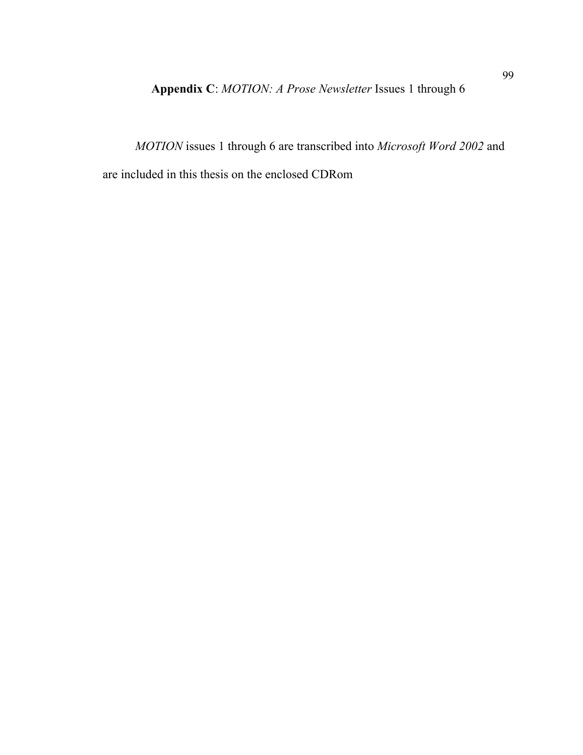## **Appendix C**: *MOTION: A Prose Newsletter* Issues 1 through 6

*MOTION* issues 1 through 6 are transcribed into *Microsoft Word 2002* and are included in this thesis on the enclosed CDRom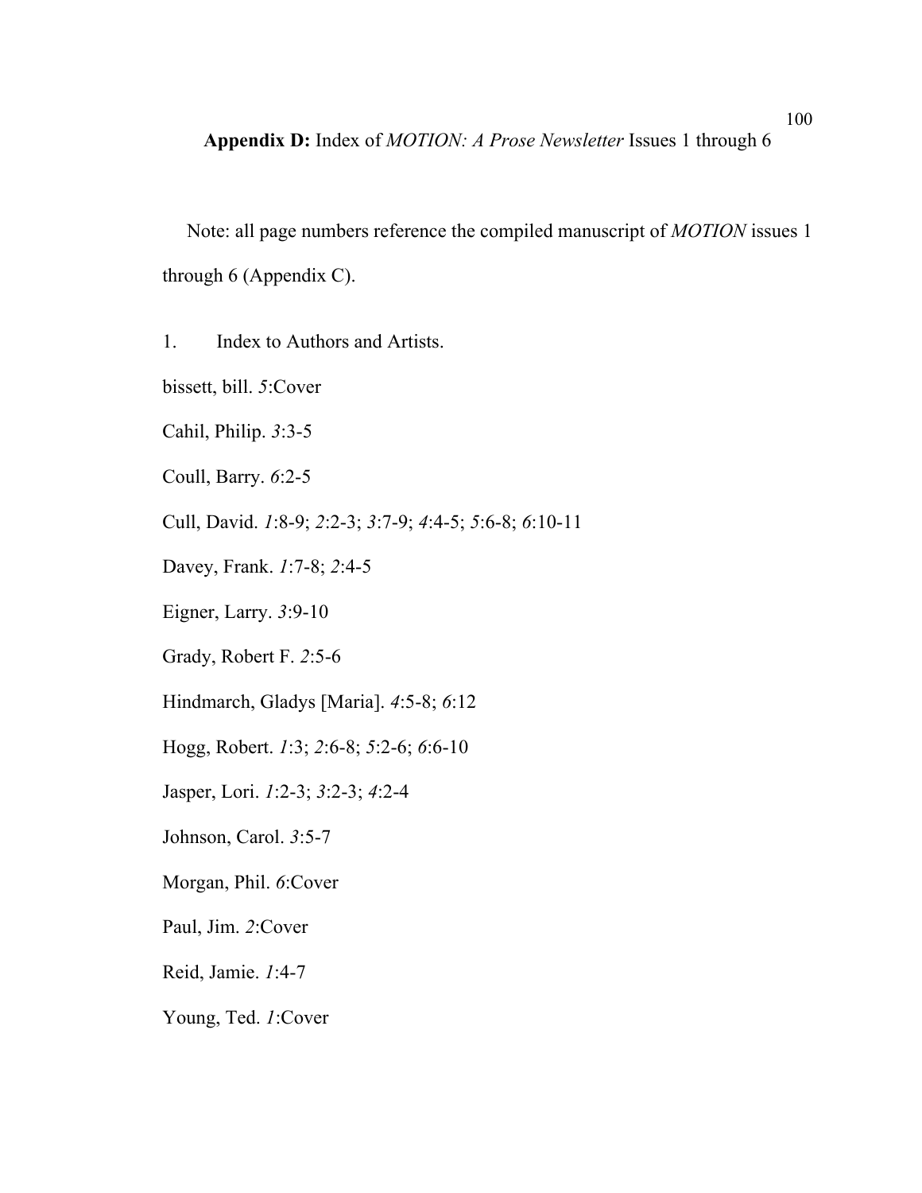**Appendix D:** Index of *MOTION: A Prose Newsletter* Issues 1 through 6

Note: all page numbers reference the compiled manuscript of *MOTION* issues 1 through 6 (Appendix C).

1. Index to Authors and Artists.

bissett, bill. *5*:Cover

Cahil, Philip. *3*:3-5

Coull, Barry. *6*:2-5

Cull, David. *1*:8-9; *2*:2-3; *3*:7-9; *4*:4-5; *5*:6-8; *6*:10-11

Davey, Frank. *1*:7-8; *2*:4-5

Eigner, Larry. *3*:9-10

Grady, Robert F. *2*:5-6

Hindmarch, Gladys [Maria]. *4*:5-8; *6*:12

Hogg, Robert. *1*:3; *2*:6-8; *5*:2-6; *6*:6-10

Jasper, Lori. *1*:2-3; *3*:2-3; *4*:2-4

Johnson, Carol. *3*:5-7

Morgan, Phil. *6*:Cover

Paul, Jim. *2*:Cover

Reid, Jamie. *1*:4-7

Young, Ted. *1*:Cover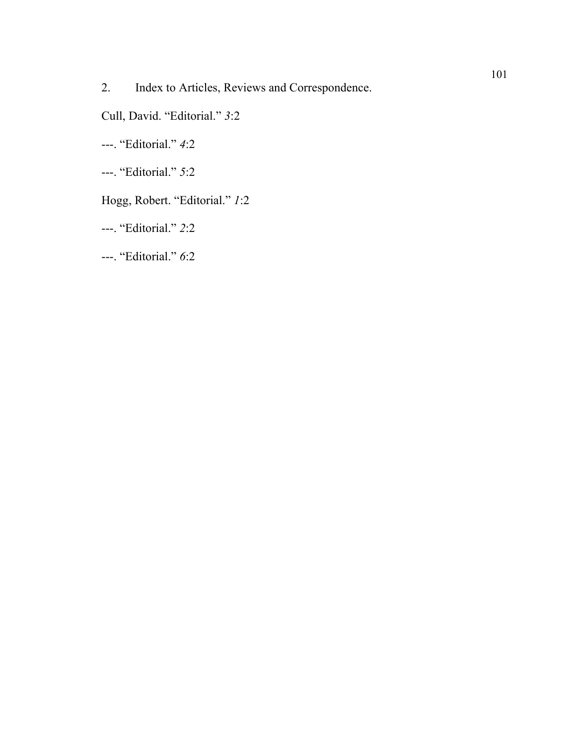2. Index to Articles, Reviews and Correspondence.

Cull, David. “Editorial.” *3*:2

---. “Editorial.” *4*:2

---. “Editorial.” *5*:2

Hogg, Robert. “Editorial.” *1*:2

---. “Editorial.” *2*:2

---. “Editorial.” *6*:2